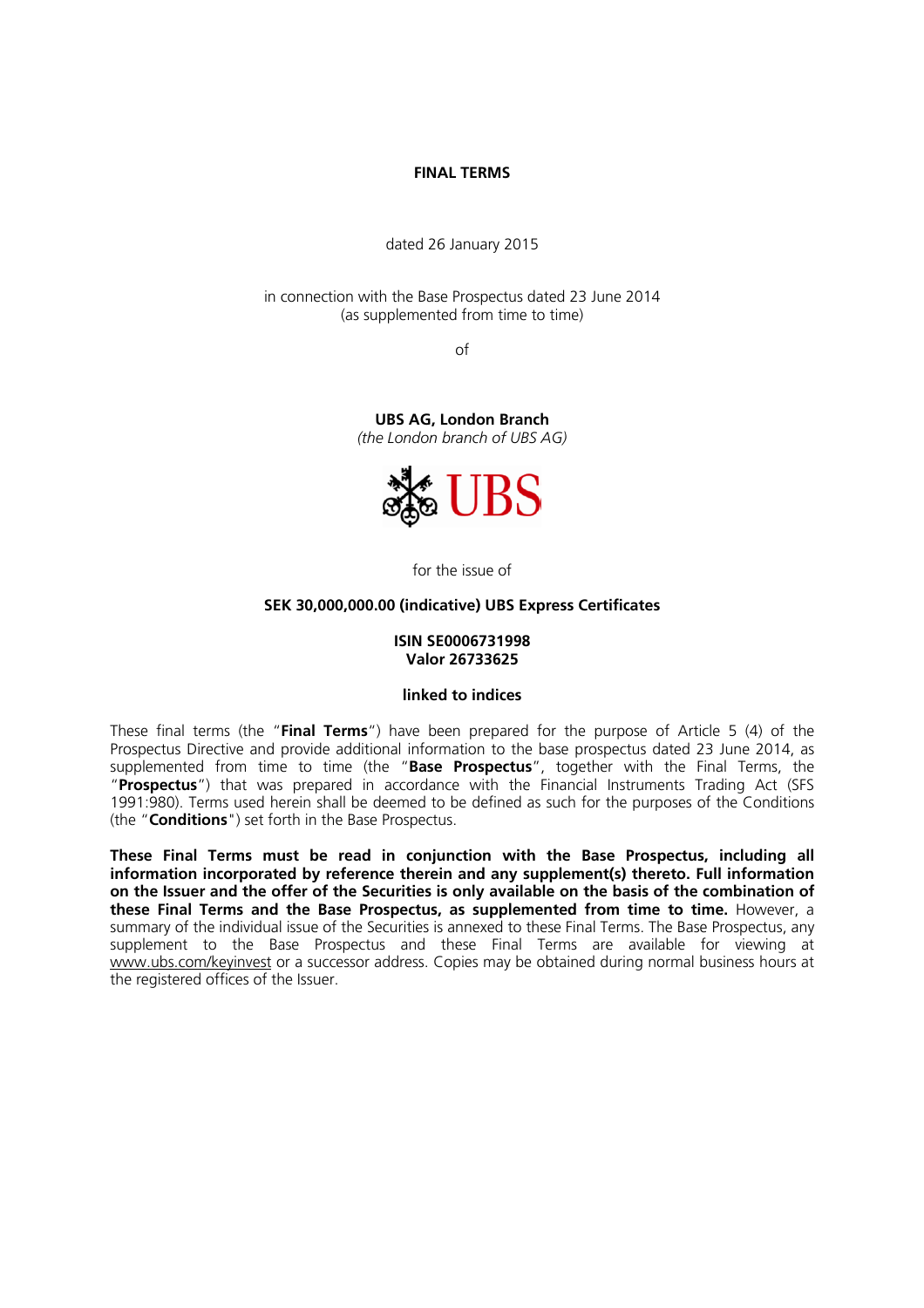# FINAL TERMS

dated 26 January 2015

in connection with the Base Prospectus dated 23 June 2014
(as supplemented from time to time)

of

**UBS AG, London Branch**
*(the London branch of UBS AG)*

for the issue of

**SEK 30,000,000.00 (indicative) UBS Express Certificates**

**ISIN SE0006731998**
**Valor 26733625**

**linked to indices**

These final terms (the "**Final Terms**") have been prepared for the purpose of Article 5 (4) of the Prospectus Directive and provide additional information to the base prospectus dated 23 June 2014, as supplemented from time to time (the "**Base Prospectus**", together with the Final Terms, the "**Prospectus**") that was prepared in accordance with the Financial Instruments Trading Act (SFS 1991:980). Terms used herein shall be deemed to be defined as such for the purposes of the Conditions (the "**Conditions**") set forth in the Base Prospectus.

**These Final Terms must be read in conjunction with the Base Prospectus, including all information incorporated by reference therein and any supplement(s) thereto. Full information on the Issuer and the offer of the Securities is only available on the basis of the combination of these Final Terms and the Base Prospectus, as supplemented from time to time.** However, a summary of the individual issue of the Securities is annexed to these Final Terms. The Base Prospectus, any supplement to the Base Prospectus and these Final Terms are available for viewing at www.ubs.com/keyinvest or a successor address. Copies may be obtained during normal business hours at the registered offices of the Issuer.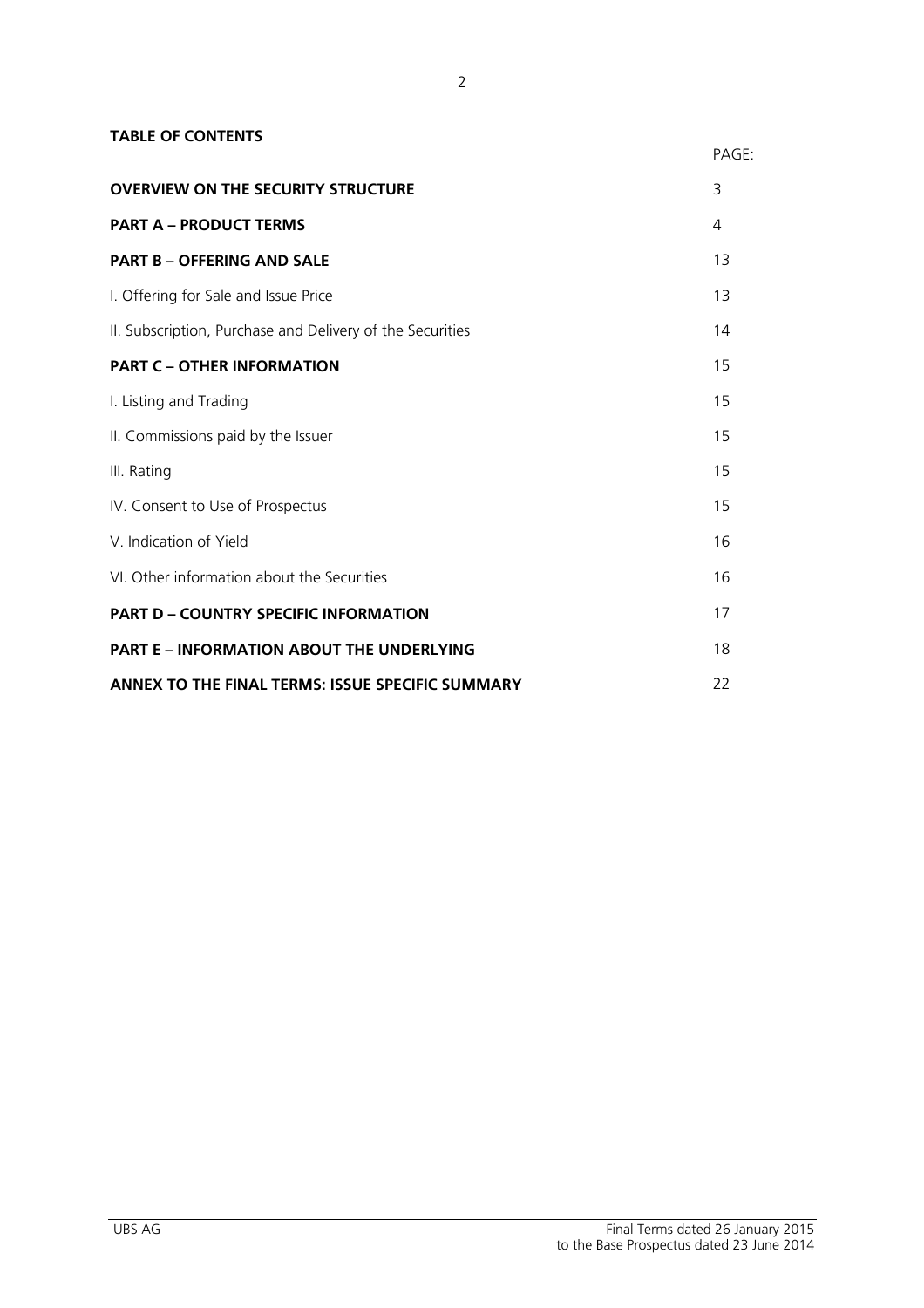**TABLE OF CONTENTS**

| | PAGE: |
|---|---|
| **OVERVIEW ON THE SECURITY STRUCTURE** | 3 |
| **PART A – PRODUCT TERMS** | 4 |
| **PART B – OFFERING AND SALE** | 13 |
| I. Offering for Sale and Issue Price | 13 |
| II. Subscription, Purchase and Delivery of the Securities | 14 |
| **PART C – OTHER INFORMATION** | 15 |
| I. Listing and Trading | 15 |
| II. Commissions paid by the Issuer | 15 |
| III. Rating | 15 |
| IV. Consent to Use of Prospectus | 15 |
| V. Indication of Yield | 16 |
| VI. Other information about the Securities | 16 |
| **PART D – COUNTRY SPECIFIC INFORMATION** | 17 |
| **PART E – INFORMATION ABOUT THE UNDERLYING** | 18 |
| **ANNEX TO THE FINAL TERMS: ISSUE SPECIFIC SUMMARY** | 22 |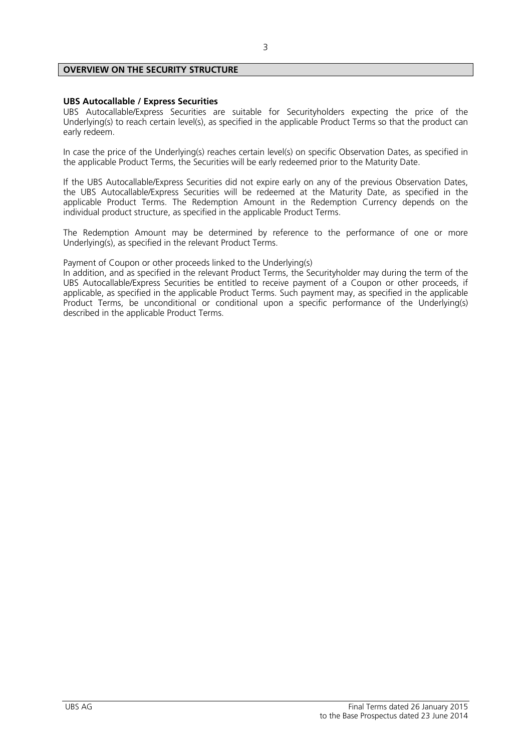## OVERVIEW ON THE SECURITY STRUCTURE

**UBS Autocallable / Express Securities**

UBS Autocallable/Express Securities are suitable for Securityholders expecting the price of the Underlying(s) to reach certain level(s), as specified in the applicable Product Terms so that the product can early redeem.

In case the price of the Underlying(s) reaches certain level(s) on specific Observation Dates, as specified in the applicable Product Terms, the Securities will be early redeemed prior to the Maturity Date.

If the UBS Autocallable/Express Securities did not expire early on any of the previous Observation Dates, the UBS Autocallable/Express Securities will be redeemed at the Maturity Date, as specified in the applicable Product Terms. The Redemption Amount in the Redemption Currency depends on the individual product structure, as specified in the applicable Product Terms.

The Redemption Amount may be determined by reference to the performance of one or more Underlying(s), as specified in the relevant Product Terms.

Payment of Coupon or other proceeds linked to the Underlying(s)

In addition, and as specified in the relevant Product Terms, the Securityholder may during the term of the UBS Autocallable/Express Securities be entitled to receive payment of a Coupon or other proceeds, if applicable, as specified in the applicable Product Terms. Such payment may, as specified in the applicable Product Terms, be unconditional or conditional upon a specific performance of the Underlying(s) described in the applicable Product Terms.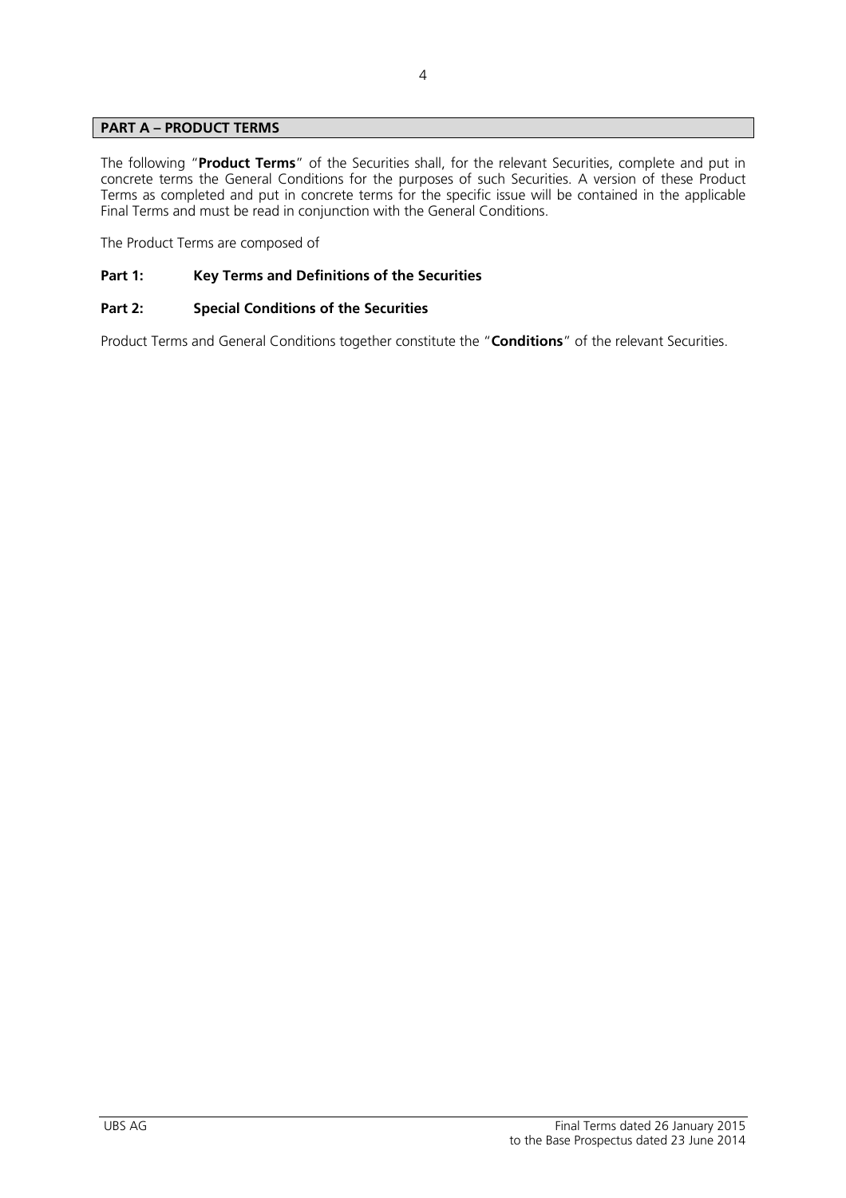## PART A – PRODUCT TERMS

The following "**Product Terms**" of the Securities shall, for the relevant Securities, complete and put in concrete terms the General Conditions for the purposes of such Securities. A version of these Product Terms as completed and put in concrete terms for the specific issue will be contained in the applicable Final Terms and must be read in conjunction with the General Conditions.

The Product Terms are composed of

**Part 1: Key Terms and Definitions of the Securities**

**Part 2: Special Conditions of the Securities**

Product Terms and General Conditions together constitute the "**Conditions**" of the relevant Securities.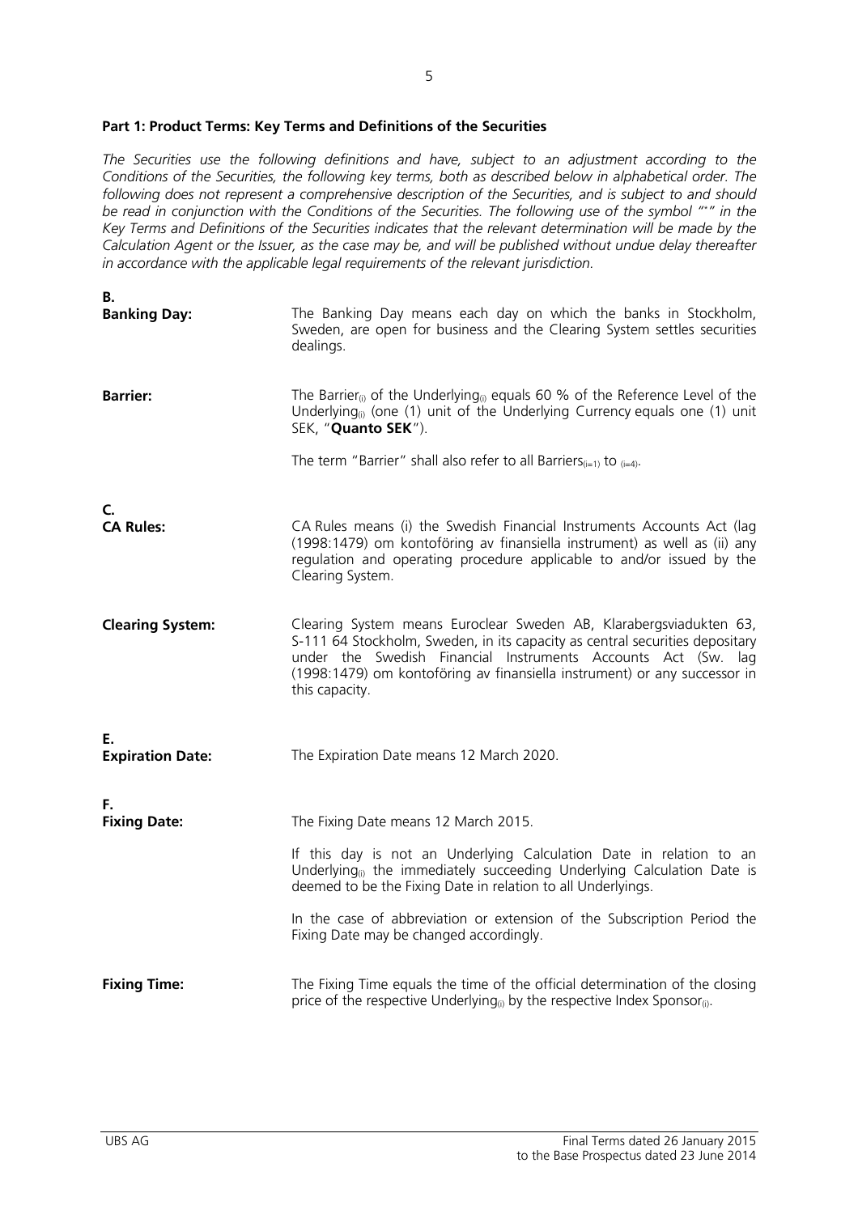**Part 1: Product Terms: Key Terms and Definitions of the Securities**

*The Securities use the following definitions and have, subject to an adjustment according to the Conditions of the Securities, the following key terms, both as described below in alphabetical order. The following does not represent a comprehensive description of the Securities, and is subject to and should be read in conjunction with the Conditions of the Securities. The following use of the symbol "\*" in the Key Terms and Definitions of the Securities indicates that the relevant determination will be made by the Calculation Agent or the Issuer, as the case may be, and will be published without undue delay thereafter in accordance with the applicable legal requirements of the relevant jurisdiction.*

**B.**

**Banking Day:** The Banking Day means each day on which the banks in Stockholm, Sweden, are open for business and the Clearing System settles securities dealings.

**Barrier:** The $Barrier_{(i)}$ of the $Underlying_{(i)}$ equals 60 % of the Reference Level of the $Underlying_{(i)}$ (one (1) unit of the Underlying Currency equals one (1) unit SEK, "**Quanto SEK**").

The term "Barrier" shall also refer to all $Barriers_{(i=1)}$ to $_{(i=4)}$.

**C.**

**CA Rules:** CA Rules means (i) the Swedish Financial Instruments Accounts Act (lag (1998:1479) om kontoföring av finansiella instrument) as well as (ii) any regulation and operating procedure applicable to and/or issued by the Clearing System.

**Clearing System:** Clearing System means Euroclear Sweden AB, Klarabergsviadukten 63, S-111 64 Stockholm, Sweden, in its capacity as central securities depositary under the Swedish Financial Instruments Accounts Act (Sw. lag (1998:1479) om kontoföring av finansiella instrument) or any successor in this capacity.

**E.**

**Expiration Date:** The Expiration Date means 12 March 2020.

**F.**

**Fixing Date:** The Fixing Date means 12 March 2015.

If this day is not an Underlying Calculation Date in relation to an $Underlying_{(i)}$ the immediately succeeding Underlying Calculation Date is deemed to be the Fixing Date in relation to all Underlyings.

In the case of abbreviation or extension of the Subscription Period the Fixing Date may be changed accordingly.

**Fixing Time:** The Fixing Time equals the time of the official determination of the closing price of the respective $Underlying_{(i)}$ by the respective $Index\ Sponsor_{(i)}$.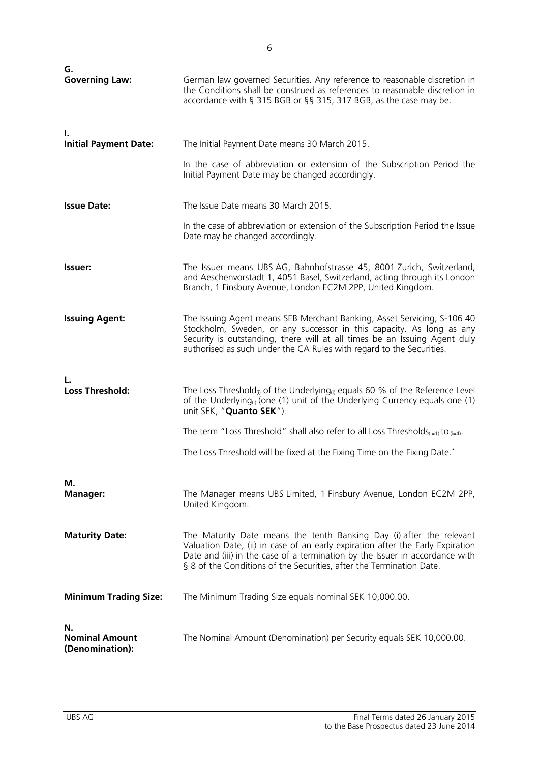**G.**

**Governing Law:** German law governed Securities. Any reference to reasonable discretion in the Conditions shall be construed as references to reasonable discretion in accordance with § 315 BGB or §§ 315, 317 BGB, as the case may be.

**I.**

**Initial Payment Date:** The Initial Payment Date means 30 March 2015.

In the case of abbreviation or extension of the Subscription Period the Initial Payment Date may be changed accordingly.

**Issue Date:** The Issue Date means 30 March 2015.

In the case of abbreviation or extension of the Subscription Period the Issue Date may be changed accordingly.

**Issuer:** The Issuer means UBS AG, Bahnhofstrasse 45, 8001 Zurich, Switzerland, and Aeschenvorstadt 1, 4051 Basel, Switzerland, acting through its London Branch, 1 Finsbury Avenue, London EC2M 2PP, United Kingdom.

**Issuing Agent:** The Issuing Agent means SEB Merchant Banking, Asset Servicing, S-106 40 Stockholm, Sweden, or any successor in this capacity. As long as any Security is outstanding, there will at all times be an Issuing Agent duly authorised as such under the CA Rules with regard to the Securities.

**L.**

**Loss Threshold:** The Loss $\text{Threshold}_{(i)}$ of the $\text{Underlying}_{(i)}$ equals 60 % of the Reference Level of the $\text{Underlying}_{(i)}$ (one (1) unit of the Underlying Currency equals one (1) unit SEK, "**Quanto SEK**").

The term "Loss Threshold" shall also refer to all Loss $\text{Thresholds}_{(i=1)}$ to $_{(i=4)}$.

The Loss Threshold will be fixed at the Fixing Time on the Fixing Date.*

**M.**

**Manager:** The Manager means UBS Limited, 1 Finsbury Avenue, London EC2M 2PP, United Kingdom.

**Maturity Date:** The Maturity Date means the tenth Banking Day (i) after the relevant Valuation Date, (ii) in case of an early expiration after the Early Expiration Date and (iii) in the case of a termination by the Issuer in accordance with § 8 of the Conditions of the Securities, after the Termination Date.

**Minimum Trading Size:** The Minimum Trading Size equals nominal SEK 10,000.00.

**N.**

**Nominal Amount (Denomination):** The Nominal Amount (Denomination) per Security equals SEK 10,000.00.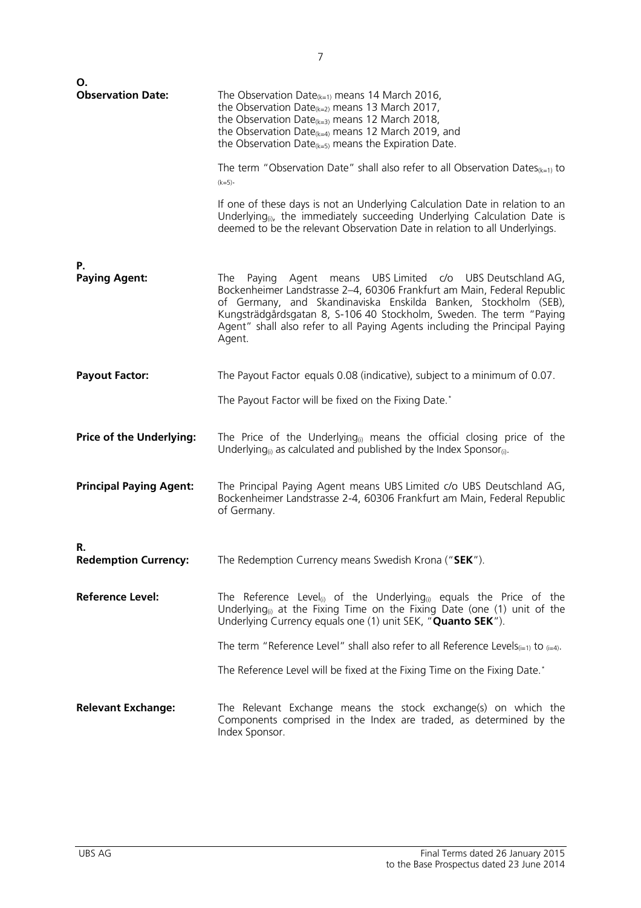**O.**

**Observation Date:** The Observation Date$_{(k=1)}$ means 14 March 2016, the Observation Date$_{(k=2)}$ means 13 March 2017, the Observation Date$_{(k=3)}$ means 12 March 2018, the Observation Date$_{(k=4)}$ means 12 March 2019, and the Observation Date$_{(k=5)}$ means the Expiration Date.

The term "Observation Date" shall also refer to all Observation Dates$_{(k=1)}$ to $_{(k=5)}$.

If one of these days is not an Underlying Calculation Date in relation to an Underlying$_{(i)}$, the immediately succeeding Underlying Calculation Date is deemed to be the relevant Observation Date in relation to all Underlyings.

**P.**

**Paying Agent:** The Paying Agent means UBS Limited c/o UBS Deutschland AG, Bockenheimer Landstrasse 2–4, 60306 Frankfurt am Main, Federal Republic of Germany, and Skandinaviska Enskilda Banken, Stockholm (SEB), Kungsträdgårdsgatan 8, S-106 40 Stockholm, Sweden. The term "Paying Agent" shall also refer to all Paying Agents including the Principal Paying Agent.

**Payout Factor:** The Payout Factor equals 0.08 (indicative), subject to a minimum of 0.07.

The Payout Factor will be fixed on the Fixing Date.*

**Price of the Underlying:** The Price of the Underlying$_{(i)}$ means the official closing price of the Underlying$_{(i)}$ as calculated and published by the Index Sponsor$_{(i)}$.

**Principal Paying Agent:** The Principal Paying Agent means UBS Limited c/o UBS Deutschland AG, Bockenheimer Landstrasse 2-4, 60306 Frankfurt am Main, Federal Republic of Germany.

**R.**

**Redemption Currency:** The Redemption Currency means Swedish Krona ("**SEK**").

**Reference Level:** The Reference Level$_{(i)}$ of the Underlying$_{(i)}$ equals the Price of the Underlying$_{(i)}$ at the Fixing Time on the Fixing Date (one (1) unit of the Underlying Currency equals one (1) unit SEK, "**Quanto SEK**").

The term "Reference Level" shall also refer to all Reference Levels$_{(i=1)}$ to $_{(i=4)}$.

The Reference Level will be fixed at the Fixing Time on the Fixing Date.*

**Relevant Exchange:** The Relevant Exchange means the stock exchange(s) on which the Components comprised in the Index are traded, as determined by the Index Sponsor.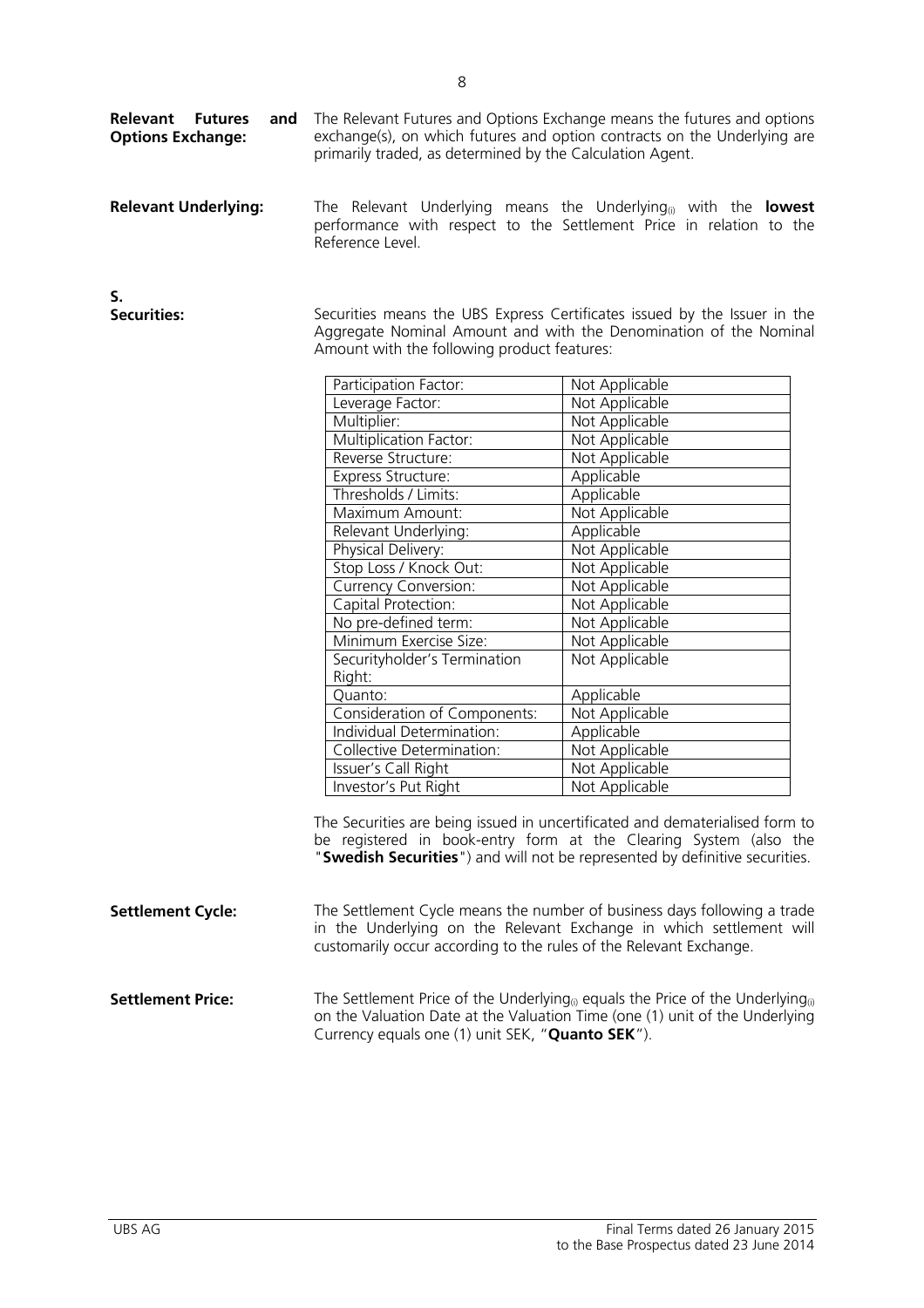**Relevant Futures and Options Exchange:** The Relevant Futures and Options Exchange means the futures and options exchange(s), on which futures and option contracts on the Underlying are primarily traded, as determined by the Calculation Agent.

**Relevant Underlying:** The Relevant Underlying means the $\text{Underlying}_{(i)}$ with the **lowest** performance with respect to the Settlement Price in relation to the Reference Level.

**S.**

**Securities:** Securities means the UBS Express Certificates issued by the Issuer in the Aggregate Nominal Amount and with the Denomination of the Nominal Amount with the following product features:

| | |
|---|---|
| Participation Factor: | Not Applicable |
| Leverage Factor: | Not Applicable |
| Multiplier: | Not Applicable |
| Multiplication Factor: | Not Applicable |
| Reverse Structure: | Not Applicable |
| Express Structure: | Applicable |
| Thresholds / Limits: | Applicable |
| Maximum Amount: | Not Applicable |
| Relevant Underlying: | Applicable |
| Physical Delivery: | Not Applicable |
| Stop Loss / Knock Out: | Not Applicable |
| Currency Conversion: | Not Applicable |
| Capital Protection: | Not Applicable |
| No pre-defined term: | Not Applicable |
| Minimum Exercise Size: | Not Applicable |
| Securityholder's Termination Right: | Not Applicable |
| Quanto: | Applicable |
| Consideration of Components: | Not Applicable |
| Individual Determination: | Applicable |
| Collective Determination: | Not Applicable |
| Issuer's Call Right | Not Applicable |
| Investor's Put Right | Not Applicable |

The Securities are being issued in uncertificated and dematerialised form to be registered in book-entry form at the Clearing System (also the "**Swedish Securities**") and will not be represented by definitive securities.

**Settlement Cycle:** The Settlement Cycle means the number of business days following a trade in the Underlying on the Relevant Exchange in which settlement will customarily occur according to the rules of the Relevant Exchange.

**Settlement Price:** The Settlement Price of the $\text{Underlying}_{(i)}$ equals the Price of the $\text{Underlying}_{(i)}$ on the Valuation Date at the Valuation Time (one (1) unit of the Underlying Currency equals one (1) unit SEK, "**Quanto SEK**").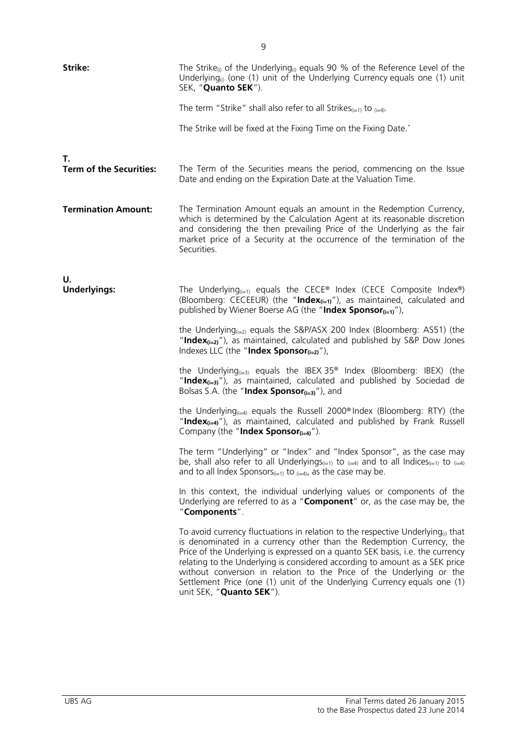**Strike:** The $\text{Strike}_{(i)}$ of the $\text{Underlying}_{(i)}$ equals 90 % of the Reference Level of the $\text{Underlying}_{(i)}$ (one (1) unit of the Underlying Currency equals one (1) unit SEK, "**Quanto SEK**").

The term "Strike" shall also refer to all $\text{Strikes}_{(i=1)}$ to $_{(i=4)}$.

The Strike will be fixed at the Fixing Time on the Fixing Date.*

## T.

**Term of the Securities:** The Term of the Securities means the period, commencing on the Issue Date and ending on the Expiration Date at the Valuation Time.

**Termination Amount:** The Termination Amount equals an amount in the Redemption Currency, which is determined by the Calculation Agent at its reasonable discretion and considering the then prevailing Price of the Underlying as the fair market price of a Security at the occurrence of the termination of the Securities.

## U.

**Underlyings:** The $\text{Underlying}_{(i=1)}$ equals the CECE® Index (CECE Composite Index®) (Bloomberg: CECEEUR) (the "$\textbf{Index}_{(i=1)}$"), as maintained, calculated and published by Wiener Boerse AG (the "$\textbf{Index Sponsor}_{(i=1)}$"),

the $\text{Underlying}_{(i=2)}$ equals the S&P/ASX 200 Index (Bloomberg: AS51) (the "$\textbf{Index}_{(i=2)}$"), as maintained, calculated and published by S&P Dow Jones Indexes LLC (the "$\textbf{Index Sponsor}_{(i=2)}$"),

the $\text{Underlying}_{(i=3)}$ equals the IBEX 35® Index (Bloomberg: IBEX) (the "$\textbf{Index}_{(i=3)}$"), as maintained, calculated and published by Sociedad de Bolsas S.A. (the "$\textbf{Index Sponsor}_{(i=3)}$"), and

the $\text{Underlying}_{(i=4)}$ equals the Russell 2000® Index (Bloomberg: RTY) (the "$\textbf{Index}_{(i=4)}$"), as maintained, calculated and published by Frank Russell Company (the "$\textbf{Index Sponsor}_{(i=4)}$").

The term "Underlying" or "Index" and "Index Sponsor", as the case may be, shall also refer to all $\text{Underlyings}_{(i=1)}$ to $_{(i=4)}$ and to all $\text{Indices}_{(i=1)}$ to $_{(i=4)}$ and to all Index $\text{Sponsors}_{(i=1)}$ to $_{(i=4)}$, as the case may be.

In this context, the individual underlying values or components of the Underlying are referred to as a "**Component**" or, as the case may be, the "**Components**".

To avoid currency fluctuations in relation to the respective $\text{Underlying}_{(i)}$ that is denominated in a currency other than the Redemption Currency, the Price of the Underlying is expressed on a quanto SEK basis, i.e. the currency relating to the Underlying is considered according to amount as a SEK price without conversion in relation to the Price of the Underlying or the Settlement Price (one (1) unit of the Underlying Currency equals one (1) unit SEK, "**Quanto SEK**").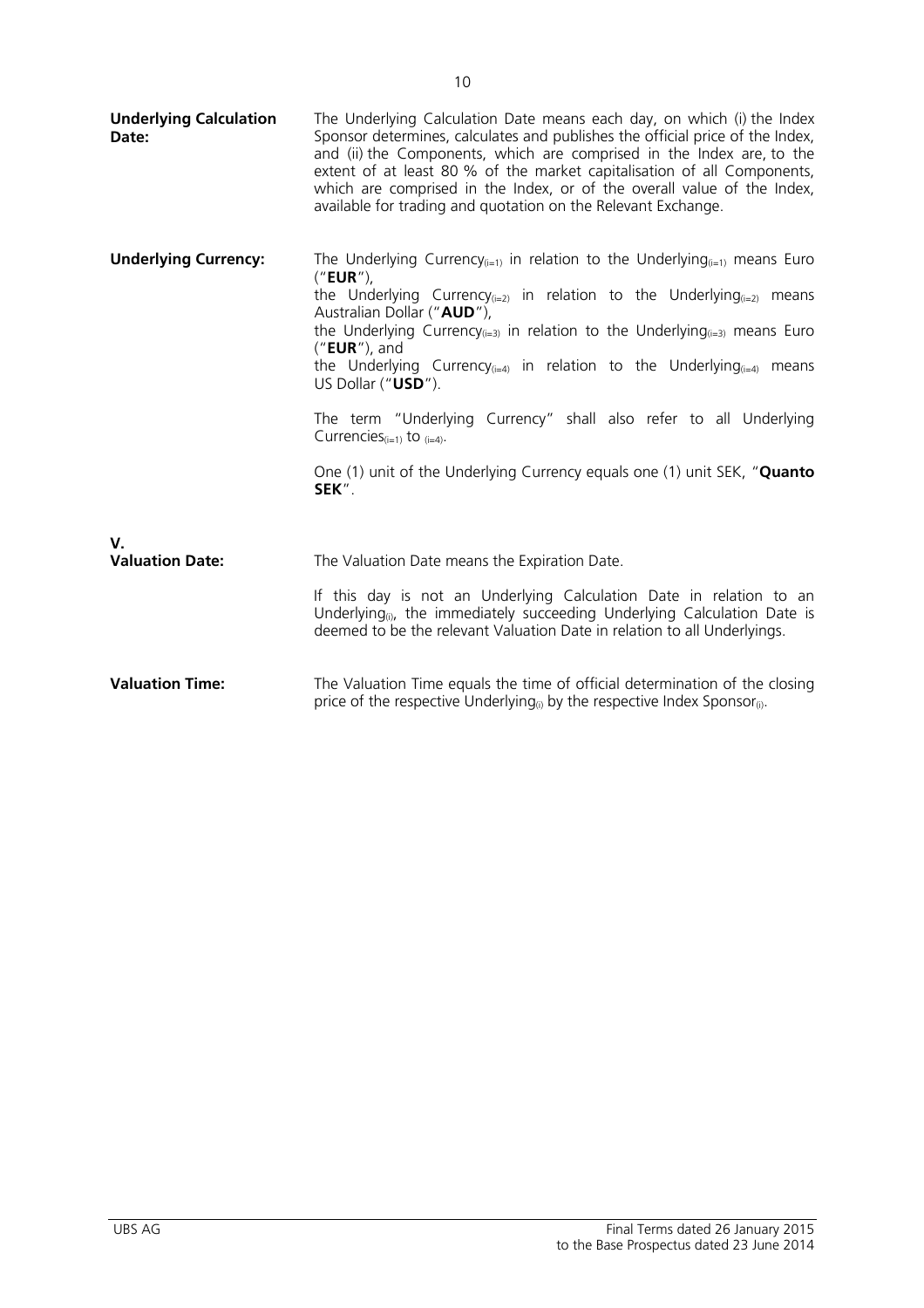**Underlying Calculation Date:** The Underlying Calculation Date means each day, on which (i) the Index Sponsor determines, calculates and publishes the official price of the Index, and (ii) the Components, which are comprised in the Index are, to the extent of at least 80 % of the market capitalisation of all Components, which are comprised in the Index, or of the overall value of the Index, available for trading and quotation on the Relevant Exchange.

**Underlying Currency:** The Underlying $\text{Currency}_{(i=1)}$ in relation to the $\text{Underlying}_{(i=1)}$ means Euro ("**EUR**"),
the Underlying $\text{Currency}_{(i=2)}$ in relation to the $\text{Underlying}_{(i=2)}$ means Australian Dollar ("**AUD**"),
the Underlying $\text{Currency}_{(i=3)}$ in relation to the $\text{Underlying}_{(i=3)}$ means Euro ("**EUR**"), and
the Underlying $\text{Currency}_{(i=4)}$ in relation to the $\text{Underlying}_{(i=4)}$ means US Dollar ("**USD**").

The term "Underlying Currency" shall also refer to all Underlying $\text{Currencies}_{(i=1)}$ to $_{(i=4)}$.

One (1) unit of the Underlying Currency equals one (1) unit SEK, "**Quanto SEK**".

## V.

**Valuation Date:** The Valuation Date means the Expiration Date.

If this day is not an Underlying Calculation Date in relation to an $\text{Underlying}_{(i)}$, the immediately succeeding Underlying Calculation Date is deemed to be the relevant Valuation Date in relation to all Underlyings.

**Valuation Time:** The Valuation Time equals the time of official determination of the closing price of the respective $\text{Underlying}_{(i)}$ by the respective Index $\text{Sponsor}_{(i)}$.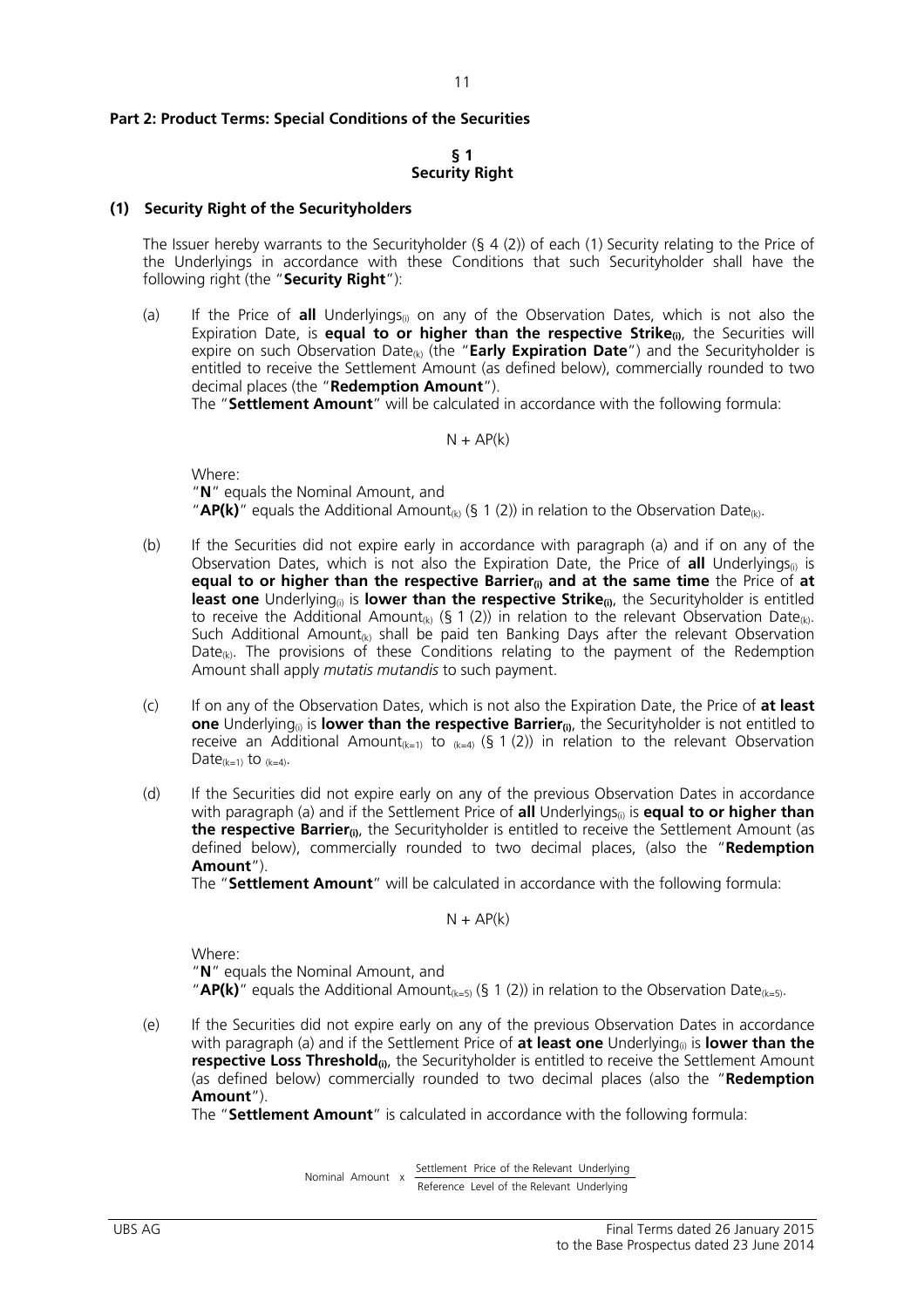**Part 2: Product Terms: Special Conditions of the Securities**

## § 1
## Security Right

**(1) Security Right of the Securityholders**

The Issuer hereby warrants to the Securityholder (§ 4 (2)) of each (1) Security relating to the Price of the Underlyings in accordance with these Conditions that such Securityholder shall have the following right (the "**Security Right**"):

(a) If the Price of **all** $\text{Underlyings}_{(i)}$ on any of the Observation Dates, which is not also the Expiration Date, is **equal to or higher than the respective $\text{Strike}_{(i)}$**, the Securities will expire on such Observation $\text{Date}_{(k)}$ (the "**Early Expiration Date**") and the Securityholder is entitled to receive the Settlement Amount (as defined below), commercially rounded to two decimal places (the "**Redemption Amount**").

The "**Settlement Amount**" will be calculated in accordance with the following formula:

$$N + AP(k)$$

Where:
"**N**" equals the Nominal Amount, and
"**AP(k)**" equals the Additional $\text{Amount}_{(k)}$ (§ 1 (2)) in relation to the Observation $\text{Date}_{(k)}$.

(b) If the Securities did not expire early in accordance with paragraph (a) and if on any of the Observation Dates, which is not also the Expiration Date, the Price of **all** $\text{Underlyings}_{(i)}$ is **equal to or higher than the respective $\text{Barrier}_{(i)}$ and at the same time** the Price of **at least one** $\text{Underlying}_{(i)}$ is **lower than the respective $\text{Strike}_{(i)}$**, the Securityholder is entitled to receive the Additional $\text{Amount}_{(k)}$ (§ 1 (2)) in relation to the relevant Observation $\text{Date}_{(k)}$. Such Additional $\text{Amount}_{(k)}$ shall be paid ten Banking Days after the relevant Observation $\text{Date}_{(k)}$. The provisions of these Conditions relating to the payment of the Redemption Amount shall apply *mutatis mutandis* to such payment.

(c) If on any of the Observation Dates, which is not also the Expiration Date, the Price of **at least one** $\text{Underlying}_{(i)}$ is **lower than the respective $\text{Barrier}_{(i)}$**, the Securityholder is not entitled to receive an Additional $\text{Amount}_{(k=1)}$ to $_{(k=4)}$ (§ 1 (2)) in relation to the relevant Observation $\text{Date}_{(k=1)}$ to $_{(k=4)}$.

(d) If the Securities did not expire early on any of the previous Observation Dates in accordance with paragraph (a) and if the Settlement Price of **all** $\text{Underlyings}_{(i)}$ is **equal to or higher than the respective $\text{Barrier}_{(i)}$**, the Securityholder is entitled to receive the Settlement Amount (as defined below), commercially rounded to two decimal places, (also the "**Redemption Amount**").

The "**Settlement Amount**" will be calculated in accordance with the following formula:

$$N + AP(k)$$

Where:
"**N**" equals the Nominal Amount, and
"**AP(k)**" equals the Additional $\text{Amount}_{(k=5)}$ (§ 1 (2)) in relation to the Observation $\text{Date}_{(k=5)}$.

(e) If the Securities did not expire early on any of the previous Observation Dates in accordance with paragraph (a) and if the Settlement Price of **at least one** $\text{Underlying}_{(i)}$ is **lower than the respective Loss $\text{Threshold}_{(i)}$**, the Securityholder is entitled to receive the Settlement Amount (as defined below) commercially rounded to two decimal places (also the "**Redemption Amount**").

The "**Settlement Amount**" is calculated in accordance with the following formula:

$$\text{Nominal Amount} \times \frac{\text{Settlement Price of the Relevant Underlying}}{\text{Reference Level of the Relevant Underlying}}$$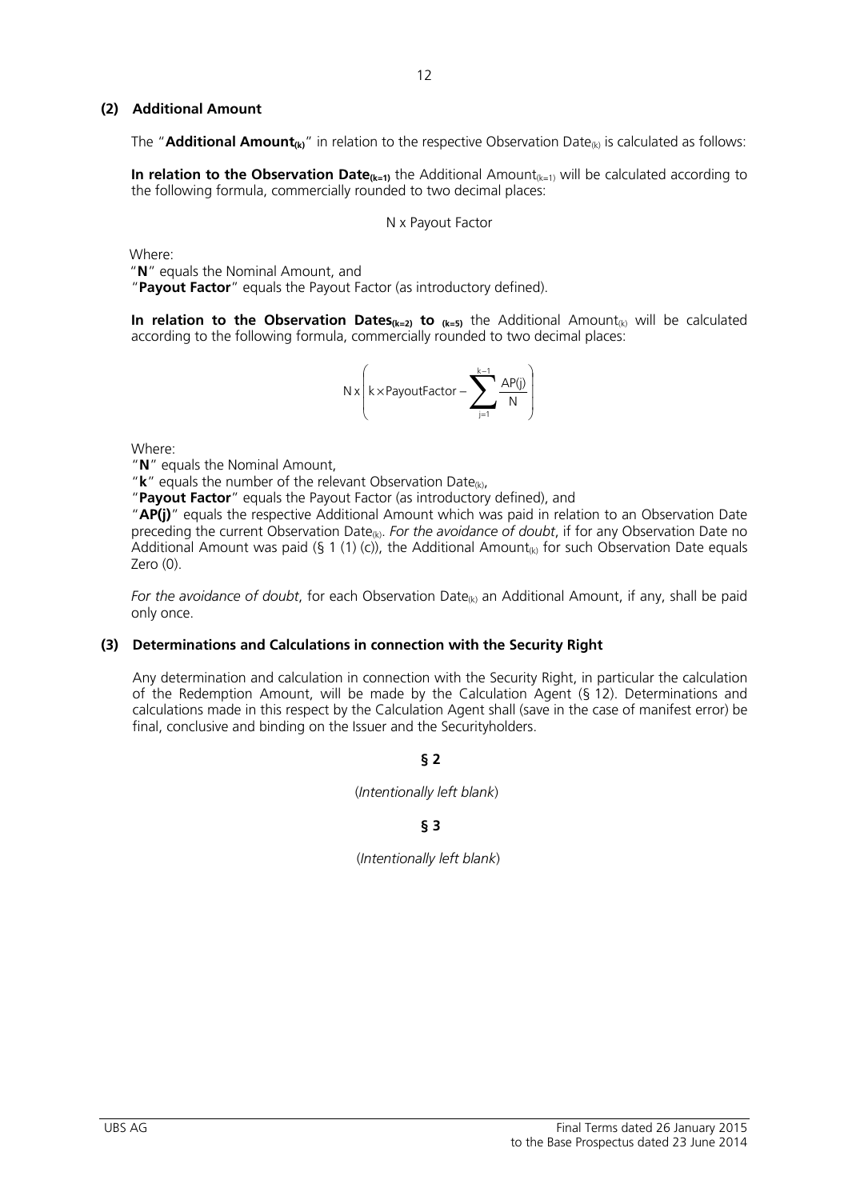**(2) Additional Amount**

The "**Additional Amount$_{(k)}$**" in relation to the respective Observation Date$_{(k)}$ is calculated as follows:

**In relation to the Observation Date$_{(k=1)}$** the Additional Amount$_{(k=1)}$ will be calculated according to the following formula, commercially rounded to two decimal places:

$$N \text{ x Payout Factor}$$

Where:
"**N**" equals the Nominal Amount, and
"**Payout Factor**" equals the Payout Factor (as introductory defined).

**In relation to the Observation Dates$_{(k=2)}$ to $_{(k=5)}$** the Additional Amount$_{(k)}$ will be calculated according to the following formula, commercially rounded to two decimal places:

$$N \text{ x} \left( k \times \text{PayoutFactor} - \sum_{j=1}^{k-1} \frac{AP(j)}{N} \right)$$

Where:
"**N**" equals the Nominal Amount,
"**k**" equals the number of the relevant Observation Date$_{(k)}$,
"**Payout Factor**" equals the Payout Factor (as introductory defined), and
"**AP(j)**" equals the respective Additional Amount which was paid in relation to an Observation Date preceding the current Observation Date$_{(k)}$. *For the avoidance of doubt*, if for any Observation Date no Additional Amount was paid (§ 1 (1) (c)), the Additional Amount$_{(k)}$ for such Observation Date equals Zero (0).

*For the avoidance of doubt*, for each Observation Date$_{(k)}$ an Additional Amount, if any, shall be paid only once.

**(3) Determinations and Calculations in connection with the Security Right**

Any determination and calculation in connection with the Security Right, in particular the calculation of the Redemption Amount, will be made by the Calculation Agent (§ 12). Determinations and calculations made in this respect by the Calculation Agent shall (save in the case of manifest error) be final, conclusive and binding on the Issuer and the Securityholders.

**§ 2**

(*Intentionally left blank*)

**§ 3**

(*Intentionally left blank*)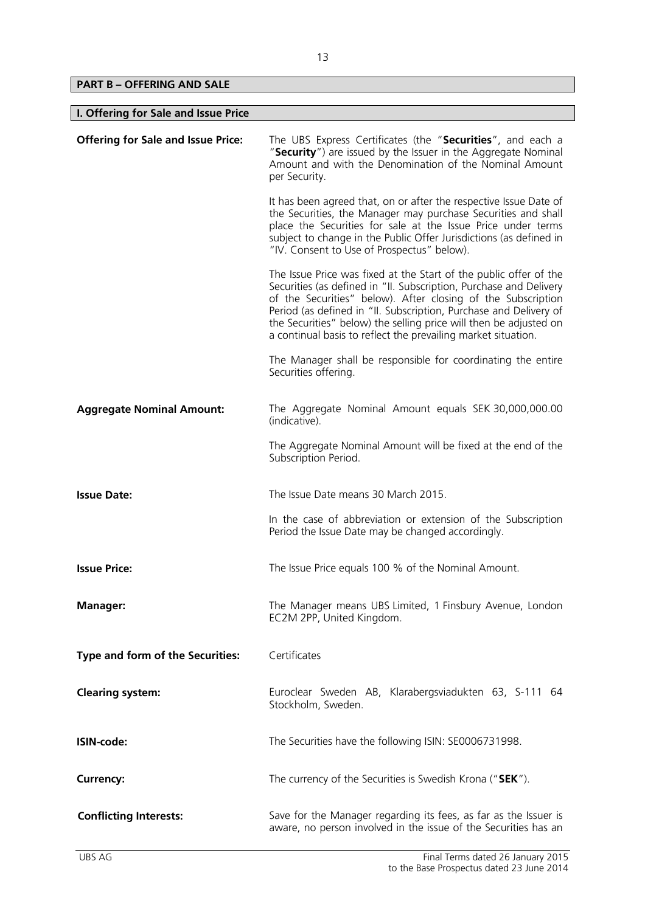## PART B – OFFERING AND SALE

### I. Offering for Sale and Issue Price

**Offering for Sale and Issue Price:**

The UBS Express Certificates (the "**Securities**", and each a "**Security**") are issued by the Issuer in the Aggregate Nominal Amount and with the Denomination of the Nominal Amount per Security.

It has been agreed that, on or after the respective Issue Date of the Securities, the Manager may purchase Securities and shall place the Securities for sale at the Issue Price under terms subject to change in the Public Offer Jurisdictions (as defined in "IV. Consent to Use of Prospectus" below).

The Issue Price was fixed at the Start of the public offer of the Securities (as defined in "II. Subscription, Purchase and Delivery of the Securities" below). After closing of the Subscription Period (as defined in "II. Subscription, Purchase and Delivery of the Securities" below) the selling price will then be adjusted on a continual basis to reflect the prevailing market situation.

The Manager shall be responsible for coordinating the entire Securities offering.

**Aggregate Nominal Amount:**

The Aggregate Nominal Amount equals SEK 30,000,000.00 (indicative).

The Aggregate Nominal Amount will be fixed at the end of the Subscription Period.

**Issue Date:**

The Issue Date means 30 March 2015.

In the case of abbreviation or extension of the Subscription Period the Issue Date may be changed accordingly.

**Issue Price:**

The Issue Price equals 100 % of the Nominal Amount.

**Manager:**

The Manager means UBS Limited, 1 Finsbury Avenue, London EC2M 2PP, United Kingdom.

**Type and form of the Securities:**

Certificates

**Clearing system:**

Euroclear Sweden AB, Klarabergsviadukten 63, S-111 64 Stockholm, Sweden.

**ISIN-code:**

The Securities have the following ISIN: SE0006731998.

**Currency:**

The currency of the Securities is Swedish Krona ("**SEK**").

**Conflicting Interests:**

Save for the Manager regarding its fees, as far as the Issuer is aware, no person involved in the issue of the Securities has an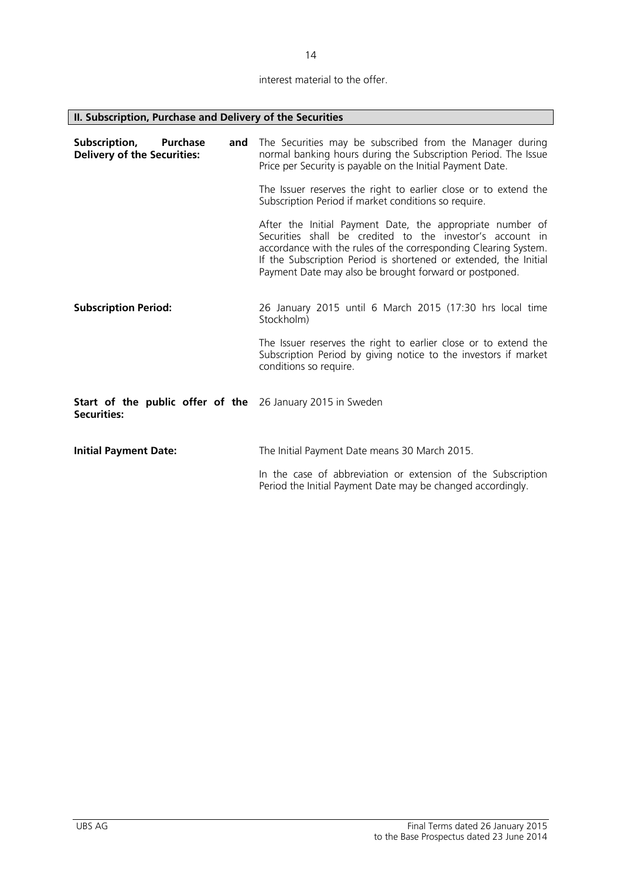interest material to the offer.

## II. Subscription, Purchase and Delivery of the Securities

| | |
|---|---|
| **Subscription, Purchase and Delivery of the Securities:** | The Securities may be subscribed from the Manager during normal banking hours during the Subscription Period. The Issue Price per Security is payable on the Initial Payment Date.<br><br>The Issuer reserves the right to earlier close or to extend the Subscription Period if market conditions so require.<br><br>After the Initial Payment Date, the appropriate number of Securities shall be credited to the investor's account in accordance with the rules of the corresponding Clearing System. If the Subscription Period is shortened or extended, the Initial Payment Date may also be brought forward or postponed. |
| **Subscription Period:** | 26 January 2015 until 6 March 2015 (17:30 hrs local time Stockholm)<br><br>The Issuer reserves the right to earlier close or to extend the Subscription Period by giving notice to the investors if market conditions so require. |
| **Start of the public offer of the Securities:** | 26 January 2015 in Sweden |
| **Initial Payment Date:** | The Initial Payment Date means 30 March 2015.<br><br>In the case of abbreviation or extension of the Subscription Period the Initial Payment Date may be changed accordingly. |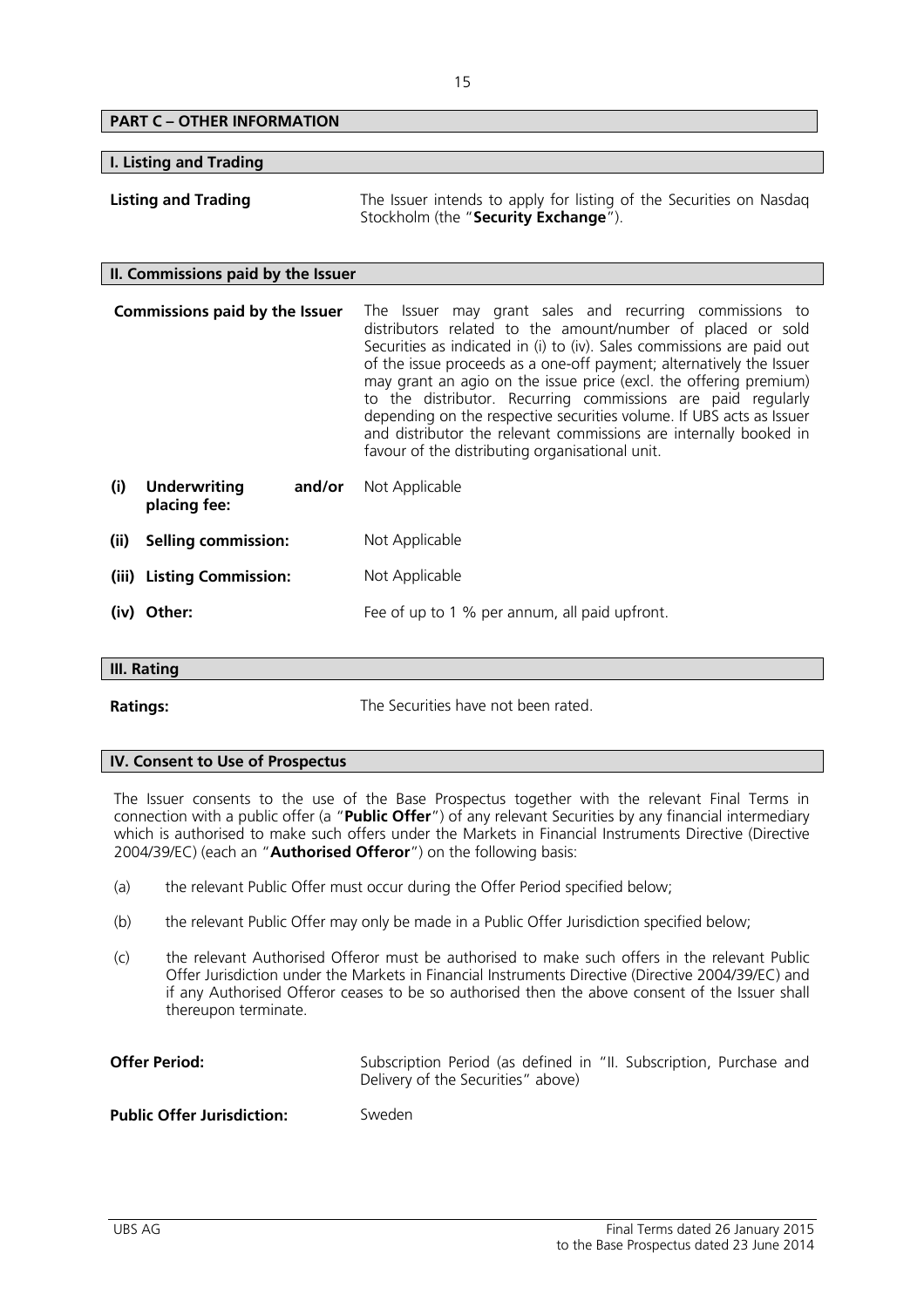## PART C – OTHER INFORMATION

### I. Listing and Trading

**Listing and Trading** The Issuer intends to apply for listing of the Securities on Nasdaq Stockholm (the "**Security Exchange**").

### II. Commissions paid by the Issuer

**Commissions paid by the Issuer** The Issuer may grant sales and recurring commissions to distributors related to the amount/number of placed or sold Securities as indicated in (i) to (iv). Sales commissions are paid out of the issue proceeds as a one-off payment; alternatively the Issuer may grant an agio on the issue price (excl. the offering premium) to the distributor. Recurring commissions are paid regularly depending on the respective securities volume. If UBS acts as Issuer and distributor the relevant commissions are internally booked in favour of the distributing organisational unit.

| | | |
|---|---|---|
| **(i)** | **Underwriting and/or placing fee:** | Not Applicable |
| **(ii)** | **Selling commission:** | Not Applicable |
| **(iii)** | **Listing Commission:** | Not Applicable |
| **(iv)** | **Other:** | Fee of up to 1 % per annum, all paid upfront. |

### III. Rating

**Ratings:** The Securities have not been rated.

### IV. Consent to Use of Prospectus

The Issuer consents to the use of the Base Prospectus together with the relevant Final Terms in connection with a public offer (a "**Public Offer**") of any relevant Securities by any financial intermediary which is authorised to make such offers under the Markets in Financial Instruments Directive (Directive 2004/39/EC) (each an "**Authorised Offeror**") on the following basis:

(a) the relevant Public Offer must occur during the Offer Period specified below;

(b) the relevant Public Offer may only be made in a Public Offer Jurisdiction specified below;

(c) the relevant Authorised Offeror must be authorised to make such offers in the relevant Public Offer Jurisdiction under the Markets in Financial Instruments Directive (Directive 2004/39/EC) and if any Authorised Offeror ceases to be so authorised then the above consent of the Issuer shall thereupon terminate.

**Offer Period:** Subscription Period (as defined in "II. Subscription, Purchase and Delivery of the Securities" above)

**Public Offer Jurisdiction:** Sweden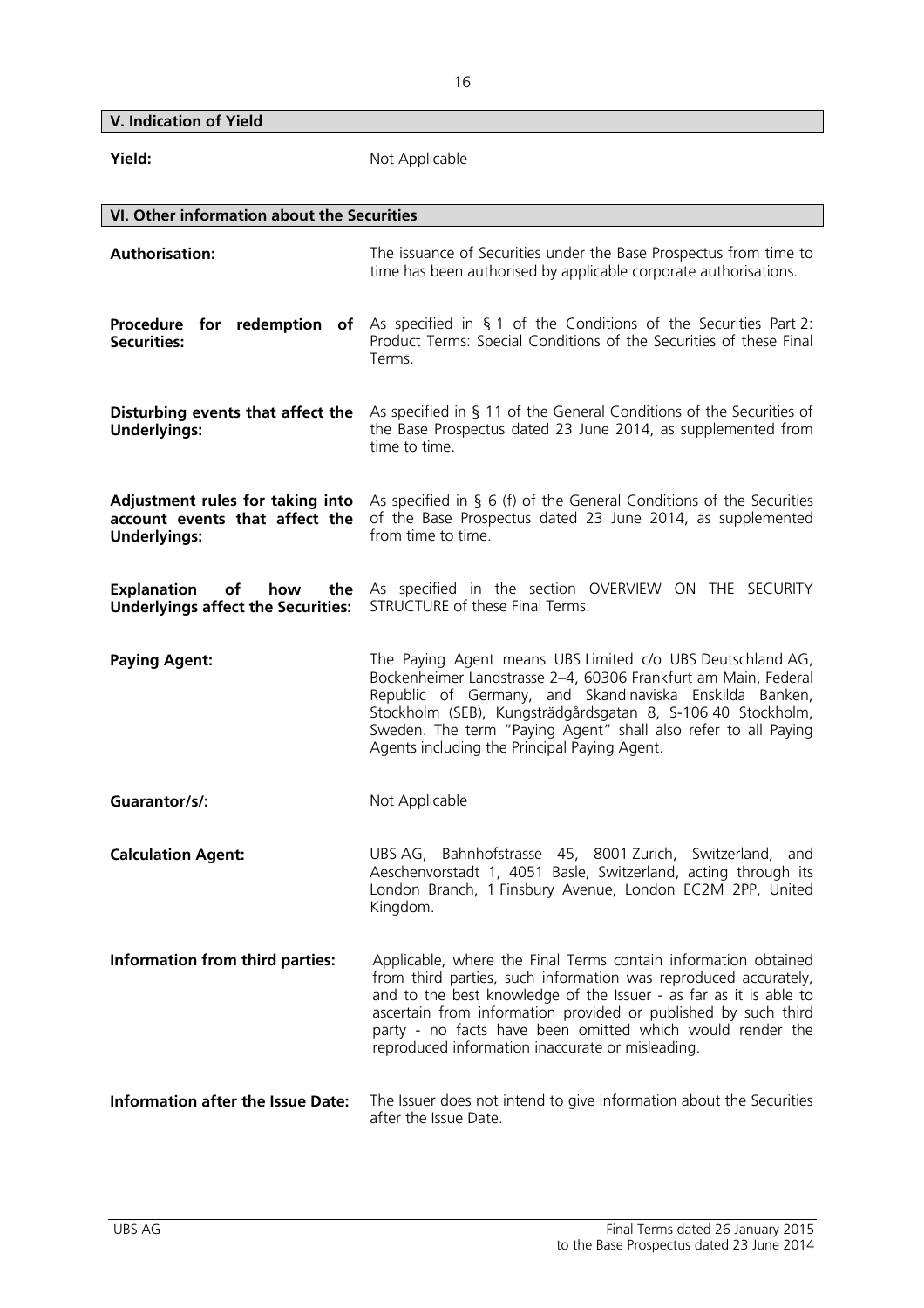## V. Indication of Yield

**Yield:** Not Applicable

## VI. Other information about the Securities

**Authorisation:** The issuance of Securities under the Base Prospectus from time to time has been authorised by applicable corporate authorisations.

**Procedure for redemption of Securities:** As specified in § 1 of the Conditions of the Securities Part 2: Product Terms: Special Conditions of the Securities of these Final Terms.

**Disturbing events that affect the Underlyings:** As specified in § 11 of the General Conditions of the Securities of the Base Prospectus dated 23 June 2014, as supplemented from time to time.

**Adjustment rules for taking into account events that affect the Underlyings:** As specified in § 6 (f) of the General Conditions of the Securities of the Base Prospectus dated 23 June 2014, as supplemented from time to time.

**Explanation of how the Underlyings affect the Securities:** As specified in the section OVERVIEW ON THE SECURITY STRUCTURE of these Final Terms.

**Paying Agent:** The Paying Agent means UBS Limited c/o UBS Deutschland AG, Bockenheimer Landstrasse 2–4, 60306 Frankfurt am Main, Federal Republic of Germany, and Skandinaviska Enskilda Banken, Stockholm (SEB), Kungsträdgårdsgatan 8, S-106 40 Stockholm, Sweden. The term "Paying Agent" shall also refer to all Paying Agents including the Principal Paying Agent.

**Guarantor/s/:** Not Applicable

**Calculation Agent:** UBS AG, Bahnhofstrasse 45, 8001 Zurich, Switzerland, and Aeschenvorstadt 1, 4051 Basle, Switzerland, acting through its London Branch, 1 Finsbury Avenue, London EC2M 2PP, United Kingdom.

**Information from third parties:** Applicable, where the Final Terms contain information obtained from third parties, such information was reproduced accurately, and to the best knowledge of the Issuer - as far as it is able to ascertain from information provided or published by such third party - no facts have been omitted which would render the reproduced information inaccurate or misleading.

**Information after the Issue Date:** The Issuer does not intend to give information about the Securities after the Issue Date.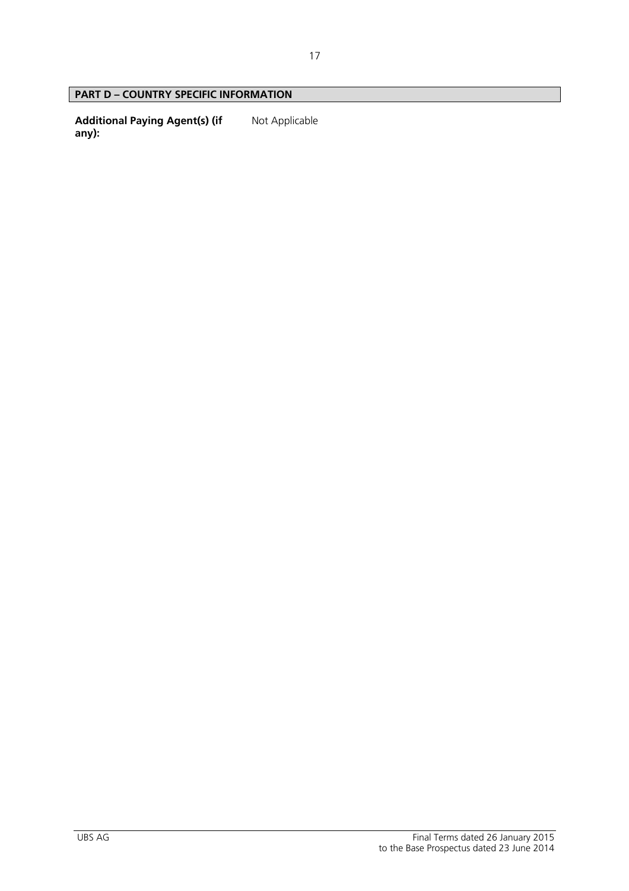## PART D – COUNTRY SPECIFIC INFORMATION

| | |
|---|---|
| **Additional Paying Agent(s) (if any):** | Not Applicable |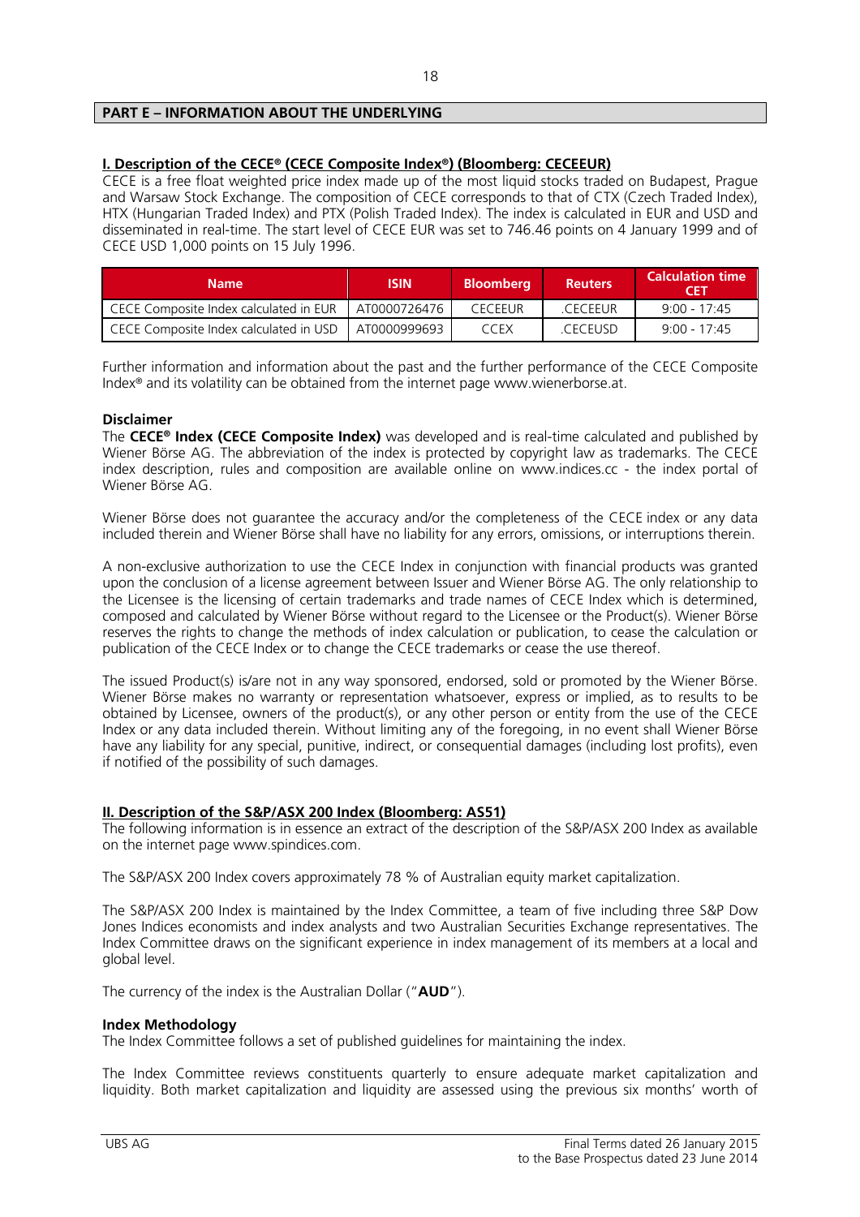## PART E – INFORMATION ABOUT THE UNDERLYING

### I. Description of the CECE® (CECE Composite Index®) (Bloomberg: CECEEUR)

CECE is a free float weighted price index made up of the most liquid stocks traded on Budapest, Prague and Warsaw Stock Exchange. The composition of CECE corresponds to that of CTX (Czech Traded Index), HTX (Hungarian Traded Index) and PTX (Polish Traded Index). The index is calculated in EUR and USD and disseminated in real-time. The start level of CECE EUR was set to 746.46 points on 4 January 1999 and of CECE USD 1,000 points on 15 July 1996.

| Name | ISIN | Bloomberg | Reuters | Calculation time CET |
|---|---|---|---|---|
| CECE Composite Index calculated in EUR | AT0000726476 | CECEEUR | .CECEEUR | 9:00 - 17:45 |
| CECE Composite Index calculated in USD | AT0000999693 | CCEX | .CECEUSD | 9:00 - 17:45 |

Further information and information about the past and the further performance of the CECE Composite Index® and its volatility can be obtained from the internet page www.wienerborse.at.

**Disclaimer**

The **CECE® Index (CECE Composite Index)** was developed and is real-time calculated and published by Wiener Börse AG. The abbreviation of the index is protected by copyright law as trademarks. The CECE index description, rules and composition are available online on www.indices.cc - the index portal of Wiener Börse AG.

Wiener Börse does not guarantee the accuracy and/or the completeness of the CECE index or any data included therein and Wiener Börse shall have no liability for any errors, omissions, or interruptions therein.

A non-exclusive authorization to use the CECE Index in conjunction with financial products was granted upon the conclusion of a license agreement between Issuer and Wiener Börse AG. The only relationship to the Licensee is the licensing of certain trademarks and trade names of CECE Index which is determined, composed and calculated by Wiener Börse without regard to the Licensee or the Product(s). Wiener Börse reserves the rights to change the methods of index calculation or publication, to cease the calculation or publication of the CECE Index or to change the CECE trademarks or cease the use thereof.

The issued Product(s) is/are not in any way sponsored, endorsed, sold or promoted by the Wiener Börse. Wiener Börse makes no warranty or representation whatsoever, express or implied, as to results to be obtained by Licensee, owners of the product(s), or any other person or entity from the use of the CECE Index or any data included therein. Without limiting any of the foregoing, in no event shall Wiener Börse have any liability for any special, punitive, indirect, or consequential damages (including lost profits), even if notified of the possibility of such damages.

### II. Description of the S&P/ASX 200 Index (Bloomberg: AS51)

The following information is in essence an extract of the description of the S&P/ASX 200 Index as available on the internet page www.spindices.com.

The S&P/ASX 200 Index covers approximately 78 % of Australian equity market capitalization.

The S&P/ASX 200 Index is maintained by the Index Committee, a team of five including three S&P Dow Jones Indices economists and index analysts and two Australian Securities Exchange representatives. The Index Committee draws on the significant experience in index management of its members at a local and global level.

The currency of the index is the Australian Dollar ("**AUD**").

**Index Methodology**

The Index Committee follows a set of published guidelines for maintaining the index.

The Index Committee reviews constituents quarterly to ensure adequate market capitalization and liquidity. Both market capitalization and liquidity are assessed using the previous six months' worth of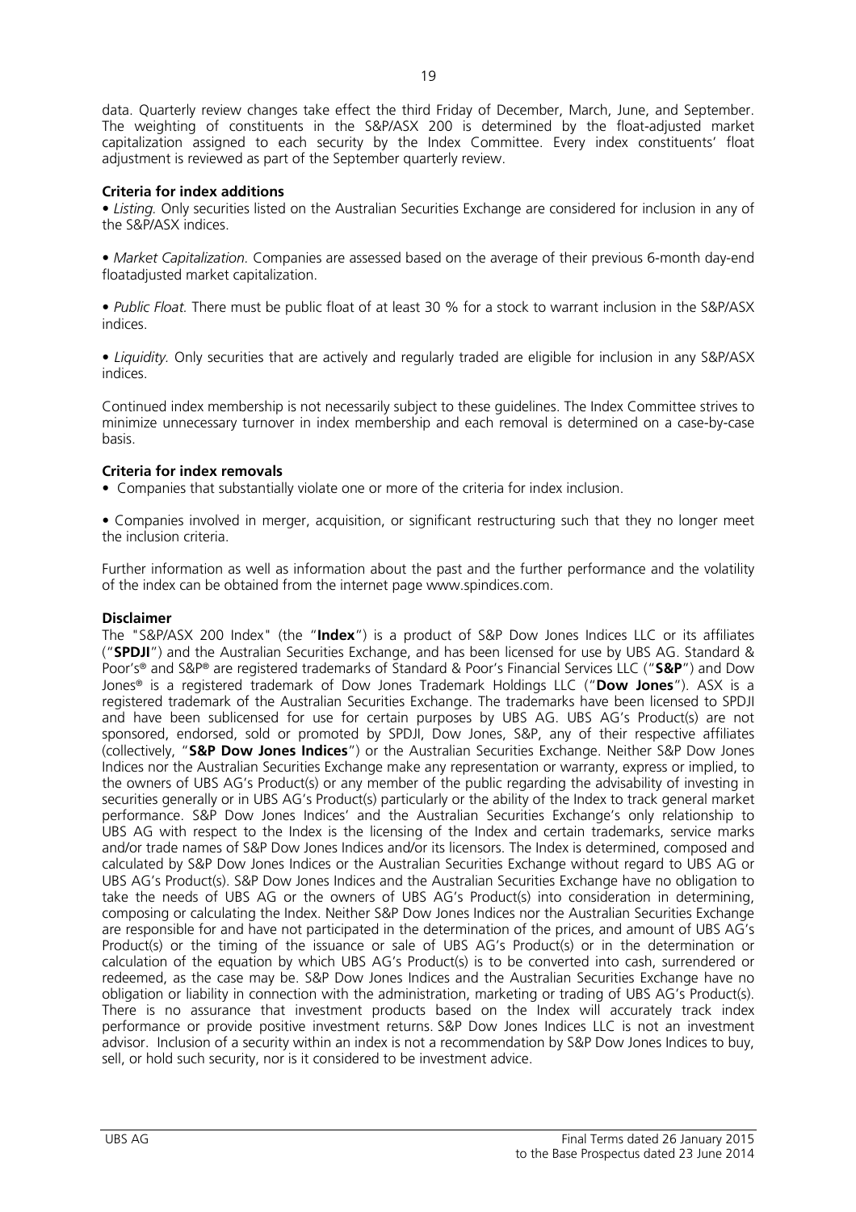data. Quarterly review changes take effect the third Friday of December, March, June, and September. The weighting of constituents in the S&P/ASX 200 is determined by the float-adjusted market capitalization assigned to each security by the Index Committee. Every index constituents' float adjustment is reviewed as part of the September quarterly review.

**Criteria for index additions**

• *Listing.* Only securities listed on the Australian Securities Exchange are considered for inclusion in any of the S&P/ASX indices.

• *Market Capitalization.* Companies are assessed based on the average of their previous 6-month day-end floatadjusted market capitalization.

• *Public Float.* There must be public float of at least 30 % for a stock to warrant inclusion in the S&P/ASX indices.

• *Liquidity.* Only securities that are actively and regularly traded are eligible for inclusion in any S&P/ASX indices.

Continued index membership is not necessarily subject to these guidelines. The Index Committee strives to minimize unnecessary turnover in index membership and each removal is determined on a case-by-case basis.

**Criteria for index removals**

• Companies that substantially violate one or more of the criteria for index inclusion.

• Companies involved in merger, acquisition, or significant restructuring such that they no longer meet the inclusion criteria.

Further information as well as information about the past and the further performance and the volatility of the index can be obtained from the internet page www.spindices.com.

**Disclaimer**

The "S&P/ASX 200 Index" (the "**Index**") is a product of S&P Dow Jones Indices LLC or its affiliates ("**SPDJI**") and the Australian Securities Exchange, and has been licensed for use by UBS AG. Standard & Poor's® and S&P® are registered trademarks of Standard & Poor's Financial Services LLC ("**S&P**") and Dow Jones® is a registered trademark of Dow Jones Trademark Holdings LLC ("**Dow Jones**"). ASX is a registered trademark of the Australian Securities Exchange. The trademarks have been licensed to SPDJI and have been sublicensed for use for certain purposes by UBS AG. UBS AG's Product(s) are not sponsored, endorsed, sold or promoted by SPDJI, Dow Jones, S&P, any of their respective affiliates (collectively, "**S&P Dow Jones Indices**") or the Australian Securities Exchange. Neither S&P Dow Jones Indices nor the Australian Securities Exchange make any representation or warranty, express or implied, to the owners of UBS AG's Product(s) or any member of the public regarding the advisability of investing in securities generally or in UBS AG's Product(s) particularly or the ability of the Index to track general market performance. S&P Dow Jones Indices' and the Australian Securities Exchange's only relationship to UBS AG with respect to the Index is the licensing of the Index and certain trademarks, service marks and/or trade names of S&P Dow Jones Indices and/or its licensors. The Index is determined, composed and calculated by S&P Dow Jones Indices or the Australian Securities Exchange without regard to UBS AG or UBS AG's Product(s). S&P Dow Jones Indices and the Australian Securities Exchange have no obligation to take the needs of UBS AG or the owners of UBS AG's Product(s) into consideration in determining, composing or calculating the Index. Neither S&P Dow Jones Indices nor the Australian Securities Exchange are responsible for and have not participated in the determination of the prices, and amount of UBS AG's Product(s) or the timing of the issuance or sale of UBS AG's Product(s) or in the determination or calculation of the equation by which UBS AG's Product(s) is to be converted into cash, surrendered or redeemed, as the case may be. S&P Dow Jones Indices and the Australian Securities Exchange have no obligation or liability in connection with the administration, marketing or trading of UBS AG's Product(s). There is no assurance that investment products based on the Index will accurately track index performance or provide positive investment returns. S&P Dow Jones Indices LLC is not an investment advisor. Inclusion of a security within an index is not a recommendation by S&P Dow Jones Indices to buy, sell, or hold such security, nor is it considered to be investment advice.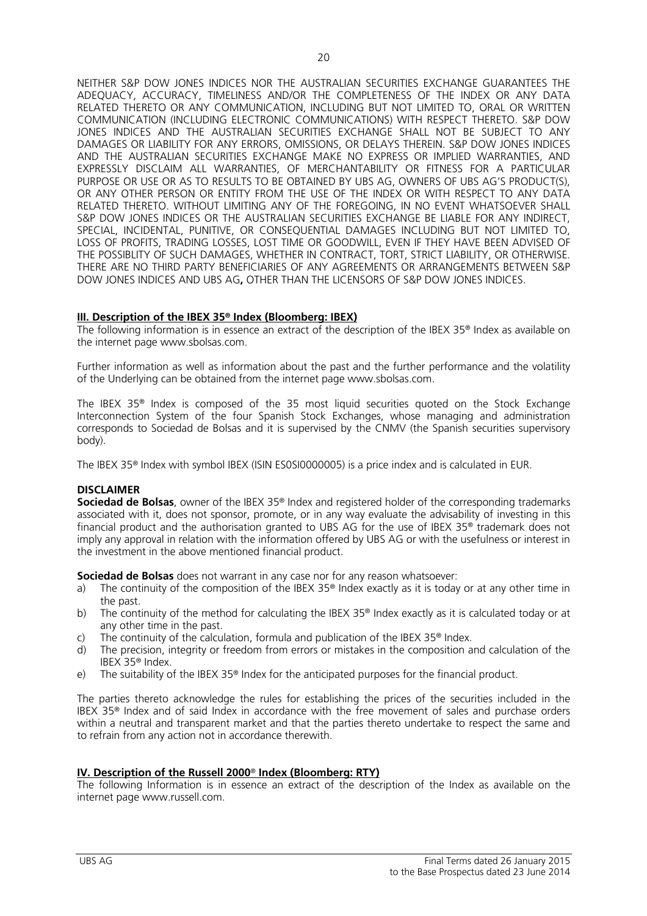NEITHER S&P DOW JONES INDICES NOR THE AUSTRALIAN SECURITIES EXCHANGE GUARANTEES THE ADEQUACY, ACCURACY, TIMELINESS AND/OR THE COMPLETENESS OF THE INDEX OR ANY DATA RELATED THERETO OR ANY COMMUNICATION, INCLUDING BUT NOT LIMITED TO, ORAL OR WRITTEN COMMUNICATION (INCLUDING ELECTRONIC COMMUNICATIONS) WITH RESPECT THERETO. S&P DOW JONES INDICES AND THE AUSTRALIAN SECURITIES EXCHANGE SHALL NOT BE SUBJECT TO ANY DAMAGES OR LIABILITY FOR ANY ERRORS, OMISSIONS, OR DELAYS THEREIN. S&P DOW JONES INDICES AND THE AUSTRALIAN SECURITIES EXCHANGE MAKE NO EXPRESS OR IMPLIED WARRANTIES, AND EXPRESSLY DISCLAIM ALL WARRANTIES, OF MERCHANTABILITY OR FITNESS FOR A PARTICULAR PURPOSE OR USE OR AS TO RESULTS TO BE OBTAINED BY UBS AG, OWNERS OF UBS AG'S PRODUCT(S), OR ANY OTHER PERSON OR ENTITY FROM THE USE OF THE INDEX OR WITH RESPECT TO ANY DATA RELATED THERETO. WITHOUT LIMITING ANY OF THE FOREGOING, IN NO EVENT WHATSOEVER SHALL S&P DOW JONES INDICES OR THE AUSTRALIAN SECURITIES EXCHANGE BE LIABLE FOR ANY INDIRECT, SPECIAL, INCIDENTAL, PUNITIVE, OR CONSEQUENTIAL DAMAGES INCLUDING BUT NOT LIMITED TO, LOSS OF PROFITS, TRADING LOSSES, LOST TIME OR GOODWILL, EVEN IF THEY HAVE BEEN ADVISED OF THE POSSIBLITY OF SUCH DAMAGES, WHETHER IN CONTRACT, TORT, STRICT LIABILITY, OR OTHERWISE. THERE ARE NO THIRD PARTY BENEFICIARIES OF ANY AGREEMENTS OR ARRANGEMENTS BETWEEN S&P DOW JONES INDICES AND UBS AG**,** OTHER THAN THE LICENSORS OF S&P DOW JONES INDICES.

## III. Description of the IBEX 35® Index (Bloomberg: IBEX)

The following information is in essence an extract of the description of the IBEX 35® Index as available on the internet page www.sbolsas.com.

Further information as well as information about the past and the further performance and the volatility of the Underlying can be obtained from the internet page www.sbolsas.com.

The IBEX 35® Index is composed of the 35 most liquid securities quoted on the Stock Exchange Interconnection System of the four Spanish Stock Exchanges, whose managing and administration corresponds to Sociedad de Bolsas and it is supervised by the CNMV (the Spanish securities supervisory body).

The IBEX 35® Index with symbol IBEX (ISIN ES0SI0000005) is a price index and is calculated in EUR.

**DISCLAIMER**

**Sociedad de Bolsas**, owner of the IBEX 35® Index and registered holder of the corresponding trademarks associated with it, does not sponsor, promote, or in any way evaluate the advisability of investing in this financial product and the authorisation granted to UBS AG for the use of IBEX 35® trademark does not imply any approval in relation with the information offered by UBS AG or with the usefulness or interest in the investment in the above mentioned financial product.

**Sociedad de Bolsas** does not warrant in any case nor for any reason whatsoever:

a) The continuity of the composition of the IBEX 35® Index exactly as it is today or at any other time in the past.
b) The continuity of the method for calculating the IBEX 35® Index exactly as it is calculated today or at any other time in the past.
c) The continuity of the calculation, formula and publication of the IBEX 35® Index.
d) The precision, integrity or freedom from errors or mistakes in the composition and calculation of the IBEX 35® Index.
e) The suitability of the IBEX 35® Index for the anticipated purposes for the financial product.

The parties thereto acknowledge the rules for establishing the prices of the securities included in the IBEX 35® Index and of said Index in accordance with the free movement of sales and purchase orders within a neutral and transparent market and that the parties thereto undertake to respect the same and to refrain from any action not in accordance therewith.

## IV. Description of the Russell 2000® Index (Bloomberg: RTY)

The following Information is in essence an extract of the description of the Index as available on the internet page www.russell.com.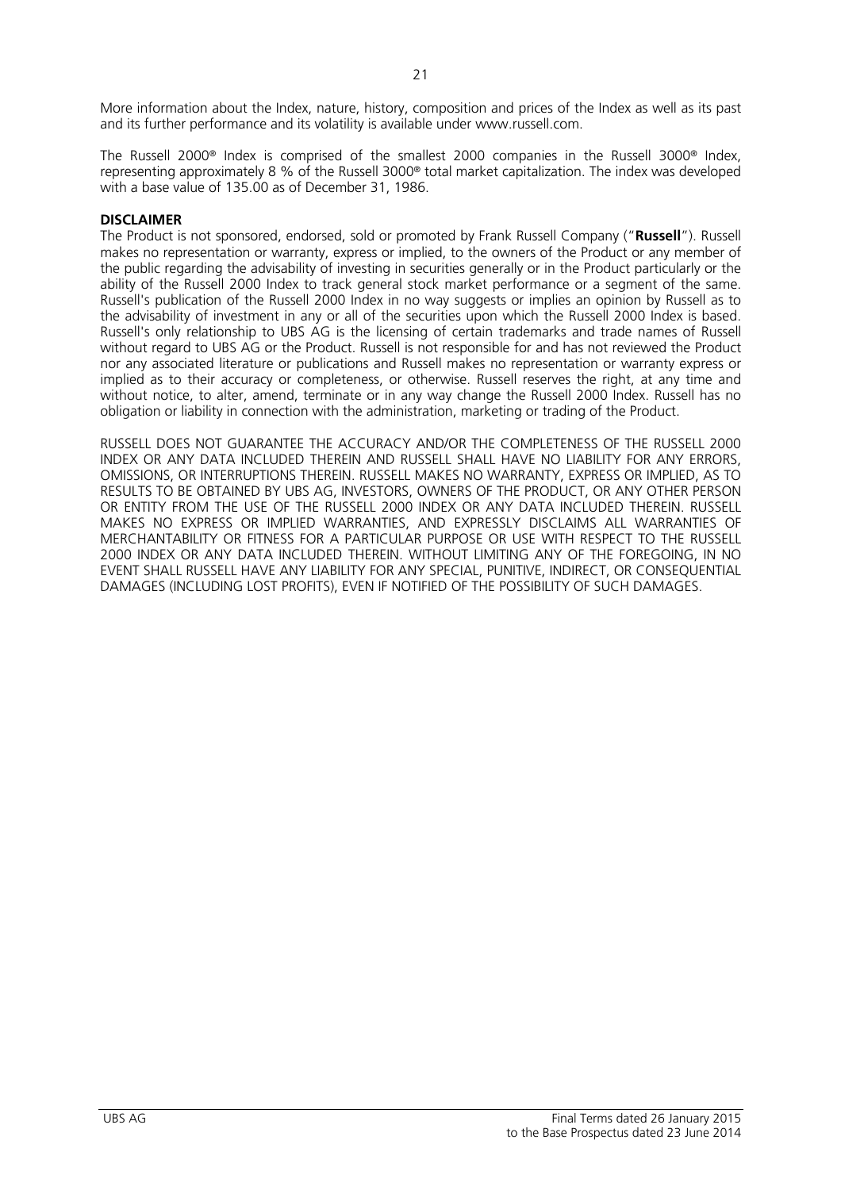More information about the Index, nature, history, composition and prices of the Index as well as its past and its further performance and its volatility is available under www.russell.com.

The Russell 2000® Index is comprised of the smallest 2000 companies in the Russell 3000® Index, representing approximately 8 % of the Russell 3000® total market capitalization. The index was developed with a base value of 135.00 as of December 31, 1986.

**DISCLAIMER**

The Product is not sponsored, endorsed, sold or promoted by Frank Russell Company ("**Russell**"). Russell makes no representation or warranty, express or implied, to the owners of the Product or any member of the public regarding the advisability of investing in securities generally or in the Product particularly or the ability of the Russell 2000 Index to track general stock market performance or a segment of the same. Russell's publication of the Russell 2000 Index in no way suggests or implies an opinion by Russell as to the advisability of investment in any or all of the securities upon which the Russell 2000 Index is based. Russell's only relationship to UBS AG is the licensing of certain trademarks and trade names of Russell without regard to UBS AG or the Product. Russell is not responsible for and has not reviewed the Product nor any associated literature or publications and Russell makes no representation or warranty express or implied as to their accuracy or completeness, or otherwise. Russell reserves the right, at any time and without notice, to alter, amend, terminate or in any way change the Russell 2000 Index. Russell has no obligation or liability in connection with the administration, marketing or trading of the Product.

RUSSELL DOES NOT GUARANTEE THE ACCURACY AND/OR THE COMPLETENESS OF THE RUSSELL 2000 INDEX OR ANY DATA INCLUDED THEREIN AND RUSSELL SHALL HAVE NO LIABILITY FOR ANY ERRORS, OMISSIONS, OR INTERRUPTIONS THEREIN. RUSSELL MAKES NO WARRANTY, EXPRESS OR IMPLIED, AS TO RESULTS TO BE OBTAINED BY UBS AG, INVESTORS, OWNERS OF THE PRODUCT, OR ANY OTHER PERSON OR ENTITY FROM THE USE OF THE RUSSELL 2000 INDEX OR ANY DATA INCLUDED THEREIN. RUSSELL MAKES NO EXPRESS OR IMPLIED WARRANTIES, AND EXPRESSLY DISCLAIMS ALL WARRANTIES OF MERCHANTABILITY OR FITNESS FOR A PARTICULAR PURPOSE OR USE WITH RESPECT TO THE RUSSELL 2000 INDEX OR ANY DATA INCLUDED THEREIN. WITHOUT LIMITING ANY OF THE FOREGOING, IN NO EVENT SHALL RUSSELL HAVE ANY LIABILITY FOR ANY SPECIAL, PUNITIVE, INDIRECT, OR CONSEQUENTIAL DAMAGES (INCLUDING LOST PROFITS), EVEN IF NOTIFIED OF THE POSSIBILITY OF SUCH DAMAGES.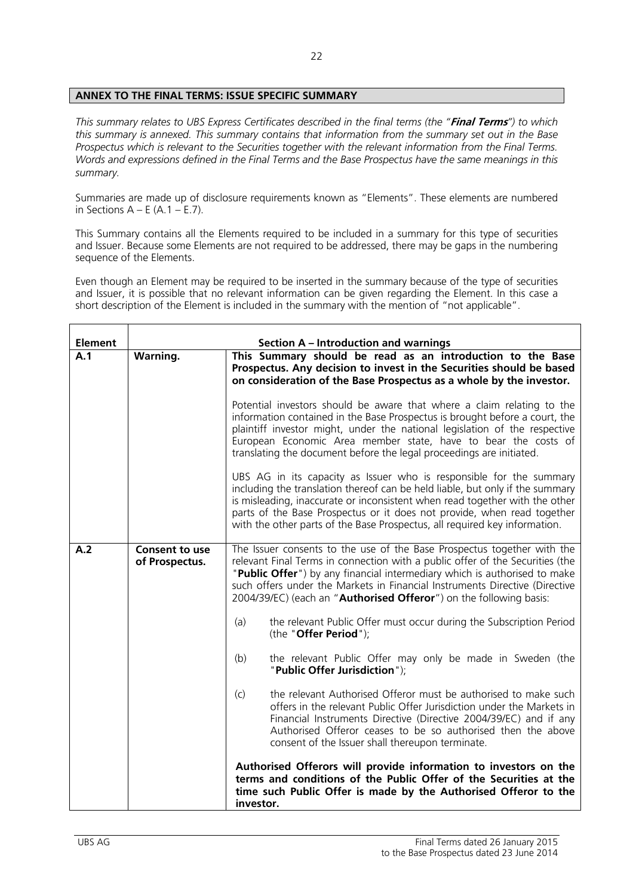## ANNEX TO THE FINAL TERMS: ISSUE SPECIFIC SUMMARY

*This summary relates to UBS Express Certificates described in the final terms (the "**Final Terms**") to which this summary is annexed. This summary contains that information from the summary set out in the Base Prospectus which is relevant to the Securities together with the relevant information from the Final Terms. Words and expressions defined in the Final Terms and the Base Prospectus have the same meanings in this summary.*

Summaries are made up of disclosure requirements known as "Elements". These elements are numbered in Sections A – E (A.1 – E.7).

This Summary contains all the Elements required to be included in a summary for this type of securities and Issuer. Because some Elements are not required to be addressed, there may be gaps in the numbering sequence of the Elements.

Even though an Element may be required to be inserted in the summary because of the type of securities and Issuer, it is possible that no relevant information can be given regarding the Element. In this case a short description of the Element is included in the summary with the mention of "not applicable".

| Element | Section A – Introduction and warnings | |
|---|---|---|
| **A.1** | **Warning.** | **This Summary should be read as an introduction to the Base Prospectus. Any decision to invest in the Securities should be based on consideration of the Base Prospectus as a whole by the investor.**<br><br>Potential investors should be aware that where a claim relating to the information contained in the Base Prospectus is brought before a court, the plaintiff investor might, under the national legislation of the respective European Economic Area member state, have to bear the costs of translating the document before the legal proceedings are initiated.<br><br>UBS AG in its capacity as Issuer who is responsible for the summary including the translation thereof can be held liable, but only if the summary is misleading, inaccurate or inconsistent when read together with the other parts of the Base Prospectus or it does not provide, when read together with the other parts of the Base Prospectus, all required key information. |
| **A.2** | **Consent to use of Prospectus.** | The Issuer consents to the use of the Base Prospectus together with the relevant Final Terms in connection with a public offer of the Securities (the "**Public Offer**") by any financial intermediary which is authorised to make such offers under the Markets in Financial Instruments Directive (Directive 2004/39/EC) (each an "**Authorised Offeror**") on the following basis:<br><br>(a) the relevant Public Offer must occur during the Subscription Period (the "**Offer Period**");<br><br>(b) the relevant Public Offer may only be made in Sweden (the "**Public Offer Jurisdiction**");<br><br>(c) the relevant Authorised Offeror must be authorised to make such offers in the relevant Public Offer Jurisdiction under the Markets in Financial Instruments Directive (Directive 2004/39/EC) and if any Authorised Offeror ceases to be so authorised then the above consent of the Issuer shall thereupon terminate.<br><br>**Authorised Offerors will provide information to investors on the terms and conditions of the Public Offer of the Securities at the time such Public Offer is made by the Authorised Offeror to the investor.** |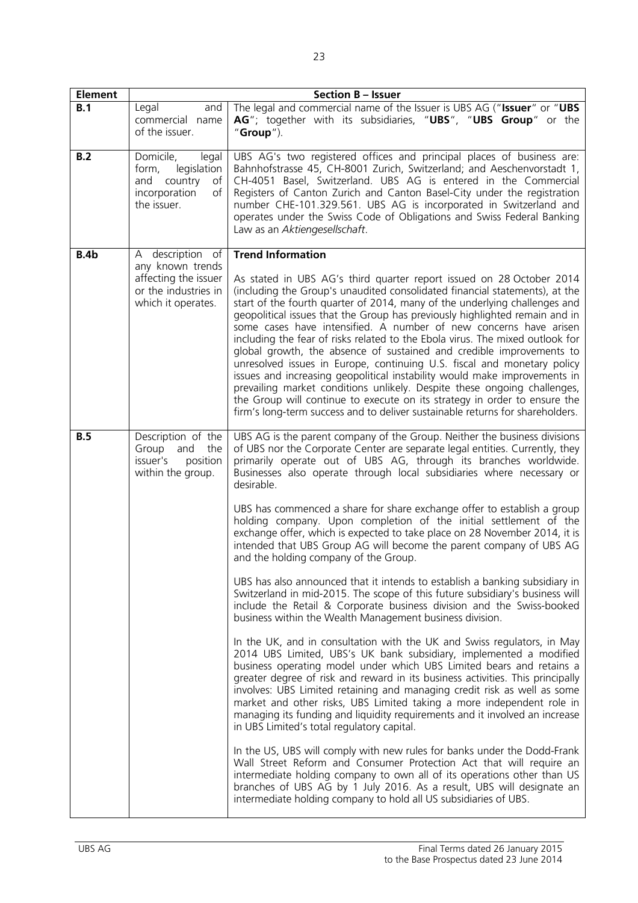| Element | Section B – Issuer | |
|---|---|---|
| **B.1** | Legal and commercial name of the issuer. | The legal and commercial name of the Issuer is UBS AG ("**Issuer**" or "**UBS AG**"; together with its subsidiaries, "**UBS**", "**UBS Group**" or the "**Group**"). |
| **B.2** | Domicile, legal form, legislation and country of incorporation of the issuer. | UBS AG's two registered offices and principal places of business are: Bahnhofstrasse 45, CH-8001 Zurich, Switzerland; and Aeschenvorstadt 1, CH-4051 Basel, Switzerland. UBS AG is entered in the Commercial Registers of Canton Zurich and Canton Basel-City under the registration number CHE-101.329.561. UBS AG is incorporated in Switzerland and operates under the Swiss Code of Obligations and Swiss Federal Banking Law as an *Aktiengesellschaft*. |
| **B.4b** | A description of any known trends affecting the issuer or the industries in which it operates. | **Trend Information**<br><br>As stated in UBS AG's third quarter report issued on 28 October 2014 (including the Group's unaudited consolidated financial statements), at the start of the fourth quarter of 2014, many of the underlying challenges and geopolitical issues that the Group has previously highlighted remain and in some cases have intensified. A number of new concerns have arisen including the fear of risks related to the Ebola virus. The mixed outlook for global growth, the absence of sustained and credible improvements to unresolved issues in Europe, continuing U.S. fiscal and monetary policy issues and increasing geopolitical instability would make improvements in prevailing market conditions unlikely. Despite these ongoing challenges, the Group will continue to execute on its strategy in order to ensure the firm's long-term success and to deliver sustainable returns for shareholders. |
| **B.5** | Description of the Group and the issuer's position within the group. | UBS AG is the parent company of the Group. Neither the business divisions of UBS nor the Corporate Center are separate legal entities. Currently, they primarily operate out of UBS AG, through its branches worldwide. Businesses also operate through local subsidiaries where necessary or desirable.<br><br>UBS has commenced a share for share exchange offer to establish a group holding company. Upon completion of the initial settlement of the exchange offer, which is expected to take place on 28 November 2014, it is intended that UBS Group AG will become the parent company of UBS AG and the holding company of the Group.<br><br>UBS has also announced that it intends to establish a banking subsidiary in Switzerland in mid-2015. The scope of this future subsidiary's business will include the Retail & Corporate business division and the Swiss-booked business within the Wealth Management business division.<br><br>In the UK, and in consultation with the UK and Swiss regulators, in May 2014 UBS Limited, UBS's UK bank subsidiary, implemented a modified business operating model under which UBS Limited bears and retains a greater degree of risk and reward in its business activities. This principally involves: UBS Limited retaining and managing credit risk as well as some market and other risks, UBS Limited taking a more independent role in managing its funding and liquidity requirements and it involved an increase in UBS Limited's total regulatory capital.<br><br>In the US, UBS will comply with new rules for banks under the Dodd-Frank Wall Street Reform and Consumer Protection Act that will require an intermediate holding company to own all of its operations other than US branches of UBS AG by 1 July 2016. As a result, UBS will designate an intermediate holding company to hold all US subsidiaries of UBS. |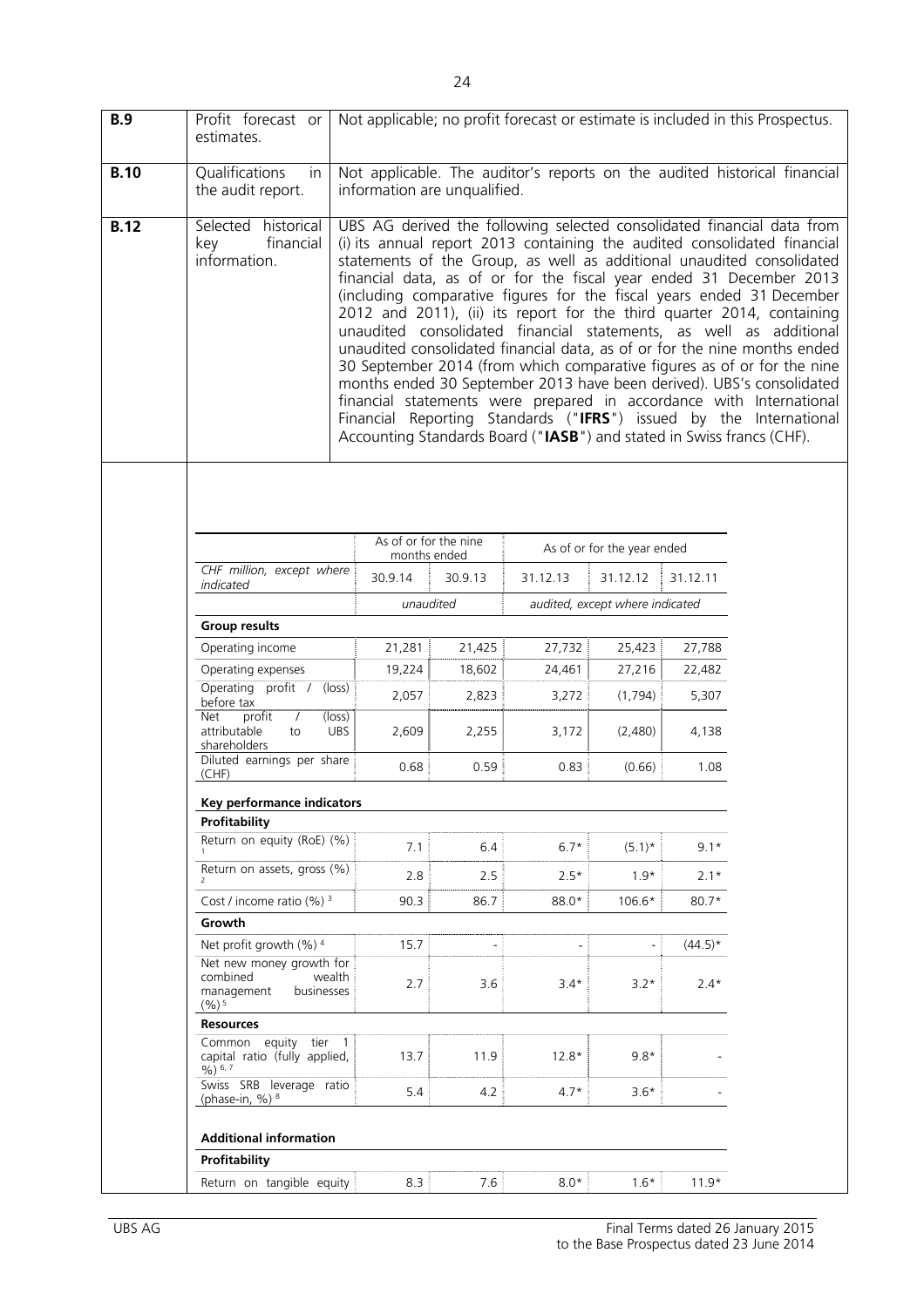| | | |
|---|---|---|
| **B.9** | Profit forecast or estimates. | Not applicable; no profit forecast or estimate is included in this Prospectus. |
| **B.10** | Qualifications in the audit report. | Not applicable. The auditor's reports on the audited historical financial information are unqualified. |
| **B.12** | Selected historical key financial information. | UBS AG derived the following selected consolidated financial data from (i) its annual report 2013 containing the audited consolidated financial statements of the Group, as well as additional unaudited consolidated financial data, as of or for the fiscal year ended 31 December 2013 (including comparative figures for the fiscal years ended 31 December 2012 and 2011), (ii) its report for the third quarter 2014, containing unaudited consolidated financial statements, as well as additional unaudited consolidated financial data, as of or for the nine months ended 30 September 2014 (from which comparative figures as of or for the nine months ended 30 September 2013 have been derived). UBS's consolidated financial statements were prepared in accordance with International Financial Reporting Standards ("**IFRS**") issued by the International Accounting Standards Board ("**IASB**") and stated in Swiss francs (CHF). |

| | As of or for the nine months ended | | As of or for the year ended | | |
|---|---|---|---|---|---|
| *CHF million, except where indicated* | 30.9.14 | 30.9.13 | 31.12.13 | 31.12.12 | 31.12.11 |
| | *unaudited* | | *audited, except where indicated* | | |
| **Group results** | | | | | |
| Operating income | 21,281 | 21,425 | 27,732 | 25,423 | 27,788 |
| Operating expenses | 19,224 | 18,602 | 24,461 | 27,216 | 22,482 |
| Operating profit / (loss) before tax | 2,057 | 2,823 | 3,272 | (1,794) | 5,307 |
| Net profit / (loss) attributable to UBS shareholders | 2,609 | 2,255 | 3,172 | (2,480) | 4,138 |
| Diluted earnings per share (CHF) | 0.68 | 0.59 | 0.83 | (0.66) | 1.08 |
| **Key performance indicators** | | | | | |
| **Profitability** | | | | | |
| Return on equity (RoE) (%) [1] | 7.1 | 6.4 | 6.7* | (5.1)* | 9.1* |
| Return on assets, gross (%) [2] | 2.8 | 2.5 | 2.5* | 1.9* | 2.1* |
| Cost / income ratio (%) [3] | 90.3 | 86.7 | 88.0* | 106.6* | 80.7* |
| **Growth** | | | | | |
| Net profit growth (%) [4] | 15.7 | - | - | - | (44.5)* |
| Net new money growth for combined wealth management businesses (%) [5] | 2.7 | 3.6 | 3.4* | 3.2* | 2.4* |
| **Resources** | | | | | |
| Common equity tier 1 capital ratio (fully applied, %) [6, 7] | 13.7 | 11.9 | 12.8* | 9.8* | - |
| Swiss SRB leverage ratio (phase-in, %) [8] | 5.4 | 4.2 | 4.7* | 3.6* | - |
| **Additional information** | | | | | |
| **Profitability** | | | | | |
| Return on tangible equity | 8.3 | 7.6 | 8.0* | 1.6* | 11.9* |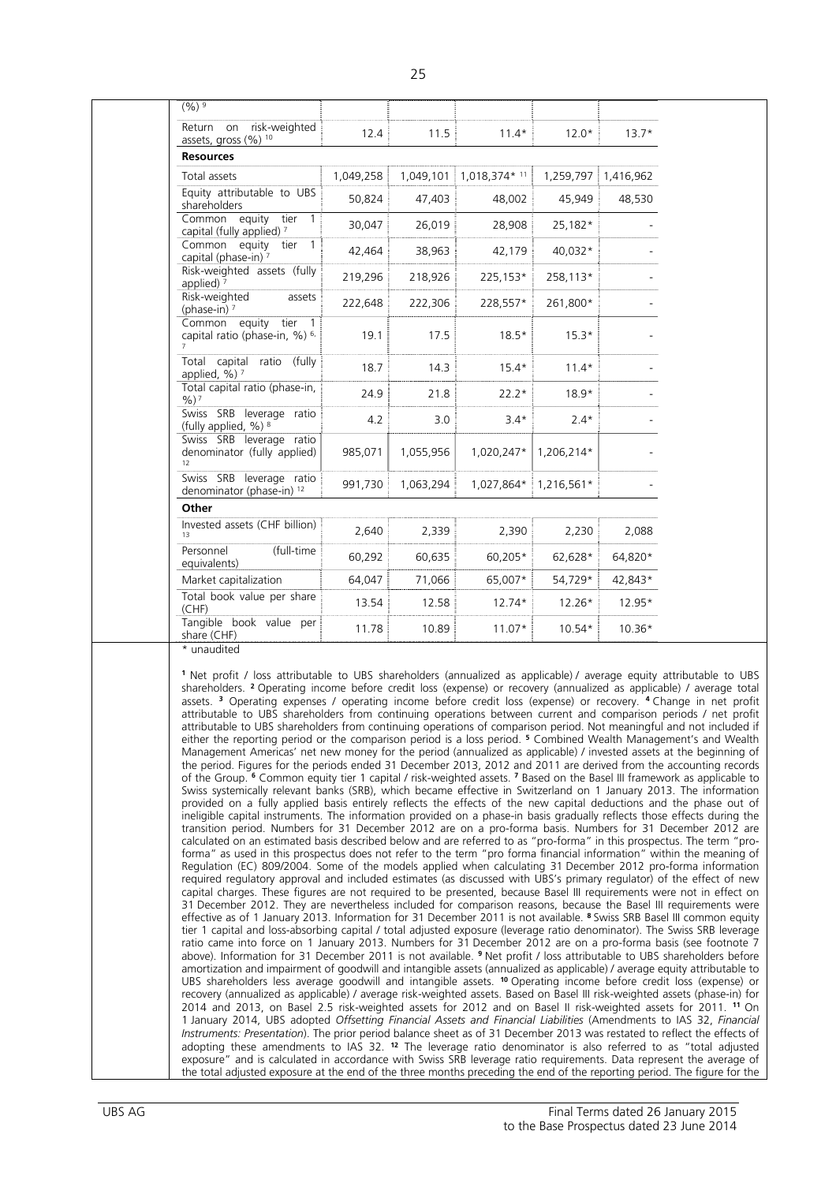| (%) [9] | | | | | |
|---|---|---|---|---|---|
| Return on risk-weighted assets, gross (%) [10] | 12.4 | 11.5 | 11.4* | 12.0* | 13.7* |
| **Resources** | | | | | |
| Total assets | 1,049,258 | 1,049,101 | 1,018,374* [11] | 1,259,797 | 1,416,962 |
| Equity attributable to UBS shareholders | 50,824 | 47,403 | 48,002 | 45,949 | 48,530 |
| Common equity tier 1 capital (fully applied) [7] | 30,047 | 26,019 | 28,908 | 25,182* | - |
| Common equity tier 1 capital (phase-in) [7] | 42,464 | 38,963 | 42,179 | 40,032* | - |
| Risk-weighted assets (fully applied) [7] | 219,296 | 218,926 | 225,153* | 258,113* | - |
| Risk-weighted assets (phase-in) [7] | 222,648 | 222,306 | 228,557* | 261,800* | - |
| Common equity tier 1 capital ratio (phase-in, %) [6, 7] | 19.1 | 17.5 | 18.5* | 15.3* | - |
| Total capital ratio (fully applied, %) [7] | 18.7 | 14.3 | 15.4* | 11.4* | - |
| Total capital ratio (phase-in, %) [7] | 24.9 | 21.8 | 22.2* | 18.9* | - |
| Swiss SRB leverage ratio (fully applied, %) [8] | 4.2 | 3.0 | 3.4* | 2.4* | - |
| Swiss SRB leverage ratio denominator (fully applied) [12] | 985,071 | 1,055,956 | 1,020,247* | 1,206,214* | - |
| Swiss SRB leverage ratio denominator (phase-in) [12] | 991,730 | 1,063,294 | 1,027,864* | 1,216,561* | - |
| **Other** | | | | | |
| Invested assets (CHF billion) [13] | 2,640 | 2,339 | 2,390 | 2,230 | 2,088 |
| Personnel (full-time equivalents) | 60,292 | 60,635 | 60,205* | 62,628* | 64,820* |
| Market capitalization | 64,047 | 71,066 | 65,007* | 54,729* | 42,843* |
| Total book value per share (CHF) | 13.54 | 12.58 | 12.74* | 12.26* | 12.95* |
| Tangible book value per share (CHF) | 11.78 | 10.89 | 11.07* | 10.54* | 10.36* |

\* unaudited

[1] Net profit / loss attributable to UBS shareholders (annualized as applicable) / average equity attributable to UBS shareholders. [2] Operating income before credit loss (expense) or recovery (annualized as applicable) / average total assets. [3] Operating expenses / operating income before credit loss (expense) or recovery. [4] Change in net profit attributable to UBS shareholders from continuing operations between current and comparison periods / net profit attributable to UBS shareholders from continuing operations of comparison period. Not meaningful and not included if either the reporting period or the comparison period is a loss period. [5] Combined Wealth Management's and Wealth Management Americas' net new money for the period (annualized as applicable) / invested assets at the beginning of the period. Figures for the periods ended 31 December 2013, 2012 and 2011 are derived from the accounting records of the Group. [6] Common equity tier 1 capital / risk-weighted assets. [7] Based on the Basel III framework as applicable to Swiss systemically relevant banks (SRB), which became effective in Switzerland on 1 January 2013. The information provided on a fully applied basis entirely reflects the effects of the new capital deductions and the phase out of ineligible capital instruments. The information provided on a phase-in basis gradually reflects those effects during the transition period. Numbers for 31 December 2012 are on a pro-forma basis. Numbers for 31 December 2012 are calculated on an estimated basis described below and are referred to as "pro-forma" in this prospectus. The term "pro-forma" as used in this prospectus does not refer to the term "pro forma financial information" within the meaning of Regulation (EC) 809/2004. Some of the models applied when calculating 31 December 2012 pro-forma information required regulatory approval and included estimates (as discussed with UBS's primary regulator) of the effect of new capital charges. These figures are not required to be presented, because Basel III requirements were not in effect on 31 December 2012. They are nevertheless included for comparison reasons, because the Basel III requirements were effective as of 1 January 2013. Information for 31 December 2011 is not available. [8] Swiss SRB Basel III common equity tier 1 capital and loss-absorbing capital / total adjusted exposure (leverage ratio denominator). The Swiss SRB leverage ratio came into force on 1 January 2013. Numbers for 31 December 2012 are on a pro-forma basis (see footnote 7 above). Information for 31 December 2011 is not available. [9] Net profit / loss attributable to UBS shareholders before amortization and impairment of goodwill and intangible assets (annualized as applicable) / average equity attributable to UBS shareholders less average goodwill and intangible assets. [10] Operating income before credit loss (expense) or recovery (annualized as applicable) / average risk-weighted assets. Based on Basel III risk-weighted assets (phase-in) for 2014 and 2013, on Basel 2.5 risk-weighted assets for 2012 and on Basel II risk-weighted assets for 2011. [11] On 1 January 2014, UBS adopted *Offsetting Financial Assets and Financial Liabilities* (Amendments to IAS 32, *Financial Instruments: Presentation*). The prior period balance sheet as of 31 December 2013 was restated to reflect the effects of adopting these amendments to IAS 32. [12] The leverage ratio denominator is also referred to as "total adjusted exposure" and is calculated in accordance with Swiss SRB leverage ratio requirements. Data represent the average of the total adjusted exposure at the end of the three months preceding the end of the reporting period. The figure for the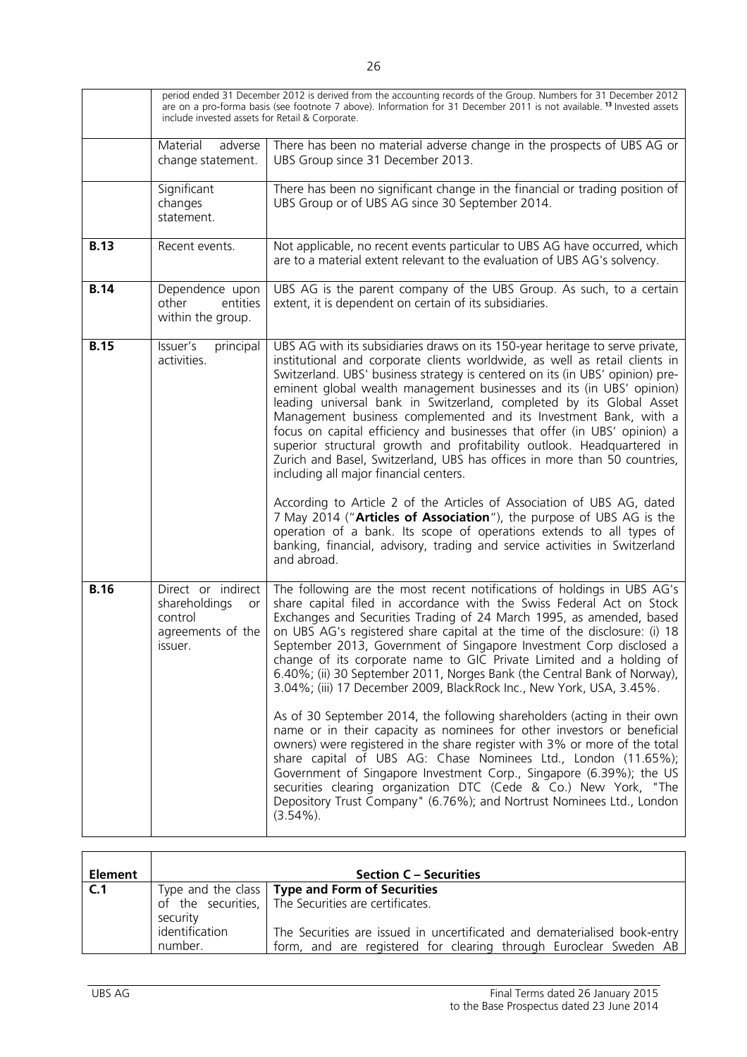| | | |
|---|---|---|
| | period ended 31 December 2012 is derived from the accounting records of the Group. Numbers for 31 December 2012 are on a pro-forma basis (see footnote 7 above). Information for 31 December 2011 is not available. [13] Invested assets include invested assets for Retail & Corporate. | |
| | Material adverse change statement. | There has been no material adverse change in the prospects of UBS AG or UBS Group since 31 December 2013. |
| | Significant changes statement. | There has been no significant change in the financial or trading position of UBS Group or of UBS AG since 30 September 2014. |
| **B.13** | Recent events. | Not applicable, no recent events particular to UBS AG have occurred, which are to a material extent relevant to the evaluation of UBS AG's solvency. |
| **B.14** | Dependence upon other entities within the group. | UBS AG is the parent company of the UBS Group. As such, to a certain extent, it is dependent on certain of its subsidiaries. |
| **B.15** | Issuer's principal activities. | UBS AG with its subsidiaries draws on its 150-year heritage to serve private, institutional and corporate clients worldwide, as well as retail clients in Switzerland. UBS' business strategy is centered on its (in UBS' opinion) pre-eminent global wealth management businesses and its (in UBS' opinion) leading universal bank in Switzerland, completed by its Global Asset Management business complemented and its Investment Bank, with a focus on capital efficiency and businesses that offer (in UBS' opinion) a superior structural growth and profitability outlook. Headquartered in Zurich and Basel, Switzerland, UBS has offices in more than 50 countries, including all major financial centers.<br><br>According to Article 2 of the Articles of Association of UBS AG, dated 7 May 2014 ("**Articles of Association**"), the purpose of UBS AG is the operation of a bank. Its scope of operations extends to all types of banking, financial, advisory, trading and service activities in Switzerland and abroad. |
| **B.16** | Direct or indirect shareholdings or control agreements of the issuer. | The following are the most recent notifications of holdings in UBS AG's share capital filed in accordance with the Swiss Federal Act on Stock Exchanges and Securities Trading of 24 March 1995, as amended, based on UBS AG's registered share capital at the time of the disclosure: (i) 18 September 2013, Government of Singapore Investment Corp disclosed a change of its corporate name to GIC Private Limited and a holding of 6.40%; (ii) 30 September 2011, Norges Bank (the Central Bank of Norway), 3.04%; (iii) 17 December 2009, BlackRock Inc., New York, USA, 3.45%.<br><br>As of 30 September 2014, the following shareholders (acting in their own name or in their capacity as nominees for other investors or beneficial owners) were registered in the share register with 3% or more of the total share capital of UBS AG: Chase Nominees Ltd., London (11.65%); Government of Singapore Investment Corp., Singapore (6.39%); the US securities clearing organization DTC (Cede & Co.) New York, "The Depository Trust Company" (6.76%); and Nortrust Nominees Ltd., London (3.54%). |

| Element | | Section C – Securities |
|---|---|---|
| **C.1** | Type and the class of the securities, security identification number. | **Type and Form of Securities**<br>The Securities are certificates.<br><br>The Securities are issued in uncertificated and dematerialised book-entry form, and are registered for clearing through Euroclear Sweden AB |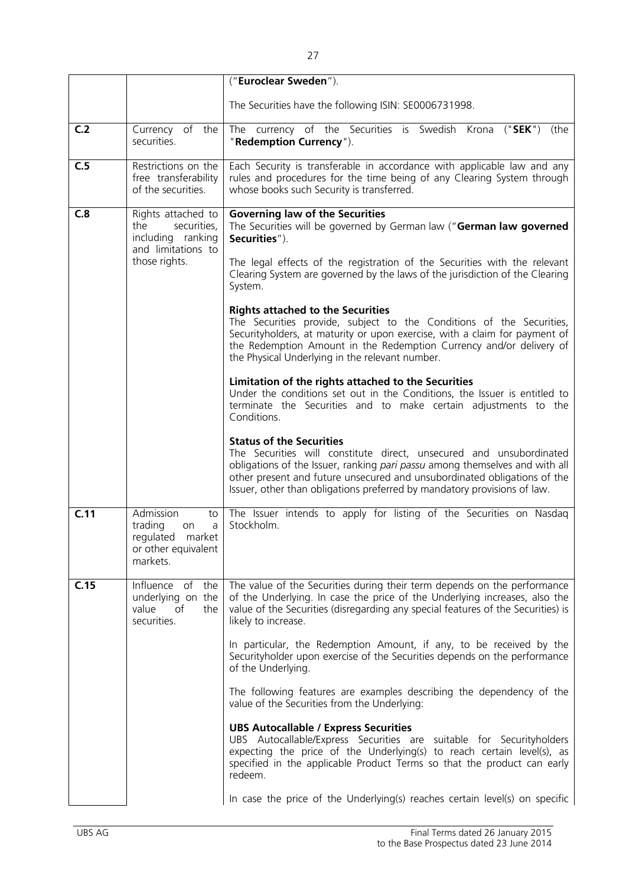| | | |
|---|---|---|
| | | ("**Euroclear Sweden**").<br><br>The Securities have the following ISIN: SE0006731998. |
| **C.2** | Currency of the securities. | The currency of the Securities is Swedish Krona ("**SEK**") (the "**Redemption Currency**"). |
| **C.5** | Restrictions on the free transferability of the securities. | Each Security is transferable in accordance with applicable law and any rules and procedures for the time being of any Clearing System through whose books such Security is transferred. |
| **C.8** | Rights attached to the securities, including ranking and limitations to those rights. | **Governing law of the Securities**<br>The Securities will be governed by German law ("**German law governed Securities**").<br><br>The legal effects of the registration of the Securities with the relevant Clearing System are governed by the laws of the jurisdiction of the Clearing System.<br><br>**Rights attached to the Securities**<br>The Securities provide, subject to the Conditions of the Securities, Securityholders, at maturity or upon exercise, with a claim for payment of the Redemption Amount in the Redemption Currency and/or delivery of the Physical Underlying in the relevant number.<br><br>**Limitation of the rights attached to the Securities**<br>Under the conditions set out in the Conditions, the Issuer is entitled to terminate the Securities and to make certain adjustments to the Conditions.<br><br>**Status of the Securities**<br>The Securities will constitute direct, unsecured and unsubordinated obligations of the Issuer, ranking *pari passu* among themselves and with all other present and future unsecured and unsubordinated obligations of the Issuer, other than obligations preferred by mandatory provisions of law. |
| **C.11** | Admission to trading on a regulated market or other equivalent markets. | The Issuer intends to apply for listing of the Securities on Nasdaq Stockholm. |
| **C.15** | Influence of the underlying on the value of the securities. | The value of the Securities during their term depends on the performance of the Underlying. In case the price of the Underlying increases, also the value of the Securities (disregarding any special features of the Securities) is likely to increase.<br><br>In particular, the Redemption Amount, if any, to be received by the Securityholder upon exercise of the Securities depends on the performance of the Underlying.<br><br>The following features are examples describing the dependency of the value of the Securities from the Underlying:<br><br>**UBS Autocallable / Express Securities**<br>UBS Autocallable/Express Securities are suitable for Securityholders expecting the price of the Underlying(s) to reach certain level(s), as specified in the applicable Product Terms so that the product can early redeem.<br><br>In case the price of the Underlying(s) reaches certain level(s) on specific |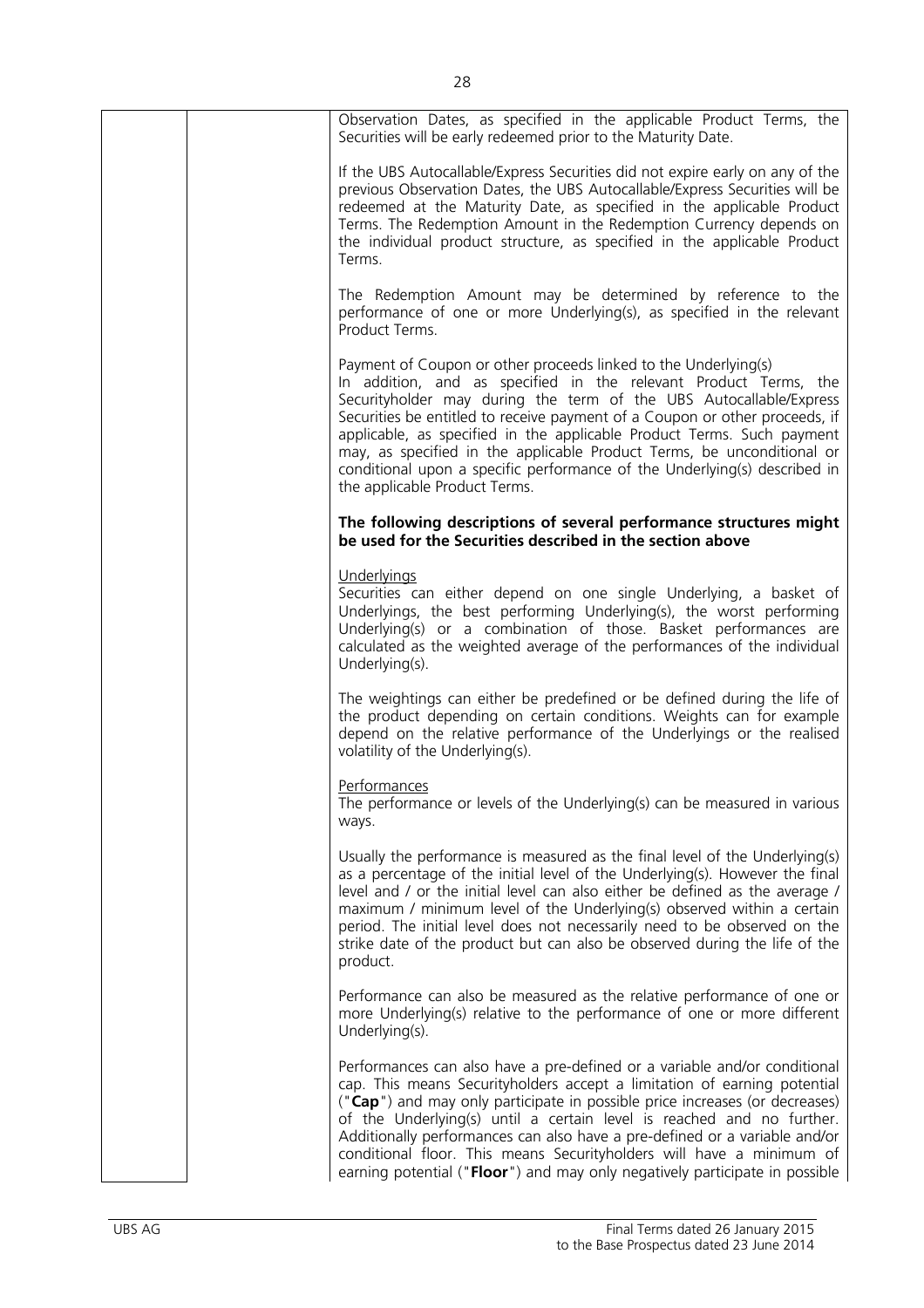Observation Dates, as specified in the applicable Product Terms, the Securities will be early redeemed prior to the Maturity Date.

If the UBS Autocallable/Express Securities did not expire early on any of the previous Observation Dates, the UBS Autocallable/Express Securities will be redeemed at the Maturity Date, as specified in the applicable Product Terms. The Redemption Amount in the Redemption Currency depends on the individual product structure, as specified in the applicable Product Terms.

The Redemption Amount may be determined by reference to the performance of one or more Underlying(s), as specified in the relevant Product Terms.

Payment of Coupon or other proceeds linked to the Underlying(s)
In addition, and as specified in the relevant Product Terms, the Securityholder may during the term of the UBS Autocallable/Express Securities be entitled to receive payment of a Coupon or other proceeds, if applicable, as specified in the applicable Product Terms. Such payment may, as specified in the applicable Product Terms, be unconditional or conditional upon a specific performance of the Underlying(s) described in the applicable Product Terms.

**The following descriptions of several performance structures might be used for the Securities described in the section above**

Underlyings
Securities can either depend on one single Underlying, a basket of Underlyings, the best performing Underlying(s), the worst performing Underlying(s) or a combination of those. Basket performances are calculated as the weighted average of the performances of the individual Underlying(s).

The weightings can either be predefined or be defined during the life of the product depending on certain conditions. Weights can for example depend on the relative performance of the Underlyings or the realised volatility of the Underlying(s).

Performances
The performance or levels of the Underlying(s) can be measured in various ways.

Usually the performance is measured as the final level of the Underlying(s) as a percentage of the initial level of the Underlying(s). However the final level and / or the initial level can also either be defined as the average / maximum / minimum level of the Underlying(s) observed within a certain period. The initial level does not necessarily need to be observed on the strike date of the product but can also be observed during the life of the product.

Performance can also be measured as the relative performance of one or more Underlying(s) relative to the performance of one or more different Underlying(s).

Performances can also have a pre-defined or a variable and/or conditional cap. This means Securityholders accept a limitation of earning potential ("**Cap**") and may only participate in possible price increases (or decreases) of the Underlying(s) until a certain level is reached and no further. Additionally performances can also have a pre-defined or a variable and/or conditional floor. This means Securityholders will have a minimum of earning potential ("**Floor**") and may only negatively participate in possible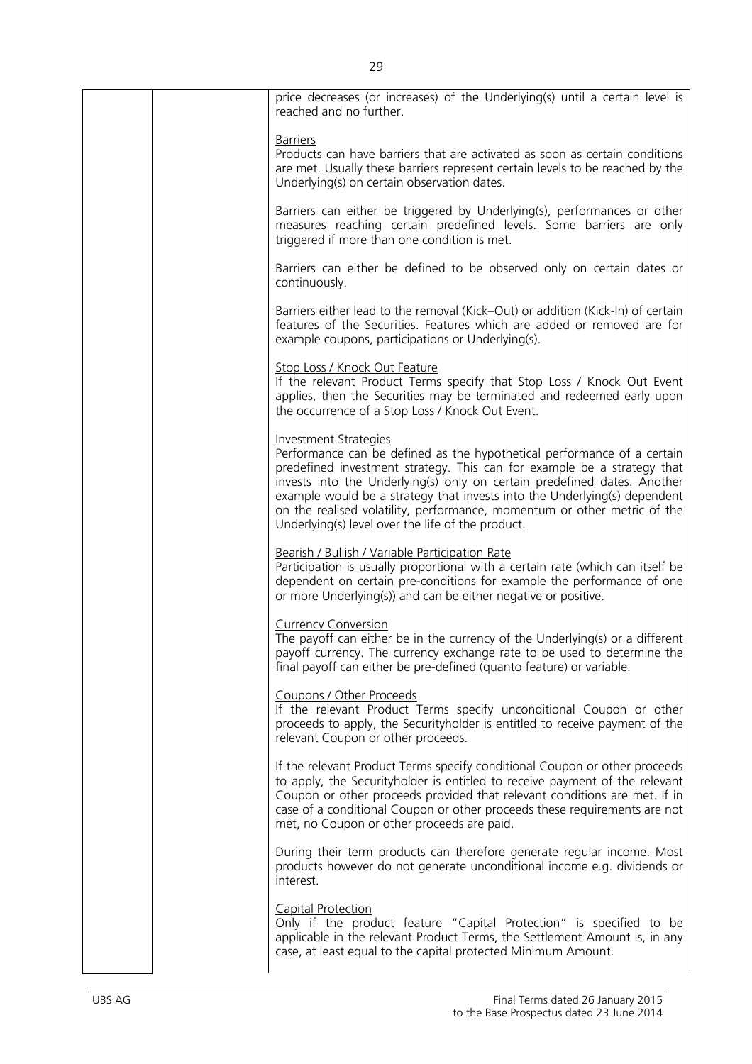price decreases (or increases) of the Underlying(s) until a certain level is reached and no further.

Barriers
Products can have barriers that are activated as soon as certain conditions are met. Usually these barriers represent certain levels to be reached by the Underlying(s) on certain observation dates.

Barriers can either be triggered by Underlying(s), performances or other measures reaching certain predefined levels. Some barriers are only triggered if more than one condition is met.

Barriers can either be defined to be observed only on certain dates or continuously.

Barriers either lead to the removal (Kick–Out) or addition (Kick-In) of certain features of the Securities. Features which are added or removed are for example coupons, participations or Underlying(s).

Stop Loss / Knock Out Feature
If the relevant Product Terms specify that Stop Loss / Knock Out Event applies, then the Securities may be terminated and redeemed early upon the occurrence of a Stop Loss / Knock Out Event.

Investment Strategies
Performance can be defined as the hypothetical performance of a certain predefined investment strategy. This can for example be a strategy that invests into the Underlying(s) only on certain predefined dates. Another example would be a strategy that invests into the Underlying(s) dependent on the realised volatility, performance, momentum or other metric of the Underlying(s) level over the life of the product.

Bearish / Bullish / Variable Participation Rate
Participation is usually proportional with a certain rate (which can itself be dependent on certain pre-conditions for example the performance of one or more Underlying(s)) and can be either negative or positive.

Currency Conversion
The payoff can either be in the currency of the Underlying(s) or a different payoff currency. The currency exchange rate to be used to determine the final payoff can either be pre-defined (quanto feature) or variable.

Coupons / Other Proceeds
If the relevant Product Terms specify unconditional Coupon or other proceeds to apply, the Securityholder is entitled to receive payment of the relevant Coupon or other proceeds.

If the relevant Product Terms specify conditional Coupon or other proceeds to apply, the Securityholder is entitled to receive payment of the relevant Coupon or other proceeds provided that relevant conditions are met. If in case of a conditional Coupon or other proceeds these requirements are not met, no Coupon or other proceeds are paid.

During their term products can therefore generate regular income. Most products however do not generate unconditional income e.g. dividends or interest.

Capital Protection
Only if the product feature "Capital Protection" is specified to be applicable in the relevant Product Terms, the Settlement Amount is, in any case, at least equal to the capital protected Minimum Amount.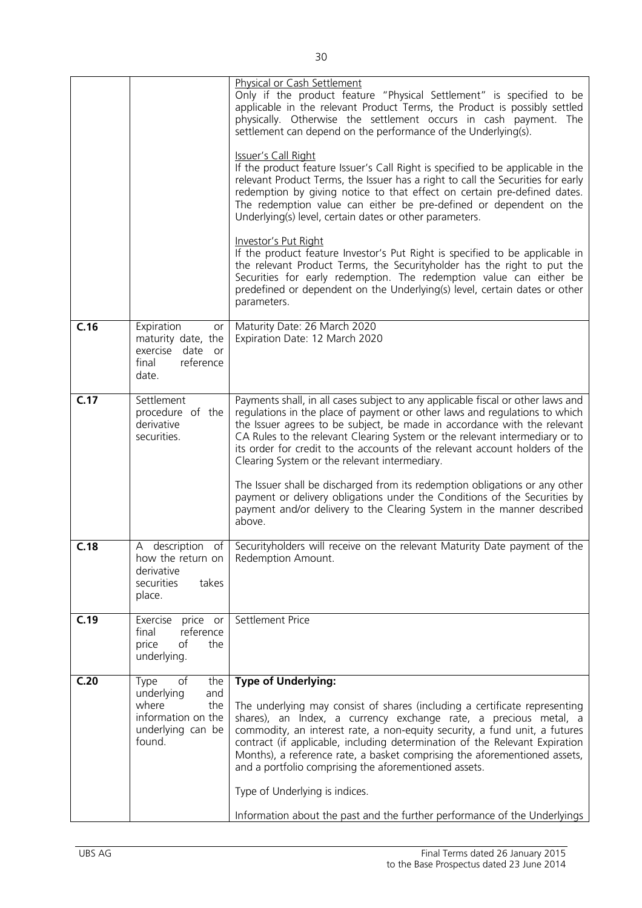| | | |
|---|---|---|
| | | Physical or Cash Settlement<br>Only if the product feature "Physical Settlement" is specified to be applicable in the relevant Product Terms, the Product is possibly settled physically. Otherwise the settlement occurs in cash payment. The settlement can depend on the performance of the Underlying(s).<br><br>Issuer's Call Right<br>If the product feature Issuer's Call Right is specified to be applicable in the relevant Product Terms, the Issuer has a right to call the Securities for early redemption by giving notice to that effect on certain pre-defined dates. The redemption value can either be pre-defined or dependent on the Underlying(s) level, certain dates or other parameters.<br><br>Investor's Put Right<br>If the product feature Investor's Put Right is specified to be applicable in the relevant Product Terms, the Securityholder has the right to put the Securities for early redemption. The redemption value can either be predefined or dependent on the Underlying(s) level, certain dates or other parameters. |
| **C.16** | Expiration or maturity date, the exercise date or final reference date. | Maturity Date: 26 March 2020<br>Expiration Date: 12 March 2020 |
| **C.17** | Settlement procedure of the derivative securities. | Payments shall, in all cases subject to any applicable fiscal or other laws and regulations in the place of payment or other laws and regulations to which the Issuer agrees to be subject, be made in accordance with the relevant CA Rules to the relevant Clearing System or the relevant intermediary or to its order for credit to the accounts of the relevant account holders of the Clearing System or the relevant intermediary.<br><br>The Issuer shall be discharged from its redemption obligations or any other payment or delivery obligations under the Conditions of the Securities by payment and/or delivery to the Clearing System in the manner described above. |
| **C.18** | A description of how the return on derivative securities takes place. | Securityholders will receive on the relevant Maturity Date payment of the Redemption Amount. |
| **C.19** | Exercise price or final reference price of the underlying. | Settlement Price |
| **C.20** | Type of the underlying and where the information on the underlying can be found. | **Type of Underlying:**<br><br>The underlying may consist of shares (including a certificate representing shares), an Index, a currency exchange rate, a precious metal, a commodity, an interest rate, a non-equity security, a fund unit, a futures contract (if applicable, including determination of the Relevant Expiration Months), a reference rate, a basket comprising the aforementioned assets, and a portfolio comprising the aforementioned assets.<br><br>Type of Underlying is indices.<br><br>Information about the past and the further performance of the Underlyings |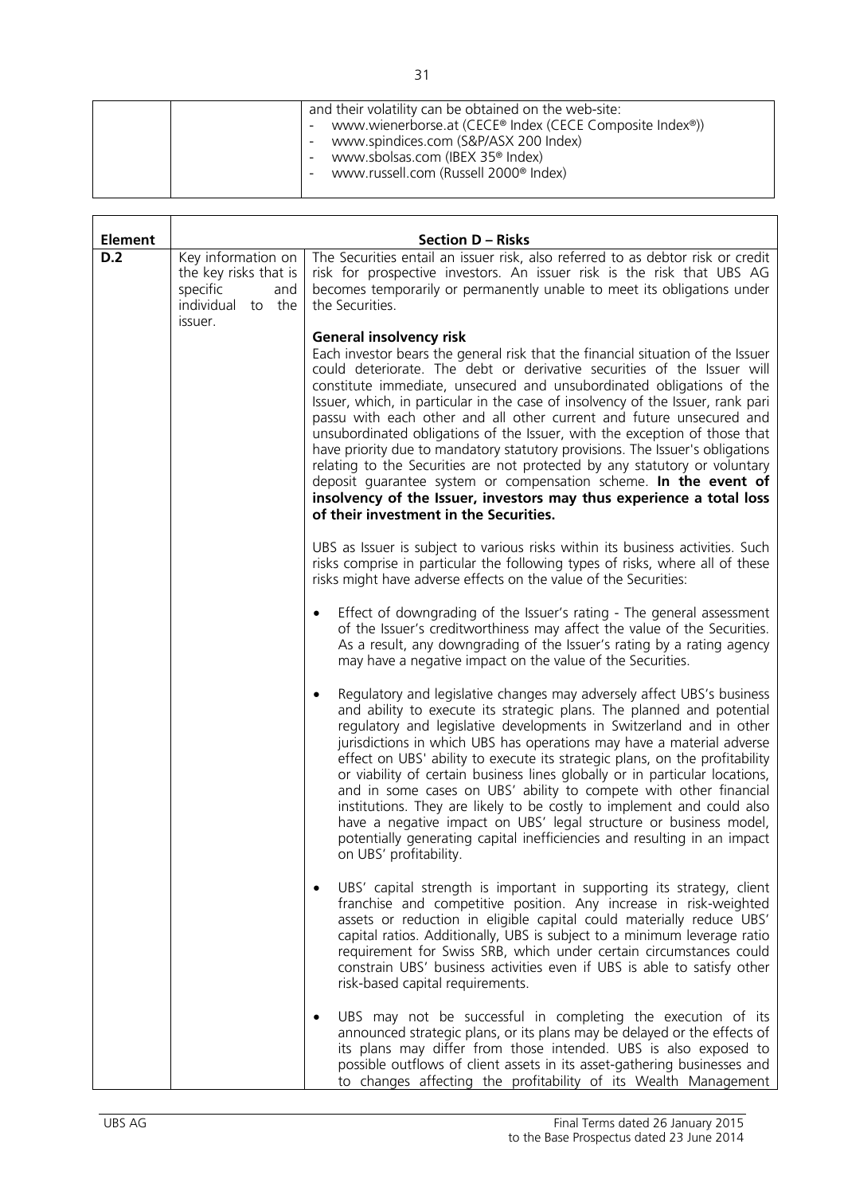| | | and their volatility can be obtained on the web-site:<br>- www.wienerborse.at (CECE® Index (CECE Composite Index®))<br>- www.spindices.com (S&P/ASX 200 Index)<br>- www.sbolsas.com (IBEX 35® Index)<br>- www.russell.com (Russell 2000® Index) |
|---|---|---|

| **Element** | **Section D – Risks** | |
|---|---|---|
| **D.2** | Key information on the key risks that is specific and individual to the issuer. | The Securities entail an issuer risk, also referred to as debtor risk or credit risk for prospective investors. An issuer risk is the risk that UBS AG becomes temporarily or permanently unable to meet its obligations under the Securities.<br><br>**General insolvency risk**<br>Each investor bears the general risk that the financial situation of the Issuer could deteriorate. The debt or derivative securities of the Issuer will constitute immediate, unsecured and unsubordinated obligations of the Issuer, which, in particular in the case of insolvency of the Issuer, rank pari passu with each other and all other current and future unsecured and unsubordinated obligations of the Issuer, with the exception of those that have priority due to mandatory statutory provisions. The Issuer's obligations relating to the Securities are not protected by any statutory or voluntary deposit guarantee system or compensation scheme. **In the event of insolvency of the Issuer, investors may thus experience a total loss of their investment in the Securities.**<br><br>UBS as Issuer is subject to various risks within its business activities. Such risks comprise in particular the following types of risks, where all of these risks might have adverse effects on the value of the Securities:<br><br>• Effect of downgrading of the Issuer's rating - The general assessment of the Issuer's creditworthiness may affect the value of the Securities. As a result, any downgrading of the Issuer's rating by a rating agency may have a negative impact on the value of the Securities.<br><br>• Regulatory and legislative changes may adversely affect UBS's business and ability to execute its strategic plans. The planned and potential regulatory and legislative developments in Switzerland and in other jurisdictions in which UBS has operations may have a material adverse effect on UBS' ability to execute its strategic plans, on the profitability or viability of certain business lines globally or in particular locations, and in some cases on UBS' ability to compete with other financial institutions. They are likely to be costly to implement and could also have a negative impact on UBS' legal structure or business model, potentially generating capital inefficiencies and resulting in an impact on UBS' profitability.<br><br>• UBS' capital strength is important in supporting its strategy, client franchise and competitive position. Any increase in risk-weighted assets or reduction in eligible capital could materially reduce UBS' capital ratios. Additionally, UBS is subject to a minimum leverage ratio requirement for Swiss SRB, which under certain circumstances could constrain UBS' business activities even if UBS is able to satisfy other risk-based capital requirements.<br><br>• UBS may not be successful in completing the execution of its announced strategic plans, or its plans may be delayed or the effects of its plans may differ from those intended. UBS is also exposed to possible outflows of client assets in its asset-gathering businesses and to changes affecting the profitability of its Wealth Management |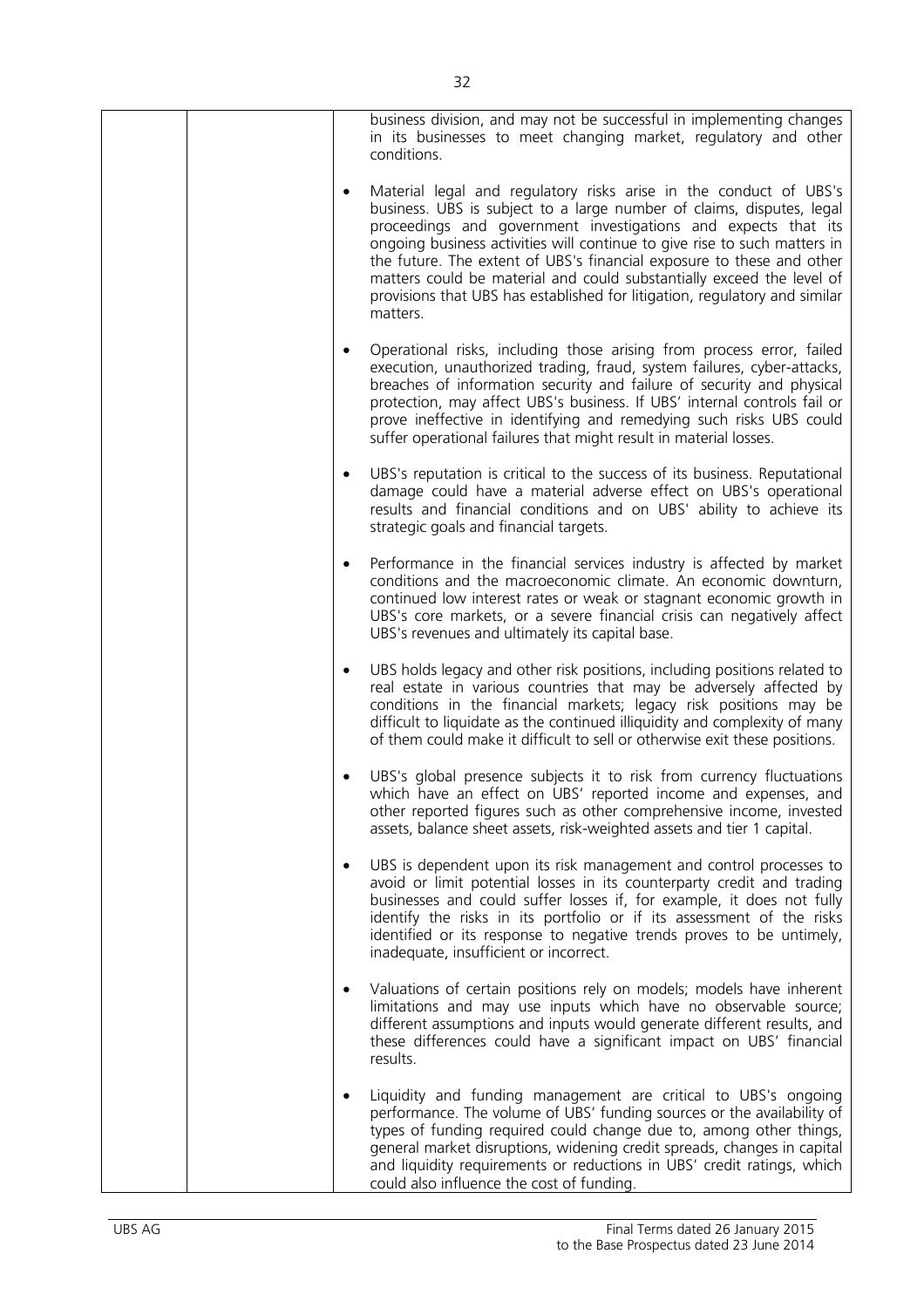| | | business division, and may not be successful in implementing changes in its businesses to meet changing market, regulatory and other conditions.<br><br>• Material legal and regulatory risks arise in the conduct of UBS's business. UBS is subject to a large number of claims, disputes, legal proceedings and government investigations and expects that its ongoing business activities will continue to give rise to such matters in the future. The extent of UBS's financial exposure to these and other matters could be material and could substantially exceed the level of provisions that UBS has established for litigation, regulatory and similar matters.<br><br>• Operational risks, including those arising from process error, failed execution, unauthorized trading, fraud, system failures, cyber-attacks, breaches of information security and failure of security and physical protection, may affect UBS's business. If UBS' internal controls fail or prove ineffective in identifying and remedying such risks UBS could suffer operational failures that might result in material losses.<br><br>• UBS's reputation is critical to the success of its business. Reputational damage could have a material adverse effect on UBS's operational results and financial conditions and on UBS' ability to achieve its strategic goals and financial targets.<br><br>• Performance in the financial services industry is affected by market conditions and the macroeconomic climate. An economic downturn, continued low interest rates or weak or stagnant economic growth in UBS's core markets, or a severe financial crisis can negatively affect UBS's revenues and ultimately its capital base.<br><br>• UBS holds legacy and other risk positions, including positions related to real estate in various countries that may be adversely affected by conditions in the financial markets; legacy risk positions may be difficult to liquidate as the continued illiquidity and complexity of many of them could make it difficult to sell or otherwise exit these positions.<br><br>• UBS's global presence subjects it to risk from currency fluctuations which have an effect on UBS' reported income and expenses, and other reported figures such as other comprehensive income, invested assets, balance sheet assets, risk-weighted assets and tier 1 capital.<br><br>• UBS is dependent upon its risk management and control processes to avoid or limit potential losses in its counterparty credit and trading businesses and could suffer losses if, for example, it does not fully identify the risks in its portfolio or if its assessment of the risks identified or its response to negative trends proves to be untimely, inadequate, insufficient or incorrect.<br><br>• Valuations of certain positions rely on models; models have inherent limitations and may use inputs which have no observable source; different assumptions and inputs would generate different results, and these differences could have a significant impact on UBS' financial results.<br><br>• Liquidity and funding management are critical to UBS's ongoing performance. The volume of UBS' funding sources or the availability of types of funding required could change due to, among other things, general market disruptions, widening credit spreads, changes in capital and liquidity requirements or reductions in UBS' credit ratings, which could also influence the cost of funding. |
|---|---|---|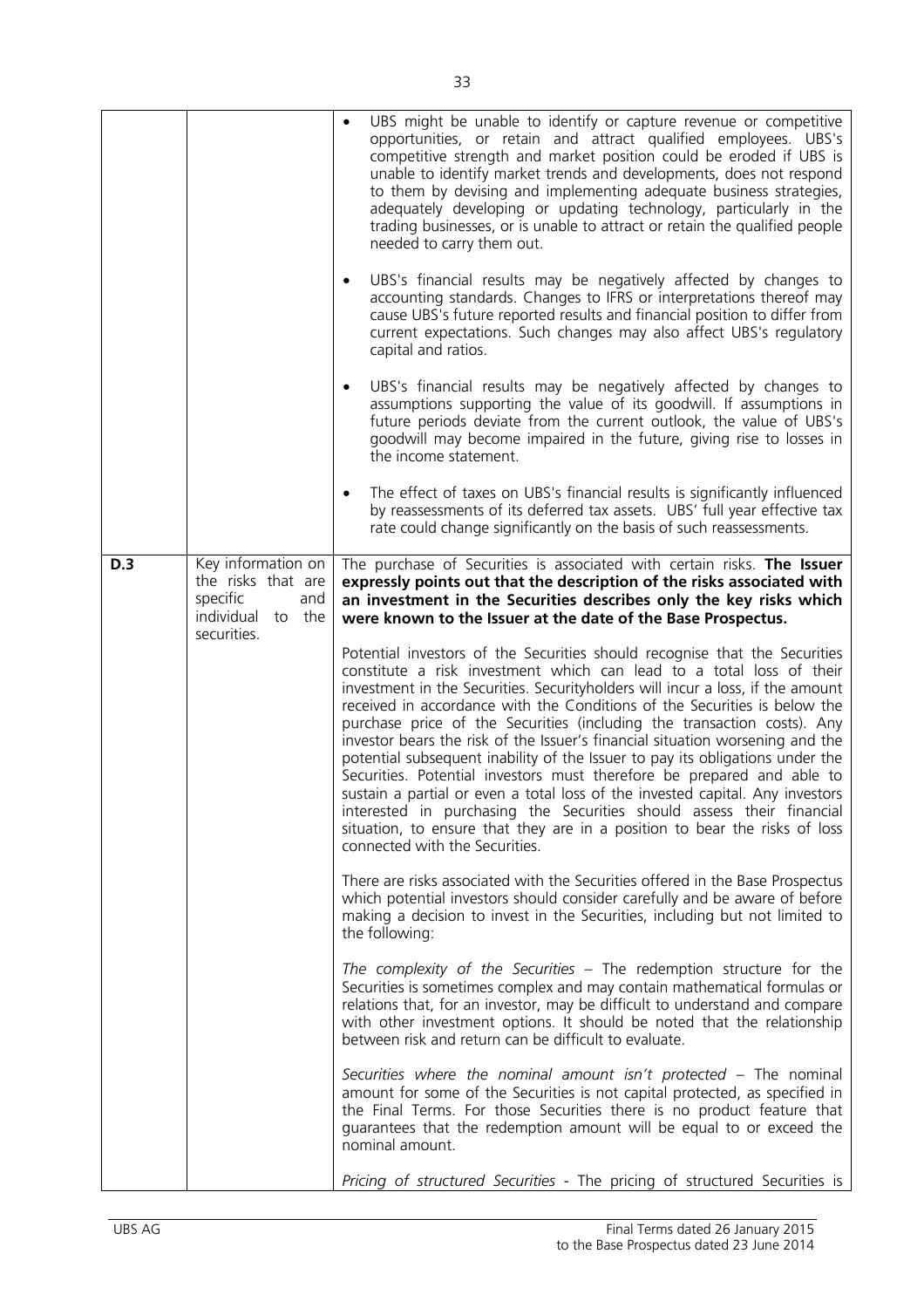| | | |
|---|---|---|
| | | • UBS might be unable to identify or capture revenue or competitive opportunities, or retain and attract qualified employees. UBS's competitive strength and market position could be eroded if UBS is unable to identify market trends and developments, does not respond to them by devising and implementing adequate business strategies, adequately developing or updating technology, particularly in the trading businesses, or is unable to attract or retain the qualified people needed to carry them out.<br><br>• UBS's financial results may be negatively affected by changes to accounting standards. Changes to IFRS or interpretations thereof may cause UBS's future reported results and financial position to differ from current expectations. Such changes may also affect UBS's regulatory capital and ratios.<br><br>• UBS's financial results may be negatively affected by changes to assumptions supporting the value of its goodwill. If assumptions in future periods deviate from the current outlook, the value of UBS's goodwill may become impaired in the future, giving rise to losses in the income statement.<br><br>• The effect of taxes on UBS's financial results is significantly influenced by reassessments of its deferred tax assets. UBS' full year effective tax rate could change significantly on the basis of such reassessments. |
| **D.3** | Key information on the risks that are specific and individual to the securities. | The purchase of Securities is associated with certain risks. **The Issuer expressly points out that the description of the risks associated with an investment in the Securities describes only the key risks which were known to the Issuer at the date of the Base Prospectus.**<br><br>Potential investors of the Securities should recognise that the Securities constitute a risk investment which can lead to a total loss of their investment in the Securities. Securityholders will incur a loss, if the amount received in accordance with the Conditions of the Securities is below the purchase price of the Securities (including the transaction costs). Any investor bears the risk of the Issuer's financial situation worsening and the potential subsequent inability of the Issuer to pay its obligations under the Securities. Potential investors must therefore be prepared and able to sustain a partial or even a total loss of the invested capital. Any investors interested in purchasing the Securities should assess their financial situation, to ensure that they are in a position to bear the risks of loss connected with the Securities.<br><br>There are risks associated with the Securities offered in the Base Prospectus which potential investors should consider carefully and be aware of before making a decision to invest in the Securities, including but not limited to the following:<br><br>*The complexity of the Securities* – The redemption structure for the Securities is sometimes complex and may contain mathematical formulas or relations that, for an investor, may be difficult to understand and compare with other investment options. It should be noted that the relationship between risk and return can be difficult to evaluate.<br><br>*Securities where the nominal amount isn't protected* – The nominal amount for some of the Securities is not capital protected, as specified in the Final Terms. For those Securities there is no product feature that guarantees that the redemption amount will be equal to or exceed the nominal amount.<br><br>*Pricing of structured Securities* - The pricing of structured Securities is |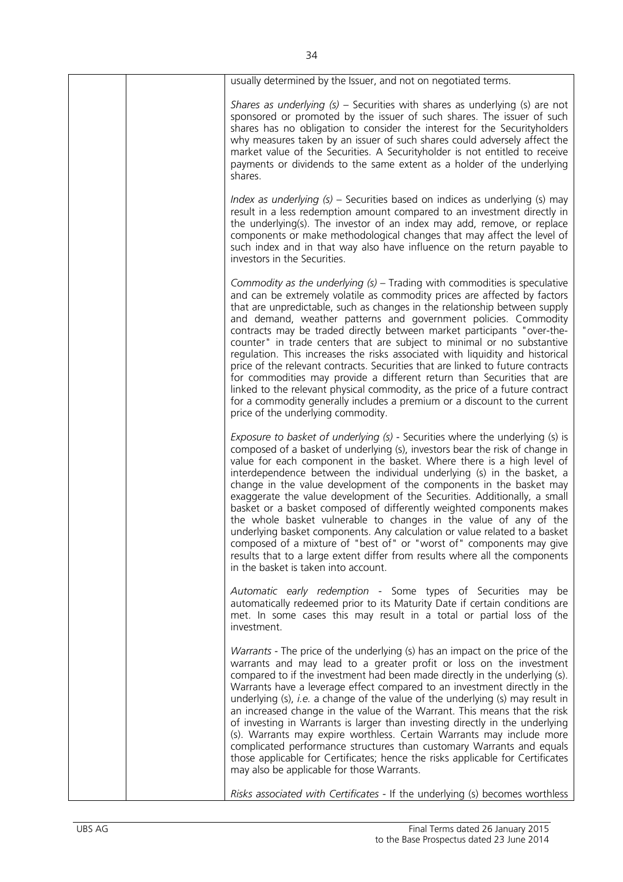| | | usually determined by the Issuer, and not on negotiated terms.<br><br>*Shares as underlying (s)* – Securities with shares as underlying (s) are not sponsored or promoted by the issuer of such shares. The issuer of such shares has no obligation to consider the interest for the Securityholders why measures taken by an issuer of such shares could adversely affect the market value of the Securities. A Securityholder is not entitled to receive payments or dividends to the same extent as a holder of the underlying shares.<br><br>*Index as underlying (s)* – Securities based on indices as underlying (s) may result in a less redemption amount compared to an investment directly in the underlying(s). The investor of an index may add, remove, or replace components or make methodological changes that may affect the level of such index and in that way also have influence on the return payable to investors in the Securities.<br><br>*Commodity as the underlying (s)* – Trading with commodities is speculative and can be extremely volatile as commodity prices are affected by factors that are unpredictable, such as changes in the relationship between supply and demand, weather patterns and government policies. Commodity contracts may be traded directly between market participants "over-the-counter" in trade centers that are subject to minimal or no substantive regulation. This increases the risks associated with liquidity and historical price of the relevant contracts. Securities that are linked to future contracts for commodities may provide a different return than Securities that are linked to the relevant physical commodity, as the price of a future contract for a commodity generally includes a premium or a discount to the current price of the underlying commodity.<br><br>*Exposure to basket of underlying (s)* - Securities where the underlying (s) is composed of a basket of underlying (s), investors bear the risk of change in value for each component in the basket. Where there is a high level of interdependence between the individual underlying (s) in the basket, a change in the value development of the components in the basket may exaggerate the value development of the Securities. Additionally, a small basket or a basket composed of differently weighted components makes the whole basket vulnerable to changes in the value of any of the underlying basket components. Any calculation or value related to a basket composed of a mixture of "best of" or "worst of" components may give results that to a large extent differ from results where all the components in the basket is taken into account.<br><br>*Automatic early redemption* - Some types of Securities may be automatically redeemed prior to its Maturity Date if certain conditions are met. In some cases this may result in a total or partial loss of the investment.<br><br>*Warrants* - The price of the underlying (s) has an impact on the price of the warrants and may lead to a greater profit or loss on the investment compared to if the investment had been made directly in the underlying (s). Warrants have a leverage effect compared to an investment directly in the underlying (s), *i.e.* a change of the value of the underlying (s) may result in an increased change in the value of the Warrant. This means that the risk of investing in Warrants is larger than investing directly in the underlying (s). Warrants may expire worthless. Certain Warrants may include more complicated performance structures than customary Warrants and equals those applicable for Certificates; hence the risks applicable for Certificates may also be applicable for those Warrants.<br><br>*Risks associated with Certificates* - If the underlying (s) becomes worthless |
|---|---|---|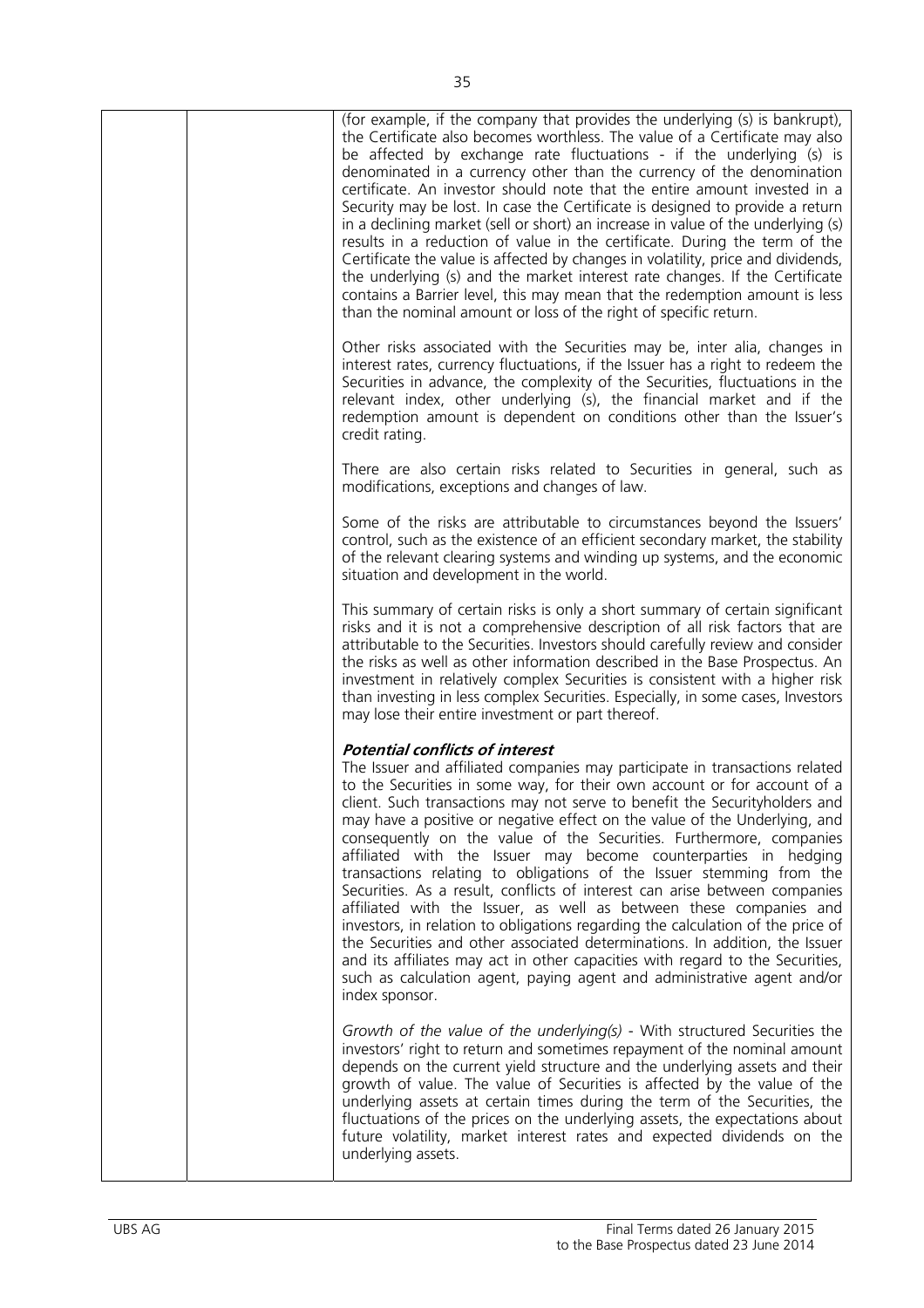| | | |
|---|---|---|
| | | (for example, if the company that provides the underlying (s) is bankrupt), the Certificate also becomes worthless. The value of a Certificate may also be affected by exchange rate fluctuations - if the underlying (s) is denominated in a currency other than the currency of the denomination certificate. An investor should note that the entire amount invested in a Security may be lost. In case the Certificate is designed to provide a return in a declining market (sell or short) an increase in value of the underlying (s) results in a reduction of value in the certificate. During the term of the Certificate the value is affected by changes in volatility, price and dividends, the underlying (s) and the market interest rate changes. If the Certificate contains a Barrier level, this may mean that the redemption amount is less than the nominal amount or loss of the right of specific return.<br><br>Other risks associated with the Securities may be, inter alia, changes in interest rates, currency fluctuations, if the Issuer has a right to redeem the Securities in advance, the complexity of the Securities, fluctuations in the relevant index, other underlying (s), the financial market and if the redemption amount is dependent on conditions other than the Issuer's credit rating.<br><br>There are also certain risks related to Securities in general, such as modifications, exceptions and changes of law.<br><br>Some of the risks are attributable to circumstances beyond the Issuers' control, such as the existence of an efficient secondary market, the stability of the relevant clearing systems and winding up systems, and the economic situation and development in the world.<br><br>This summary of certain risks is only a short summary of certain significant risks and it is not a comprehensive description of all risk factors that are attributable to the Securities. Investors should carefully review and consider the risks as well as other information described in the Base Prospectus. An investment in relatively complex Securities is consistent with a higher risk than investing in less complex Securities. Especially, in some cases, Investors may lose their entire investment or part thereof.<br><br>***Potential conflicts of interest***<br>The Issuer and affiliated companies may participate in transactions related to the Securities in some way, for their own account or for account of a client. Such transactions may not serve to benefit the Securityholders and may have a positive or negative effect on the value of the Underlying, and consequently on the value of the Securities. Furthermore, companies affiliated with the Issuer may become counterparties in hedging transactions relating to obligations of the Issuer stemming from the Securities. As a result, conflicts of interest can arise between companies affiliated with the Issuer, as well as between these companies and investors, in relation to obligations regarding the calculation of the price of the Securities and other associated determinations. In addition, the Issuer and its affiliates may act in other capacities with regard to the Securities, such as calculation agent, paying agent and administrative agent and/or index sponsor.<br><br>*Growth of the value of the underlying(s)* - With structured Securities the investors' right to return and sometimes repayment of the nominal amount depends on the current yield structure and the underlying assets and their growth of value. The value of Securities is affected by the value of the underlying assets at certain times during the term of the Securities, the fluctuations of the prices on the underlying assets, the expectations about future volatility, market interest rates and expected dividends on the underlying assets. |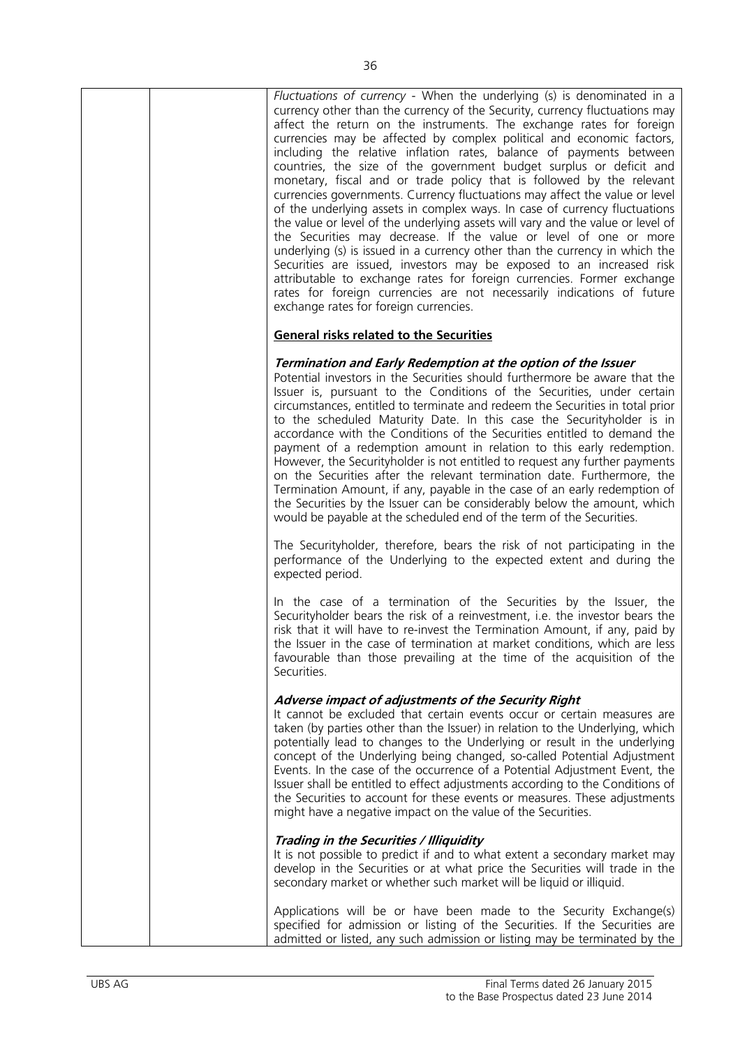*Fluctuations of currency* - When the underlying (s) is denominated in a currency other than the currency of the Security, currency fluctuations may affect the return on the instruments. The exchange rates for foreign currencies may be affected by complex political and economic factors, including the relative inflation rates, balance of payments between countries, the size of the government budget surplus or deficit and monetary, fiscal and or trade policy that is followed by the relevant currencies governments. Currency fluctuations may affect the value or level of the underlying assets in complex ways. In case of currency fluctuations the value or level of the underlying assets will vary and the value or level of the Securities may decrease. If the value or level of one or more underlying (s) is issued in a currency other than the currency in which the Securities are issued, investors may be exposed to an increased risk attributable to exchange rates for foreign currencies. Former exchange rates for foreign currencies are not necessarily indications of future exchange rates for foreign currencies.

**General risks related to the Securities**

***Termination and Early Redemption at the option of the Issuer***

Potential investors in the Securities should furthermore be aware that the Issuer is, pursuant to the Conditions of the Securities, under certain circumstances, entitled to terminate and redeem the Securities in total prior to the scheduled Maturity Date. In this case the Securityholder is in accordance with the Conditions of the Securities entitled to demand the payment of a redemption amount in relation to this early redemption. However, the Securityholder is not entitled to request any further payments on the Securities after the relevant termination date. Furthermore, the Termination Amount, if any, payable in the case of an early redemption of the Securities by the Issuer can be considerably below the amount, which would be payable at the scheduled end of the term of the Securities.

The Securityholder, therefore, bears the risk of not participating in the performance of the Underlying to the expected extent and during the expected period.

In the case of a termination of the Securities by the Issuer, the Securityholder bears the risk of a reinvestment, i.e. the investor bears the risk that it will have to re-invest the Termination Amount, if any, paid by the Issuer in the case of termination at market conditions, which are less favourable than those prevailing at the time of the acquisition of the Securities.

***Adverse impact of adjustments of the Security Right***

It cannot be excluded that certain events occur or certain measures are taken (by parties other than the Issuer) in relation to the Underlying, which potentially lead to changes to the Underlying or result in the underlying concept of the Underlying being changed, so-called Potential Adjustment Events. In the case of the occurrence of a Potential Adjustment Event, the Issuer shall be entitled to effect adjustments according to the Conditions of the Securities to account for these events or measures. These adjustments might have a negative impact on the value of the Securities.

***Trading in the Securities / Illiquidity***

It is not possible to predict if and to what extent a secondary market may develop in the Securities or at what price the Securities will trade in the secondary market or whether such market will be liquid or illiquid.

Applications will be or have been made to the Security Exchange(s) specified for admission or listing of the Securities. If the Securities are admitted or listed, any such admission or listing may be terminated by the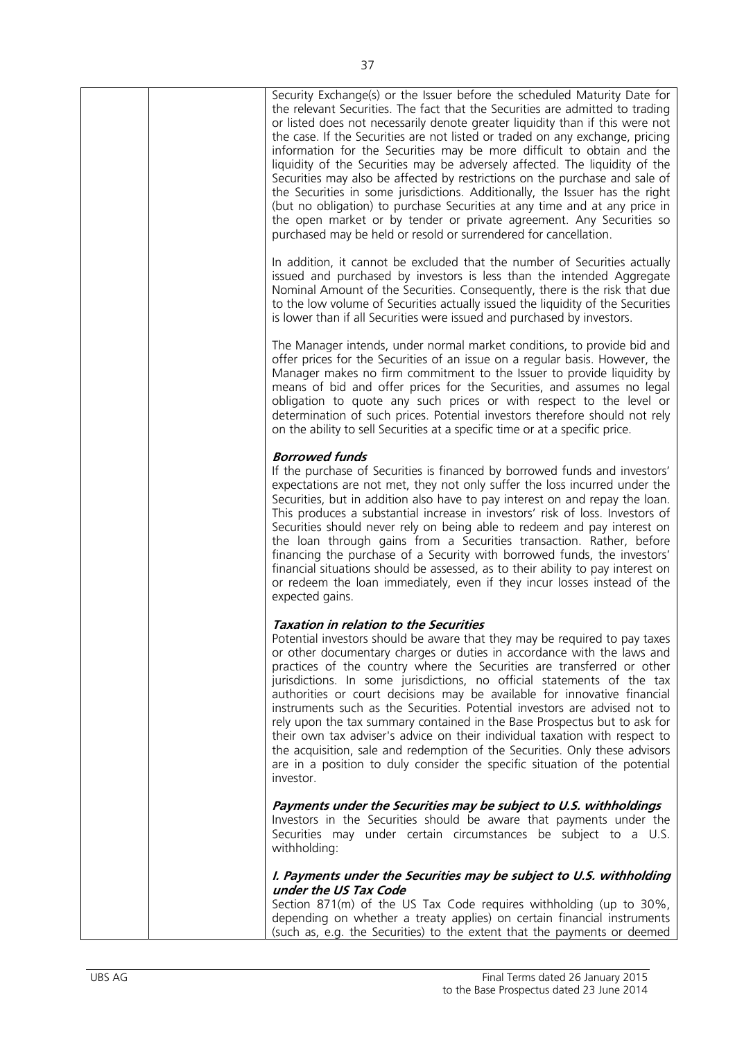Security Exchange(s) or the Issuer before the scheduled Maturity Date for the relevant Securities. The fact that the Securities are admitted to trading or listed does not necessarily denote greater liquidity than if this were not the case. If the Securities are not listed or traded on any exchange, pricing information for the Securities may be more difficult to obtain and the liquidity of the Securities may be adversely affected. The liquidity of the Securities may also be affected by restrictions on the purchase and sale of the Securities in some jurisdictions. Additionally, the Issuer has the right (but no obligation) to purchase Securities at any time and at any price in the open market or by tender or private agreement. Any Securities so purchased may be held or resold or surrendered for cancellation.

In addition, it cannot be excluded that the number of Securities actually issued and purchased by investors is less than the intended Aggregate Nominal Amount of the Securities. Consequently, there is the risk that due to the low volume of Securities actually issued the liquidity of the Securities is lower than if all Securities were issued and purchased by investors.

The Manager intends, under normal market conditions, to provide bid and offer prices for the Securities of an issue on a regular basis. However, the Manager makes no firm commitment to the Issuer to provide liquidity by means of bid and offer prices for the Securities, and assumes no legal obligation to quote any such prices or with respect to the level or determination of such prices. Potential investors therefore should not rely on the ability to sell Securities at a specific time or at a specific price.

***Borrowed funds***

If the purchase of Securities is financed by borrowed funds and investors' expectations are not met, they not only suffer the loss incurred under the Securities, but in addition also have to pay interest on and repay the loan. This produces a substantial increase in investors' risk of loss. Investors of Securities should never rely on being able to redeem and pay interest on the loan through gains from a Securities transaction. Rather, before financing the purchase of a Security with borrowed funds, the investors' financial situations should be assessed, as to their ability to pay interest on or redeem the loan immediately, even if they incur losses instead of the expected gains.

***Taxation in relation to the Securities***

Potential investors should be aware that they may be required to pay taxes or other documentary charges or duties in accordance with the laws and practices of the country where the Securities are transferred or other jurisdictions. In some jurisdictions, no official statements of the tax authorities or court decisions may be available for innovative financial instruments such as the Securities. Potential investors are advised not to rely upon the tax summary contained in the Base Prospectus but to ask for their own tax adviser's advice on their individual taxation with respect to the acquisition, sale and redemption of the Securities. Only these advisors are in a position to duly consider the specific situation of the potential investor.

***Payments under the Securities may be subject to U.S. withholdings***

Investors in the Securities should be aware that payments under the Securities may under certain circumstances be subject to a U.S. withholding:

***I. Payments under the Securities may be subject to U.S. withholding under the US Tax Code***

Section 871(m) of the US Tax Code requires withholding (up to 30%, depending on whether a treaty applies) on certain financial instruments (such as, e.g. the Securities) to the extent that the payments or deemed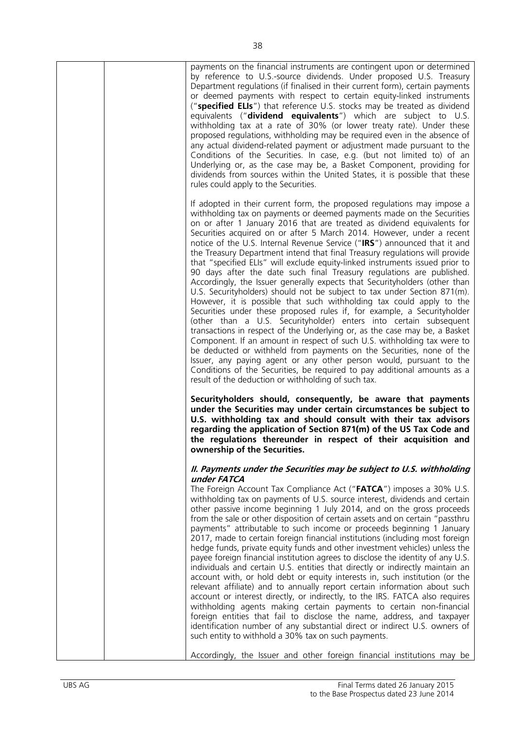payments on the financial instruments are contingent upon or determined by reference to U.S.-source dividends. Under proposed U.S. Treasury Department regulations (if finalised in their current form), certain payments or deemed payments with respect to certain equity-linked instruments ("**specified ELIs**") that reference U.S. stocks may be treated as dividend equivalents ("**dividend equivalents**") which are subject to U.S. withholding tax at a rate of 30% (or lower treaty rate). Under these proposed regulations, withholding may be required even in the absence of any actual dividend-related payment or adjustment made pursuant to the Conditions of the Securities. In case, e.g. (but not limited to) of an Underlying or, as the case may be, a Basket Component, providing for dividends from sources within the United States, it is possible that these rules could apply to the Securities.

If adopted in their current form, the proposed regulations may impose a withholding tax on payments or deemed payments made on the Securities on or after 1 January 2016 that are treated as dividend equivalents for Securities acquired on or after 5 March 2014. However, under a recent notice of the U.S. Internal Revenue Service ("**IRS**") announced that it and the Treasury Department intend that final Treasury regulations will provide that "specified ELIs" will exclude equity-linked instruments issued prior to 90 days after the date such final Treasury regulations are published. Accordingly, the Issuer generally expects that Securityholders (other than U.S. Securityholders) should not be subject to tax under Section 871(m). However, it is possible that such withholding tax could apply to the Securities under these proposed rules if, for example, a Securityholder (other than a U.S. Securityholder) enters into certain subsequent transactions in respect of the Underlying or, as the case may be, a Basket Component. If an amount in respect of such U.S. withholding tax were to be deducted or withheld from payments on the Securities, none of the Issuer, any paying agent or any other person would, pursuant to the Conditions of the Securities, be required to pay additional amounts as a result of the deduction or withholding of such tax.

**Securityholders should, consequently, be aware that payments under the Securities may under certain circumstances be subject to U.S. withholding tax and should consult with their tax advisors regarding the application of Section 871(m) of the US Tax Code and the regulations thereunder in respect of their acquisition and ownership of the Securities.**

***II. Payments under the Securities may be subject to U.S. withholding under FATCA***

The Foreign Account Tax Compliance Act ("**FATCA**") imposes a 30% U.S. withholding tax on payments of U.S. source interest, dividends and certain other passive income beginning 1 July 2014, and on the gross proceeds from the sale or other disposition of certain assets and on certain "passthru payments" attributable to such income or proceeds beginning 1 January 2017, made to certain foreign financial institutions (including most foreign hedge funds, private equity funds and other investment vehicles) unless the payee foreign financial institution agrees to disclose the identity of any U.S. individuals and certain U.S. entities that directly or indirectly maintain an account with, or hold debt or equity interests in, such institution (or the relevant affiliate) and to annually report certain information about such account or interest directly, or indirectly, to the IRS. FATCA also requires withholding agents making certain payments to certain non-financial foreign entities that fail to disclose the name, address, and taxpayer identification number of any substantial direct or indirect U.S. owners of such entity to withhold a 30% tax on such payments.

Accordingly, the Issuer and other foreign financial institutions may be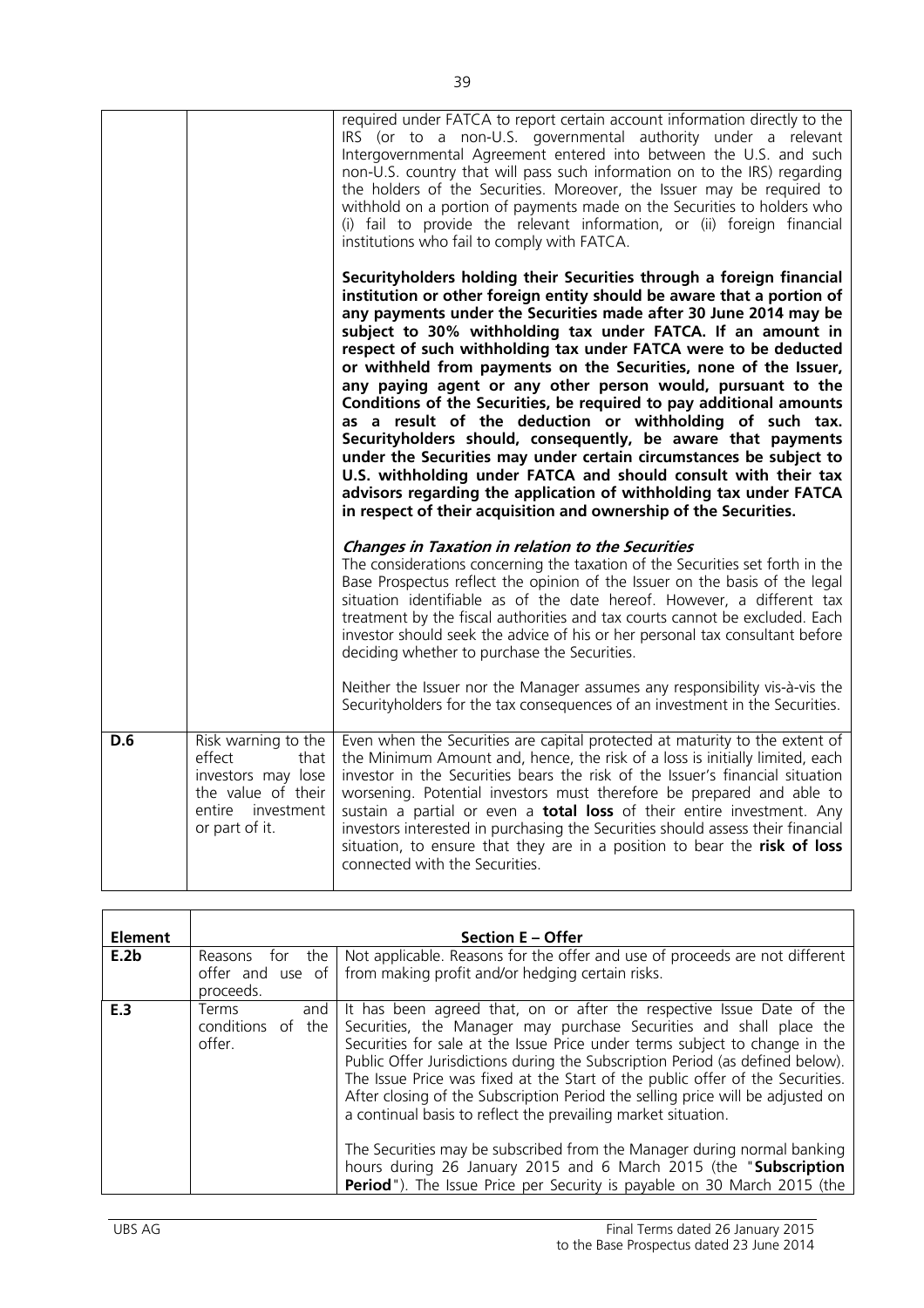| | | |
|---|---|---|
| | | required under FATCA to report certain account information directly to the IRS (or to a non-U.S. governmental authority under a relevant Intergovernmental Agreement entered into between the U.S. and such non-U.S. country that will pass such information on to the IRS) regarding the holders of the Securities. Moreover, the Issuer may be required to withhold on a portion of payments made on the Securities to holders who (i) fail to provide the relevant information, or (ii) foreign financial institutions who fail to comply with FATCA.<br><br>**Securityholders holding their Securities through a foreign financial institution or other foreign entity should be aware that a portion of any payments under the Securities made after 30 June 2014 may be subject to 30% withholding tax under FATCA. If an amount in respect of such withholding tax under FATCA were to be deducted or withheld from payments on the Securities, none of the Issuer, any paying agent or any other person would, pursuant to the Conditions of the Securities, be required to pay additional amounts as a result of the deduction or withholding of such tax. Securityholders should, consequently, be aware that payments under the Securities may under certain circumstances be subject to U.S. withholding under FATCA and should consult with their tax advisors regarding the application of withholding tax under FATCA in respect of their acquisition and ownership of the Securities.**<br><br>***Changes in Taxation in relation to the Securities***<br>The considerations concerning the taxation of the Securities set forth in the Base Prospectus reflect the opinion of the Issuer on the basis of the legal situation identifiable as of the date hereof. However, a different tax treatment by the fiscal authorities and tax courts cannot be excluded. Each investor should seek the advice of his or her personal tax consultant before deciding whether to purchase the Securities.<br><br>Neither the Issuer nor the Manager assumes any responsibility vis-à-vis the Securityholders for the tax consequences of an investment in the Securities. |
| **D.6** | Risk warning to the effect that investors may lose the value of their entire investment or part of it. | Even when the Securities are capital protected at maturity to the extent of the Minimum Amount and, hence, the risk of a loss is initially limited, each investor in the Securities bears the risk of the Issuer's financial situation worsening. Potential investors must therefore be prepared and able to sustain a partial or even a **total loss** of their entire investment. Any investors interested in purchasing the Securities should assess their financial situation, to ensure that they are in a position to bear the **risk of loss** connected with the Securities. |

| **Element** | **Section E – Offer** | |
|---|---|---|
| **E.2b** | Reasons for the offer and use of proceeds. | Not applicable. Reasons for the offer and use of proceeds are not different from making profit and/or hedging certain risks. |
| **E.3** | Terms and conditions of the offer. | It has been agreed that, on or after the respective Issue Date of the Securities, the Manager may purchase Securities and shall place the Securities for sale at the Issue Price under terms subject to change in the Public Offer Jurisdictions during the Subscription Period (as defined below). The Issue Price was fixed at the Start of the public offer of the Securities. After closing of the Subscription Period the selling price will be adjusted on a continual basis to reflect the prevailing market situation.<br><br>The Securities may be subscribed from the Manager during normal banking hours during 26 January 2015 and 6 March 2015 (the "**Subscription Period**"). The Issue Price per Security is payable on 30 March 2015 (the |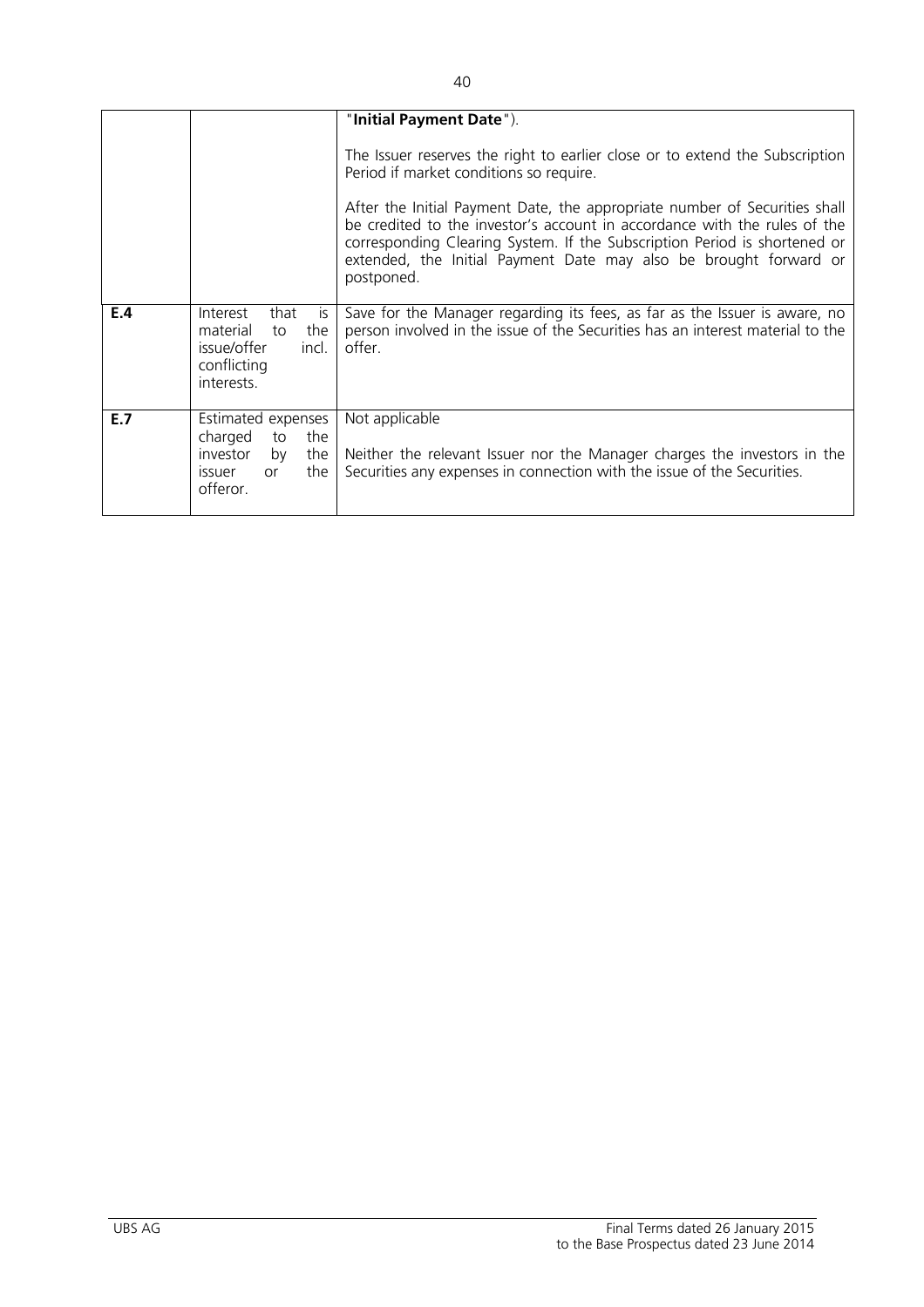| | | |
|---|---|---|
| | | "**Initial Payment Date**").<br><br>The Issuer reserves the right to earlier close or to extend the Subscription Period if market conditions so require.<br><br>After the Initial Payment Date, the appropriate number of Securities shall be credited to the investor's account in accordance with the rules of the corresponding Clearing System. If the Subscription Period is shortened or extended, the Initial Payment Date may also be brought forward or postponed. |
| **E.4** | Interest that is material to the issue/offer incl. conflicting interests. | Save for the Manager regarding its fees, as far as the Issuer is aware, no person involved in the issue of the Securities has an interest material to the offer. |
| **E.7** | Estimated expenses charged to the investor by the issuer or the offeror. | Not applicable<br><br>Neither the relevant Issuer nor the Manager charges the investors in the Securities any expenses in connection with the issue of the Securities. |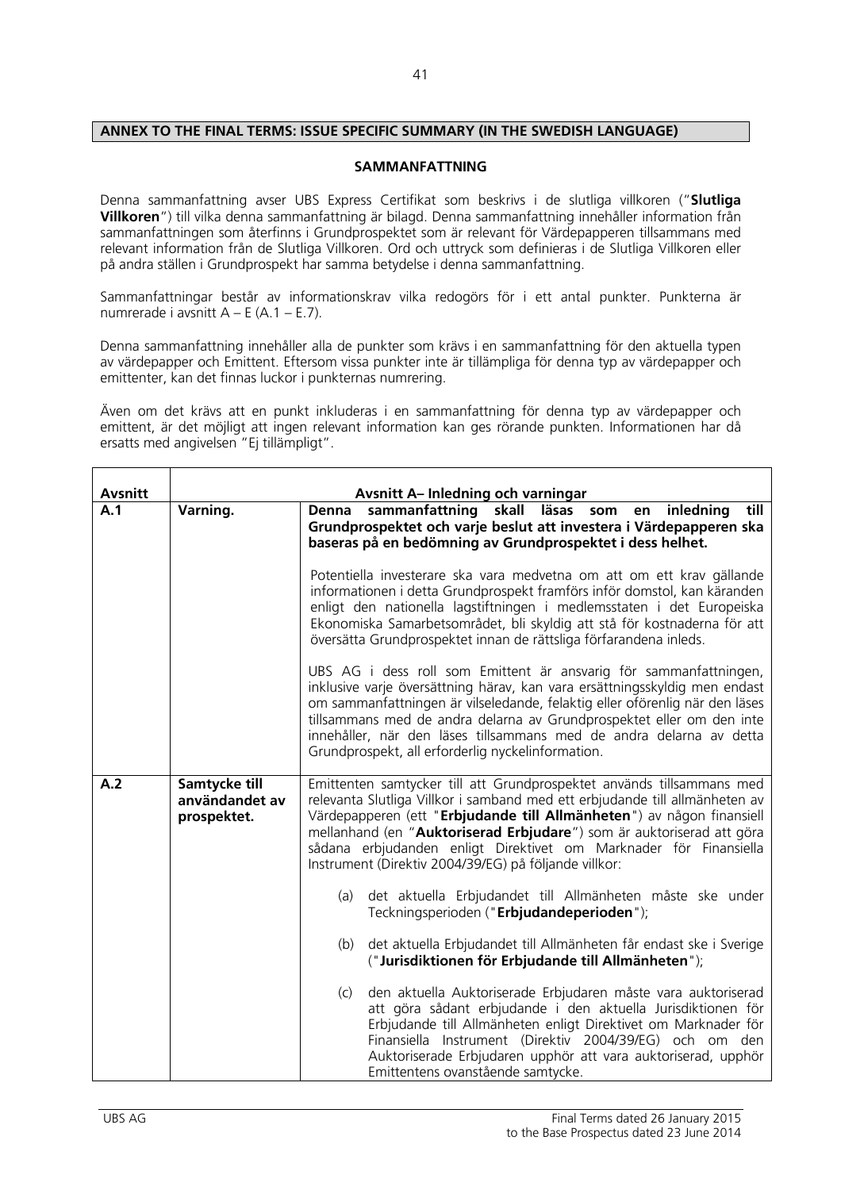## ANNEX TO THE FINAL TERMS: ISSUE SPECIFIC SUMMARY (IN THE SWEDISH LANGUAGE)

### SAMMANFATTNING

Denna sammanfattning avser UBS Express Certifikat som beskrivs i de slutliga villkoren ("**Slutliga Villkoren**") till vilka denna sammanfattning är bilagd. Denna sammanfattning innehåller information från sammanfattningen som återfinns i Grundprospektet som är relevant för Värdepapperen tillsammans med relevant information från de Slutliga Villkoren. Ord och uttryck som definieras i de Slutliga Villkoren eller på andra ställen i Grundprospekt har samma betydelse i denna sammanfattning.

Sammanfattningar består av informationskrav vilka redogörs för i ett antal punkter. Punkterna är numrerade i avsnitt A – E (A.1 – E.7).

Denna sammanfattning innehåller alla de punkter som krävs i en sammanfattning för den aktuella typen av värdepapper och Emittent. Eftersom vissa punkter inte är tillämpliga för denna typ av värdepapper och emittenter, kan det finnas luckor i punkternas numrering.

Även om det krävs att en punkt inkluderas i en sammanfattning för denna typ av värdepapper och emittent, är det möjligt att ingen relevant information kan ges rörande punkten. Informationen har då ersatts med angivelsen "Ej tillämpligt".

| **Avsnitt** | **Avsnitt A– Inledning och varningar** | |
|---|---|---|
| **A.1** | **Varning.** | **Denna sammanfattning skall läsas som en inledning till Grundprospektet och varje beslut att investera i Värdepapperen ska baseras på en bedömning av Grundprospektet i dess helhet.**<br><br>Potentiella investerare ska vara medvetna om att om ett krav gällande informationen i detta Grundprospekt framförs inför domstol, kan käranden enligt den nationella lagstiftningen i medlemsstaten i det Europeiska Ekonomiska Samarbetsområdet, bli skyldig att stå för kostnaderna för att översätta Grundprospektet innan de rättsliga förfarandena inleds.<br><br>UBS AG i dess roll som Emittent är ansvarig för sammanfattningen, inklusive varje översättning härav, kan vara ersättningsskyldig men endast om sammanfattningen är vilseledande, felaktig eller oförenlig när den läses tillsammans med de andra delarna av Grundprospektet eller om den inte innehåller, när den läses tillsammans med de andra delarna av detta Grundprospekt, all erforderlig nyckelinformation. |
| **A.2** | **Samtycke till användandet av prospektet.** | Emittenten samtycker till att Grundprospektet används tillsammans med relevanta Slutliga Villkor i samband med ett erbjudande till allmänheten av Värdepapperen (ett "**Erbjudande till Allmänheten**") av någon finansiell mellanhand (en "**Auktoriserad Erbjudare**") som är auktoriserad att göra sådana erbjudanden enligt Direktivet om Marknader för Finansiella Instrument (Direktiv 2004/39/EG) på följande villkor:<br><br>(a) det aktuella Erbjudandet till Allmänheten måste ske under Teckningsperioden ("**Erbjudandeperioden**");<br><br>(b) det aktuella Erbjudandet till Allmänheten får endast ske i Sverige ("**Jurisdiktionen för Erbjudande till Allmänheten**");<br><br>(c) den aktuella Auktoriserade Erbjudaren måste vara auktoriserad att göra sådant erbjudande i den aktuella Jurisdiktionen för Erbjudande till Allmänheten enligt Direktivet om Marknader för Finansiella Instrument (Direktiv 2004/39/EG) och om den Auktoriserade Erbjudaren upphör att vara auktoriserad, upphör Emittentens ovanstående samtycke. |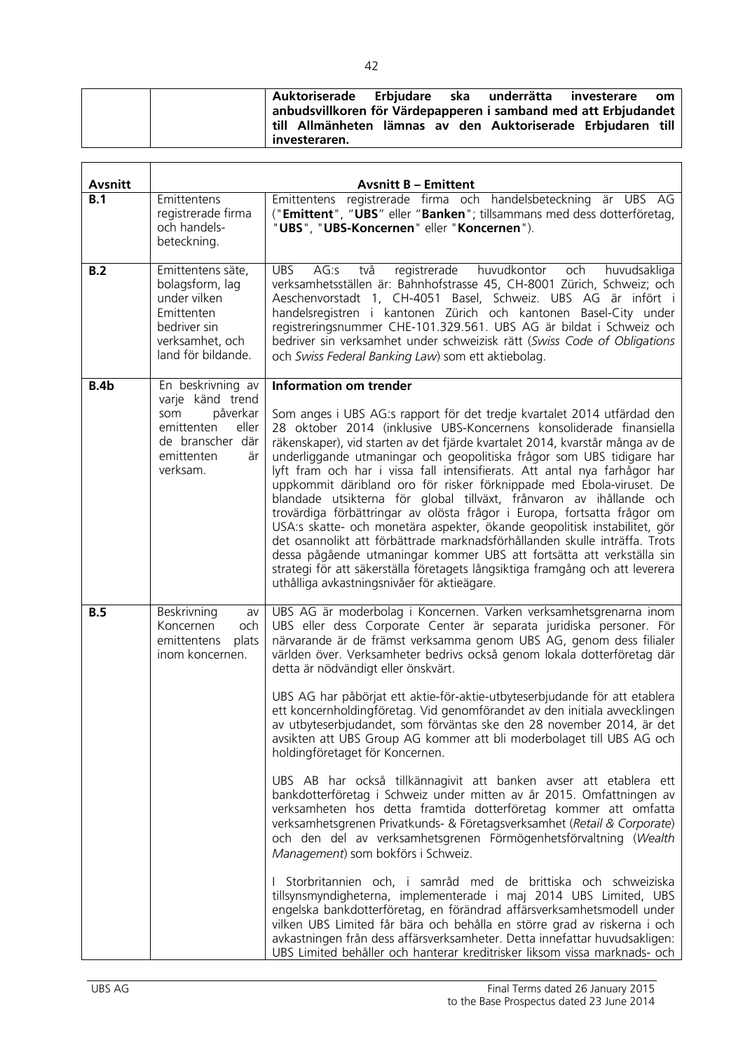| | | **Auktoriserade Erbjudare ska underrätta investerare om anbudsvillkoren för Värdepapperen i samband med att Erbjudandet till Allmänheten lämnas av den Auktoriserade Erbjudaren till investeraren.** |
|---|---|---|

| **Avsnitt** | **Avsnitt B – Emittent** | |
|---|---|---|
| **B.1** | Emittentens registrerade firma och handelsbeteckning. | Emittentens registrerade firma och handelsbeteckning är UBS AG ("**Emittent**", "**UBS**" eller "**Banken**"; tillsammans med dess dotterföretag, "**UBS**", "**UBS-Koncernen**" eller "**Koncernen**"). |
| **B.2** | Emittentens säte, bolagsform, lag under vilken Emittenten bedriver sin verksamhet, och land för bildande. | UBS AG:s två registrerade huvudkontor och huvudsakliga verksamhetsställen är: Bahnhofstrasse 45, CH-8001 Zürich, Schweiz; och Aeschenvorstadt 1, CH-4051 Basel, Schweiz. UBS AG är infört i handelsregistren i kantonen Zürich och kantonen Basel-City under registreringsnummer CHE-101.329.561. UBS AG är bildat i Schweiz och bedriver sin verksamhet under schweizisk rätt (*Swiss Code of Obligations* och *Swiss Federal Banking Law*) som ett aktiebolag. |
| **B.4b** | En beskrivning av varje känd trend som påverkar emittenten eller de branscher där emittenten är verksam. | **Information om trender**<br><br>Som anges i UBS AG:s rapport för det tredje kvartalet 2014 utfärdad den 28 oktober 2014 (inklusive UBS-Koncernens konsoliderade finansiella räkenskaper), vid starten av det fjärde kvartalet 2014, kvarstår många av de underliggande utmaningar och geopolitiska frågor som UBS tidigare har lyft fram och har i vissa fall intensifierats. Att antal nya farhågor har uppkommit däribland oro för risker förknippade med Ebola-viruset. De blandade utsikterna för global tillväxt, frånvaron av ihållande och trovärdiga förbättringar av olösta frågor i Europa, fortsatta frågor om USA:s skatte- och monetära aspekter, ökande geopolitisk instabilitet, gör det osannolikt att förbättrade marknadsförhållanden skulle inträffa. Trots dessa pågående utmaningar kommer UBS att fortsätta att verkställa sin strategi för att säkerställa företagets långsiktiga framgång och att leverera uthålliga avkastningsnivåer för aktieägare. |
| **B.5** | Beskrivning av Koncernen och emittentens plats inom koncernen. | UBS AG är moderbolag i Koncernen. Varken verksamhetsgrenarna inom UBS eller dess Corporate Center är separata juridiska personer. För närvarande är de främst verksamma genom UBS AG, genom dess filialer världen över. Verksamheter bedrivs också genom lokala dotterföretag där detta är nödvändigt eller önskvärt.<br><br>UBS AG har påbörjat ett aktie-för-aktie-utbyteserbjudande för att etablera ett koncernholdingföretag. Vid genomförandet av den initiala avvecklingen av utbyteserbjudandet, som förväntas ske den 28 november 2014, är det avsikten att UBS Group AG kommer att bli moderbolaget till UBS AG och holdingföretaget för Koncernen.<br><br>UBS AB har också tillkännagivit att banken avser att etablera ett bankdotterföretag i Schweiz under mitten av år 2015. Omfattningen av verksamheten hos detta framtida dotterföretag kommer att omfatta verksamhetsgrenen Privatkunds- & Företagsverksamhet (*Retail & Corporate*) och den del av verksamhetsgrenen Förmögenhetsförvaltning (*Wealth Management*) som bokförs i Schweiz.<br><br>I Storbritannien och, i samråd med de brittiska och schweiziska tillsynsmyndigheterna, implementerade i maj 2014 UBS Limited, UBS engelska bankdotterföretag, en förändrad affärsverksamhetsmodell under vilken UBS Limited får bära och behålla en större grad av riskerna i och avkastningen från dess affärsverksamheter. Detta innefattar huvudsakligen: UBS Limited behåller och hanterar kreditrisker liksom vissa marknads- och |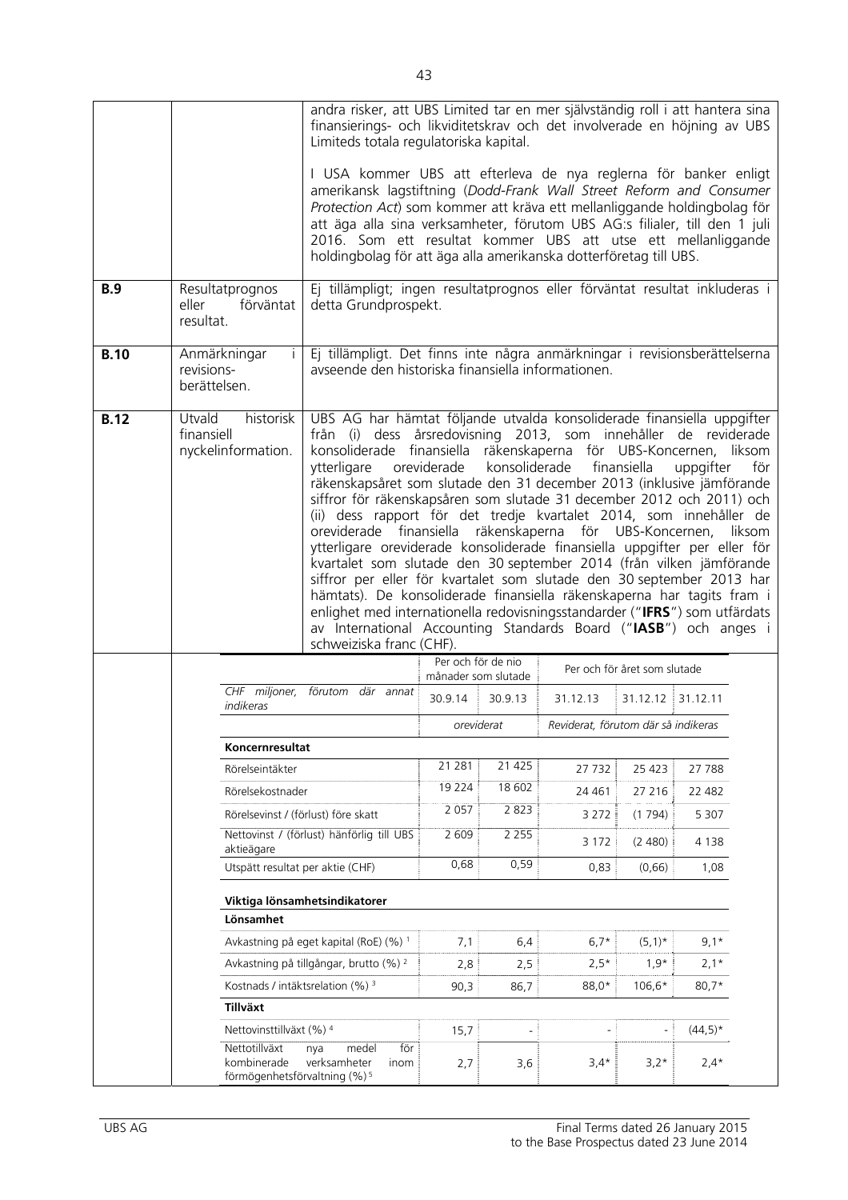| | | |
|---|---|---|
| | | andra risker, att UBS Limited tar en mer självständig roll i att hantera sina finansierings- och likviditetskrav och det involverade en höjning av UBS Limiteds totala regulatoriska kapital.<br><br>I USA kommer UBS att efterleva de nya reglerna för banker enligt amerikansk lagstiftning (*Dodd-Frank Wall Street Reform and Consumer Protection Act*) som kommer att kräva ett mellanliggande holdingbolag för att äga alla sina verksamheter, förutom UBS AG:s filialer, till den 1 juli 2016. Som ett resultat kommer UBS att utse ett mellanliggande holdingbolag för att äga alla amerikanska dotterföretag till UBS. |
| **B.9** | Resultatprognos eller förväntat resultat. | Ej tillämpligt; ingen resultatprognos eller förväntat resultat inkluderas i detta Grundprospekt. |
| **B.10** | Anmärkningar i revisions-berättelsen. | Ej tillämpligt. Det finns inte några anmärkningar i revisionsberättelserna avseende den historiska finansiella informationen. |
| **B.12** | Utvald historisk finansiell nyckelinformation. | UBS AG har hämtat följande utvalda konsoliderade finansiella uppgifter från (i) dess årsredovisning 2013, som innehåller de reviderade konsoliderade finansiella räkenskaperna för UBS-Koncernen, liksom ytterligare oreviderade konsoliderade finansiella uppgifter för räkenskapsåret som slutade den 31 december 2013 (inklusive jämförande siffror för räkenskapsåren som slutade 31 december 2012 och 2011) och (ii) dess rapport för det tredje kvartalet 2014, som innehåller de oreviderade finansiella räkenskaperna för UBS-Koncernen, liksom ytterligare oreviderade konsoliderade finansiella uppgifter per eller för kvartalet som slutade den 30 september 2014 (från vilken jämförande siffror per eller för kvartalet som slutade den 30 september 2013 har hämtats). De konsoliderade finansiella räkenskaperna har tagits fram i enlighet med internationella redovisningsstandarder ("**IFRS**") som utfärdats av International Accounting Standards Board ("**IASB**") och anges i schweiziska franc (CHF). |

| | Per och för de nio månader som slutade | | Per och för året som slutade | | |
|---|---|---|---|---|---|
| *CHF miljoner, förutom där annat indikeras* | 30.9.14 | 30.9.13 | 31.12.13 | 31.12.12 | 31.12.11 |
| | *oreviderat* | | *Reviderat, förutom där så indikeras* | | |
| **Koncernresultat** | | | | | |
| Rörelseintäkter | 21 281 | 21 425 | 27 732 | 25 423 | 27 788 |
| Rörelsekostnader | 19 224 | 18 602 | 24 461 | 27 216 | 22 482 |
| Rörelsevinst / (förlust) före skatt | 2 057 | 2 823 | 3 272 | (1 794) | 5 307 |
| Nettovinst / (förlust) hänförlig till UBS aktieägare | 2 609 | 2 255 | 3 172 | (2 480) | 4 138 |
| Utspätt resultat per aktie (CHF) | 0,68 | 0,59 | 0,83 | (0,66) | 1,08 |
| **Viktiga lönsamhetsindikatorer** | | | | | |
| **Lönsamhet** | | | | | |
| Avkastning på eget kapital (RoE) (%) [1] | 7,1 | 6,4 | 6,7* | (5,1)* | 9,1* |
| Avkastning på tillgångar, brutto (%) [2] | 2,8 | 2,5 | 2,5* | 1,9* | 2,1* |
| Kostnads / intäktsrelation (%) [3] | 90,3 | 86,7 | 88,0* | 106,6* | 80,7* |
| **Tillväxt** | | | | | |
| Nettovinsttillväxt (%) [4] | 15,7 | - | - | - | (44,5)* |
| Nettotillväxt nya medel för kombinerade verksamheter inom förmögenhetsförvaltning (%) [5] | 2,7 | 3,6 | 3,4* | 3,2* | 2,4* |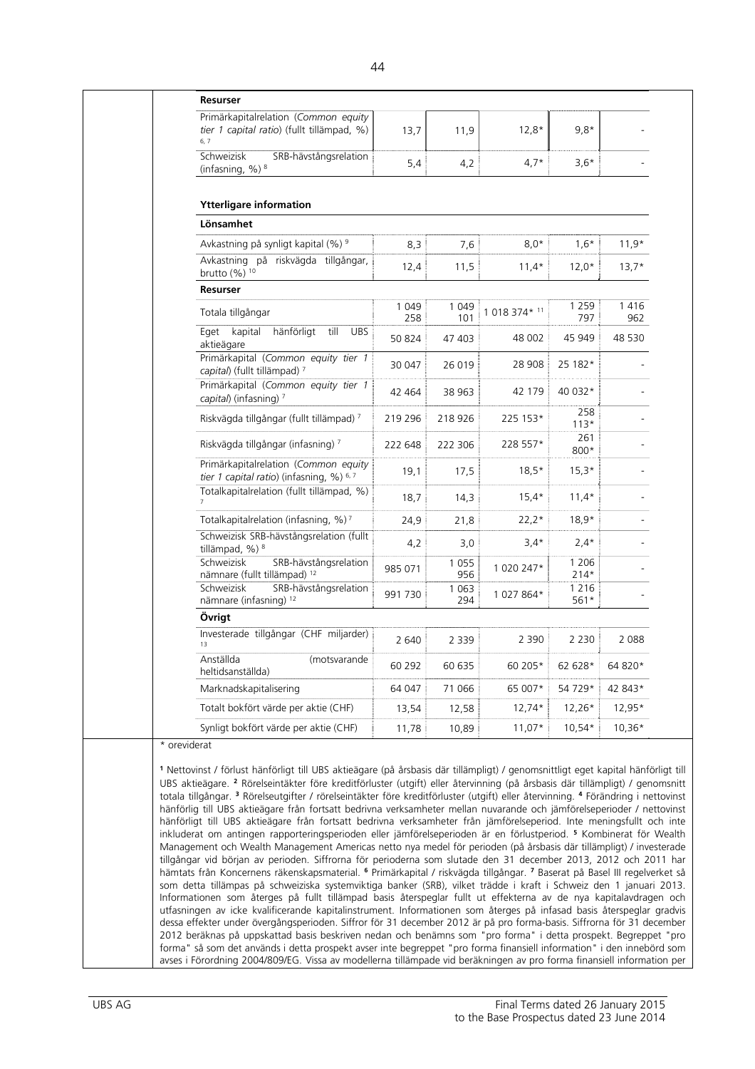| | | | | | |
|---|---|---|---|---|---|
| **Resurser** | | | | | |
| Primärkapitalrelation (*Common equity tier 1 capital ratio*) (fullt tillämpad, %) [6, 7] | 13,7 | 11,9 | 12,8* | 9,8* | - |
| Schweizisk SRB-hävstångsrelation (infasning, %) [8] | 5,4 | 4,2 | 4,7* | 3,6* | - |
| | | | | | |
| **Ytterligare information** | | | | | |
| **Lönsamhet** | | | | | |
| Avkastning på synligt kapital (%) [9] | 8,3 | 7,6 | 8,0* | 1,6* | 11,9* |
| Avkastning på riskvägda tillgångar, brutto (%) [10] | 12,4 | 11,5 | 11,4* | 12,0* | 13,7* |
| **Resurser** | | | | | |
| Totala tillgångar | 1 049 258 | 1 049 101 | 1 018 374* [11] | 1 259 797 | 1 416 962 |
| Eget kapital hänförligt till UBS aktieägare | 50 824 | 47 403 | 48 002 | 45 949 | 48 530 |
| Primärkapital (*Common equity tier 1 capital*) (fullt tillämpad) [7] | 30 047 | 26 019 | 28 908 | 25 182* | - |
| Primärkapital (*Common equity tier 1 capital*) (infasning) [7] | 42 464 | 38 963 | 42 179 | 40 032* | - |
| Riskvägda tillgångar (fullt tillämpad) [7] | 219 296 | 218 926 | 225 153* | 258 113* | - |
| Riskvägda tillgångar (infasning) [7] | 222 648 | 222 306 | 228 557* | 261 800* | - |
| Primärkapitalrelation (*Common equity tier 1 capital ratio*) (infasning, %) [6, 7] | 19,1 | 17,5 | 18,5* | 15,3* | - |
| Totalkapitalrelation (fullt tillämpad, %) [7] | 18,7 | 14,3 | 15,4* | 11,4* | - |
| Totalkapitalrelation (infasning, %) [7] | 24,9 | 21,8 | 22,2* | 18,9* | - |
| Schweizisk SRB-hävstångsrelation (fullt tillämpad, %) [8] | 4,2 | 3,0 | 3,4* | 2,4* | - |
| Schweizisk SRB-hävstångsrelation nämnare (fullt tillämpad) [12] | 985 071 | 1 055 956 | 1 020 247* | 1 206 214* | - |
| Schweizisk SRB-hävstångsrelation nämnare (infasning) [12] | 991 730 | 1 063 294 | 1 027 864* | 1 216 561* | - |
| **Övrigt** | | | | | |
| Investerade tillgångar (CHF miljarder) [13] | 2 640 | 2 339 | 2 390 | 2 230 | 2 088 |
| Anställda (motsvarande heltidsanställda) | 60 292 | 60 635 | 60 205* | 62 628* | 64 820* |
| Marknadskapitalisering | 64 047 | 71 066 | 65 007* | 54 729* | 42 843* |
| Totalt bokfört värde per aktie (CHF) | 13,54 | 12,58 | 12,74* | 12,26* | 12,95* |
| Synligt bokfört värde per aktie (CHF) | 11,78 | 10,89 | 11,07* | 10,54* | 10,36* |

\* oreviderat

[1] Nettovinst / förlust hänförligt till UBS aktieägare (på årsbasis där tillämpligt) / genomsnittligt eget kapital hänförligt till UBS aktieägare. [2] Rörelseintäkter före kreditförluster (utgift) eller återvinning (på årsbasis där tillämpligt) / genomsnitt totala tillgångar. [3] Rörelseutgifter / rörelseintäkter före kreditförluster (utgift) eller återvinning. [4] Förändring i nettovinst hänförlig till UBS aktieägare från fortsatt bedrivna verksamheter mellan nuvarande och jämförelseperioder / nettovinst hänförligt till UBS aktieägare från fortsatt bedrivna verksamheter från jämförelseperiod. Inte meningsfullt och inte inkluderat om antingen rapporteringsperioden eller jämförelseperioden är en förlustperiod. [5] Kombinerat för Wealth Management och Wealth Management Americas netto nya medel för perioden (på årsbasis där tillämpligt) / investerade tillgångar vid början av perioden. Siffrorna för perioderna som slutade den 31 december 2013, 2012 och 2011 har hämtats från Koncernens räkenskapsmaterial. [6] Primärkapital / riskvägda tillgångar. [7] Baserat på Basel III regelverket så som detta tillämpas på schweiziska systemviktiga banker (SRB), vilket trädde i kraft i Schweiz den 1 januari 2013. Informationen som återges på fullt tillämpad basis återspeglar fullt ut effekterna av de nya kapitalavdragen och utfasningen av icke kvalificerande kapitalinstrument. Informationen som återges på infasad basis återspeglar gradvis dessa effekter under övergångsperioden. Siffror för 31 december 2012 är på pro forma-basis. Siffrorna för 31 december 2012 beräknas på uppskattad basis beskriven nedan och benämns som "pro forma" i detta prospekt. Begreppet "pro forma" så som det används i detta prospekt avser inte begreppet "pro forma finansiell information" i den innebörd som avses i Förordning 2004/809/EG. Vissa av modellerna tillämpade vid beräkningen av pro forma finansiell information per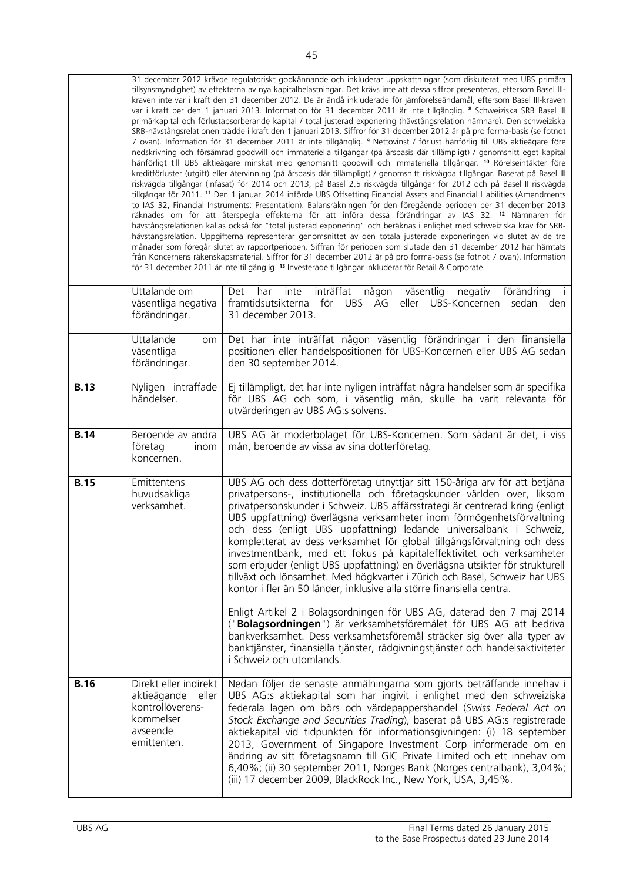| | | |
|---|---|---|
| | | 31 december 2012 krävde regulatoriskt godkännande och inkluderar uppskattningar (som diskuterat med UBS primära tillsynsmyndighet) av effekterna av nya kapitalbelastningar. Det krävs inte att dessa siffror presenteras, eftersom Basel III-kraven inte var i kraft den 31 december 2012. De är ändå inkluderade för jämförelseändamål, eftersom Basel III-kraven var i kraft per den 1 januari 2013. Information för 31 december 2011 är inte tillgänglig. [8] Schweiziska SRB Basel III primärkapital och förlustabsorberande kapital / total justerad exponering (hävstångsrelation nämnare). Den schweiziska SRB-hävstångsrelationen trädde i kraft den 1 januari 2013. Siffror för 31 december 2012 är på pro forma-basis (se fotnot 7 ovan). Information för 31 december 2011 är inte tillgänglig. [9] Nettovinst / förlust hänförlig till UBS aktieägare före nedskrivning och försämrad goodwill och immateriella tillgångar (på årsbasis där tillämpligt) / genomsnitt eget kapital hänförligt till UBS aktieägare minskat med genomsnitt goodwill och immateriella tillgångar. [10] Rörelseintäkter före kreditförluster (utgift) eller återvinning (på årsbasis där tillämpligt) / genomsnitt riskvägda tillgångar. Baserat på Basel III riskvägda tillgångar (infasat) för 2014 och 2013, på Basel 2.5 riskvägda tillgångar för 2012 och på Basel II riskvägda tillgångar för 2011. [11] Den 1 januari 2014 införde UBS Offsetting Financial Assets and Financial Liabilities (Amendments to IAS 32, Financial Instruments: Presentation). Balansräkningen för den föregående perioden per 31 december 2013 räknades om för att återspegla effekterna för att införa dessa förändringar av IAS 32. [12] Nämnaren för hävstångsrelationen kallas också för "total justerad exponering" och beräknas i enlighet med schweiziska krav för SRB-hävstångsrelation. Uppgifterna representerar genomsnittet av den totala justerade exponeringen vid slutet av de tre månader som föregår slutet av rapportperioden. Siffran för perioden som slutade den 31 december 2012 har hämtats från Koncernens räkenskapsmaterial. Siffror för 31 december 2012 är på pro forma-basis (se fotnot 7 ovan). Information för 31 december 2011 är inte tillgänglig. [13] Investerade tillgångar inkluderar för Retail & Corporate. |
| | Uttalande om väsentliga negativa förändringar. | Det har inte inträffat någon väsentlig negativ förändring i framtidsutsikterna för UBS AG eller UBS-Koncernen sedan den 31 december 2013. |
| | Uttalande om väsentliga förändringar. | Det har inte inträffat någon väsentlig förändringar i den finansiella positionen eller handelspositionen för UBS-Koncernen eller UBS AG sedan den 30 september 2014. |
| **B.13** | Nyligen inträffade händelser. | Ej tillämpligt, det har inte nyligen inträffat några händelser som är specifika för UBS AG och som, i väsentlig mån, skulle ha varit relevanta för utvärderingen av UBS AG:s solvens. |
| **B.14** | Beroende av andra företag inom koncernen. | UBS AG är moderbolaget för UBS-Koncernen. Som sådant är det, i viss mån, beroende av vissa av sina dotterföretag. |
| **B.15** | Emittentens huvudsakliga verksamhet. | UBS AG och dess dotterföretag utnyttjar sitt 150-åriga arv för att betjäna privatpersons-, institutionella och företagskunder världen över, liksom privatpersonskunder i Schweiz. UBS affärsstrategi är centrerad kring (enligt UBS uppfattning) överlägsna verksamheter inom förmögenhetsförvaltning och dess (enligt UBS uppfattning) ledande universalbank i Schweiz, kompletterat av dess verksamhet för global tillgångsförvaltning och dess investmentbank, med ett fokus på kapitaleffektivitet och verksamheter som erbjuder (enligt UBS uppfattning) en överlägsna utsikter för strukturell tillväxt och lönsamhet. Med högkvarter i Zürich och Basel, Schweiz har UBS kontor i fler än 50 länder, inklusive alla större finansiella centra.<br><br>Enligt Artikel 2 i Bolagsordningen för UBS AG, daterad den 7 maj 2014 ("**Bolagsordningen**") är verksamhetsföremålet för UBS AG att bedriva bankverksamhet. Dess verksamhetsföremål sträcker sig över alla typer av banktjänster, finansiella tjänster, rådgivningstjänster och handelsaktiviteter i Schweiz och utomlands. |
| **B.16** | Direkt eller indirekt aktieägande eller kontrollöverens-kommelser avseende emittenten. | Nedan följer de senaste anmälningarna som gjorts beträffande innehav i UBS AG:s aktiekapital som har ingivit i enlighet med den schweiziska federala lagen om börs och värdepappershandel (*Swiss Federal Act on Stock Exchange and Securities Trading*), baserat på UBS AG:s registrerade aktiekapital vid tidpunkten för informationsgivningen: (i) 18 september 2013, Government of Singapore Investment Corp informerade om en ändring av sitt företagsnamn till GIC Private Limited och ett innehav om 6,40%; (ii) 30 september 2011, Norges Bank (Norges centralbank), 3,04%; (iii) 17 december 2009, BlackRock Inc., New York, USA, 3,45%. |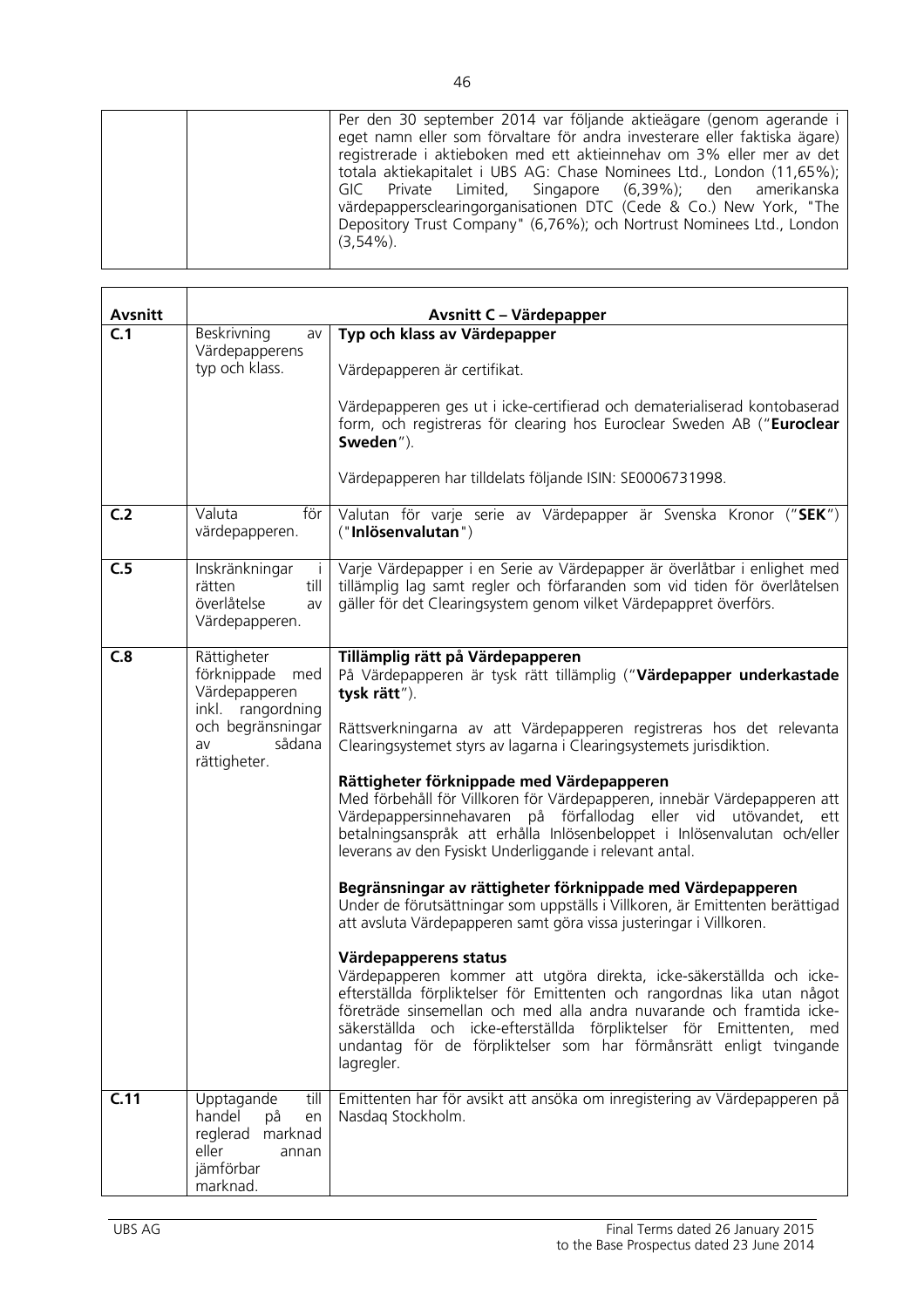| | | Per den 30 september 2014 var följande aktieägare (genom agerande i eget namn eller som förvaltare för andra investerare eller faktiska ägare) registrerade i aktieboken med ett aktieinnehav om 3% eller mer av det totala aktiekapitalet i UBS AG: Chase Nominees Ltd., London (11,65%); GIC Private Limited, Singapore (6,39%); den amerikanska värdepappersclearingorganisationen DTC (Cede & Co.) New York, "The Depository Trust Company" (6,76%); och Nortrust Nominees Ltd., London (3,54%). |
|---|---|---|

| **Avsnitt** | **Avsnitt C – Värdepapper** | |
|---|---|---|
| **C.1** | Beskrivning av Värdepapperens typ och klass. | **Typ och klass av Värdepapper**<br><br>Värdepapperen är certifikat.<br><br>Värdepapperen ges ut i icke-certifierad och dematerialiserad kontobaserad form, och registreras för clearing hos Euroclear Sweden AB ("**Euroclear Sweden**").<br><br>Värdepapperen har tilldelats följande ISIN: SE0006731998. |
| **C.2** | Valuta för värdepapperen. | Valutan för varje serie av Värdepapper är Svenska Kronor ("**SEK**") ("**Inlösenvalutan**") |
| **C.5** | Inskränkningar i rätten till överlåtelse av Värdepapperen. | Varje Värdepapper i en Serie av Värdepapper är överlåtbar i enlighet med tillämplig lag samt regler och förfaranden som vid tiden för överlåtelsen gäller för det Clearingsystem genom vilket Värdepappret överförs. |
| **C.8** | Rättigheter förknippade med Värdepapperen inkl. rangordning och begränsningar av sådana rättigheter. | **Tillämplig rätt på Värdepapperen**<br>På Värdepapperen är tysk rätt tillämplig ("**Värdepapper underkastade tysk rätt**").<br><br>Rättsverkningarna av att Värdepapperen registreras hos det relevanta Clearingsystemet styrs av lagarna i Clearingsystemets jurisdiktion.<br><br>**Rättigheter förknippade med Värdepapperen**<br>Med förbehåll för Villkoren för Värdepapperen, innebär Värdepapperen att Värdepappersinnehavaren på förfallodag eller vid utövandet, ett betalningsanspråk att erhålla Inlösenbeloppet i Inlösenvalutan och/eller leverans av den Fysiskt Underliggande i relevant antal.<br><br>**Begränsningar av rättigheter förknippade med Värdepapperen**<br>Under de förutsättningar som uppställs i Villkoren, är Emittenten berättigad att avsluta Värdepapperen samt göra vissa justeringar i Villkoren.<br><br>**Värdepapperens status**<br>Värdepapperen kommer att utgöra direkta, icke-säkerställda och icke-efterställda förpliktelser för Emittenten och rangordnas lika utan något företräde sinsemellan och med alla andra nuvarande och framtida icke-säkerställda och icke-efterställda förpliktelser för Emittenten, med undantag för de förpliktelser som har förmånsrätt enligt tvingande lagregler. |
| **C.11** | Upptagande till handel på en reglerad marknad eller annan jämförbar marknad. | Emittenten har för avsikt att ansöka om inregistering av Värdepapperen på Nasdaq Stockholm. |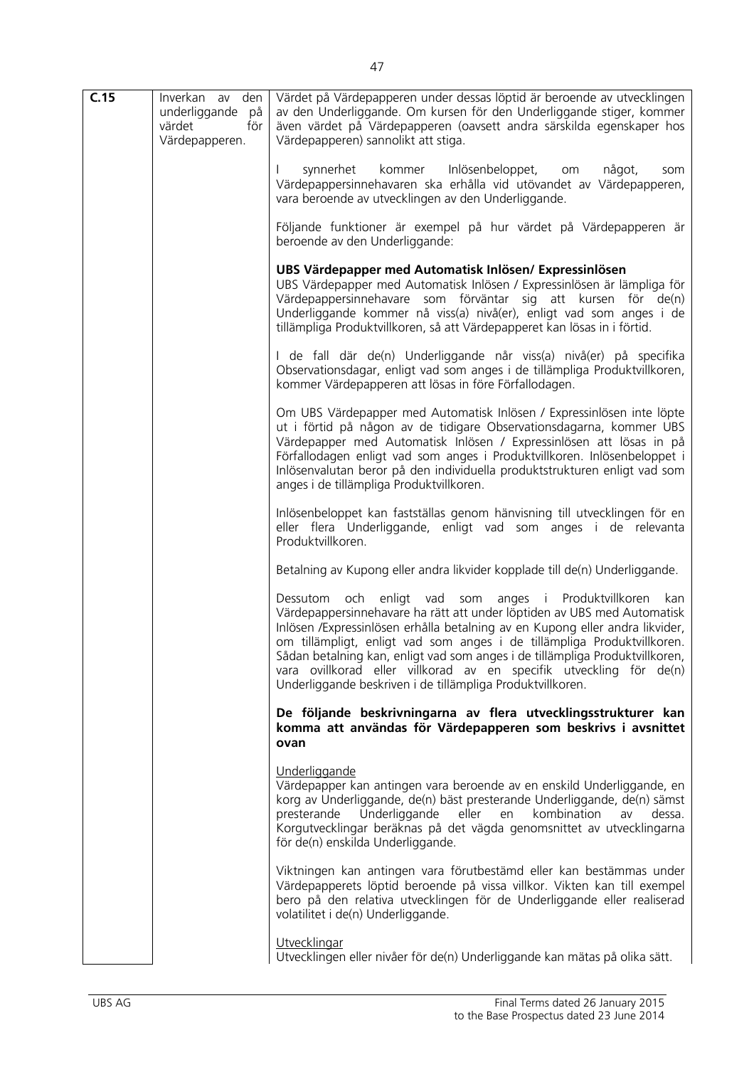| | | |
|---|---|---|
| **C.15** | Inverkan av den underliggande på värdet för Värdepapperen. | Värdet på Värdepapperen under dessas löptid är beroende av utvecklingen av den Underliggande. Om kursen för den Underliggande stiger, kommer även värdet på Värdepapperen (oavsett andra särskilda egenskaper hos Värdepapperen) sannolikt att stiga.<br><br>I synnerhet kommer Inlösenbeloppet, om något, som Värdepappersinnehavaren ska erhålla vid utövandet av Värdepapperen, vara beroende av utvecklingen av den Underliggande.<br><br>Följande funktioner är exempel på hur värdet på Värdepapperen är beroende av den Underliggande:<br><br>**UBS Värdepapper med Automatisk Inlösen/ Expressinlösen**<br>UBS Värdepapper med Automatisk Inlösen / Expressinlösen är lämpliga för Värdepappersinnehavare som förväntar sig att kursen för de(n) Underliggande kommer nå viss(a) nivå(er), enligt vad som anges i de tillämpliga Produktvillkoren, så att Värdepapperet kan lösas in i förtid.<br><br>I de fall där de(n) Underliggande når viss(a) nivå(er) på specifika Observationsdagar, enligt vad som anges i de tillämpliga Produktvillkoren, kommer Värdepapperen att lösas in före Förfallodagen.<br><br>Om UBS Värdepapper med Automatisk Inlösen / Expressinlösen inte löpte ut i förtid på någon av de tidigare Observationsdagarna, kommer UBS Värdepapper med Automatisk Inlösen / Expressinlösen att lösas in på Förfallodagen enligt vad som anges i Produktvillkoren. Inlösenbeloppet i Inlösenvalutan beror på den individuella produktstrukturen enligt vad som anges i de tillämpliga Produktvillkoren.<br><br>Inlösenbeloppet kan fastställas genom hänvisning till utvecklingen för en eller flera Underliggande, enligt vad som anges i de relevanta Produktvillkoren.<br><br>Betalning av Kupong eller andra likvider kopplade till de(n) Underliggande.<br><br>Dessutom och enligt vad som anges i Produktvillkoren kan Värdepappersinnehavare ha rätt att under löptiden av UBS med Automatisk Inlösen /Expressinlösen erhålla betalning av en Kupong eller andra likvider, om tillämpligt, enligt vad som anges i de tillämpliga Produktvillkoren. Sådan betalning kan, enligt vad som anges i de tillämpliga Produktvillkoren, vara ovillkorad eller villkorad av en specifik utveckling för de(n) Underliggande beskriven i de tillämpliga Produktvillkoren.<br><br>**De följande beskrivningarna av flera utvecklingsstrukturer kan komma att användas för Värdepapperen som beskrivs i avsnittet ovan**<br><br><u>Underliggande</u><br>Värdepapper kan antingen vara beroende av en enskild Underliggande, en korg av Underliggande, de(n) bäst presterande Underliggande, de(n) sämst presterande Underliggande eller en kombination av dessa. Korgutvecklingar beräknas på det vägda genomsnittet av utvecklingarna för de(n) enskilda Underliggande.<br><br>Viktningen kan antingen vara förutbestämd eller kan bestämmas under Värdepapperets löptid beroende på vissa villkor. Vikten kan till exempel bero på den relativa utvecklingen för de Underliggande eller realiserad volatilitet i de(n) Underliggande.<br><br><u>Utvecklingar</u><br>Utvecklingen eller nivåer för de(n) Underliggande kan mätas på olika sätt. |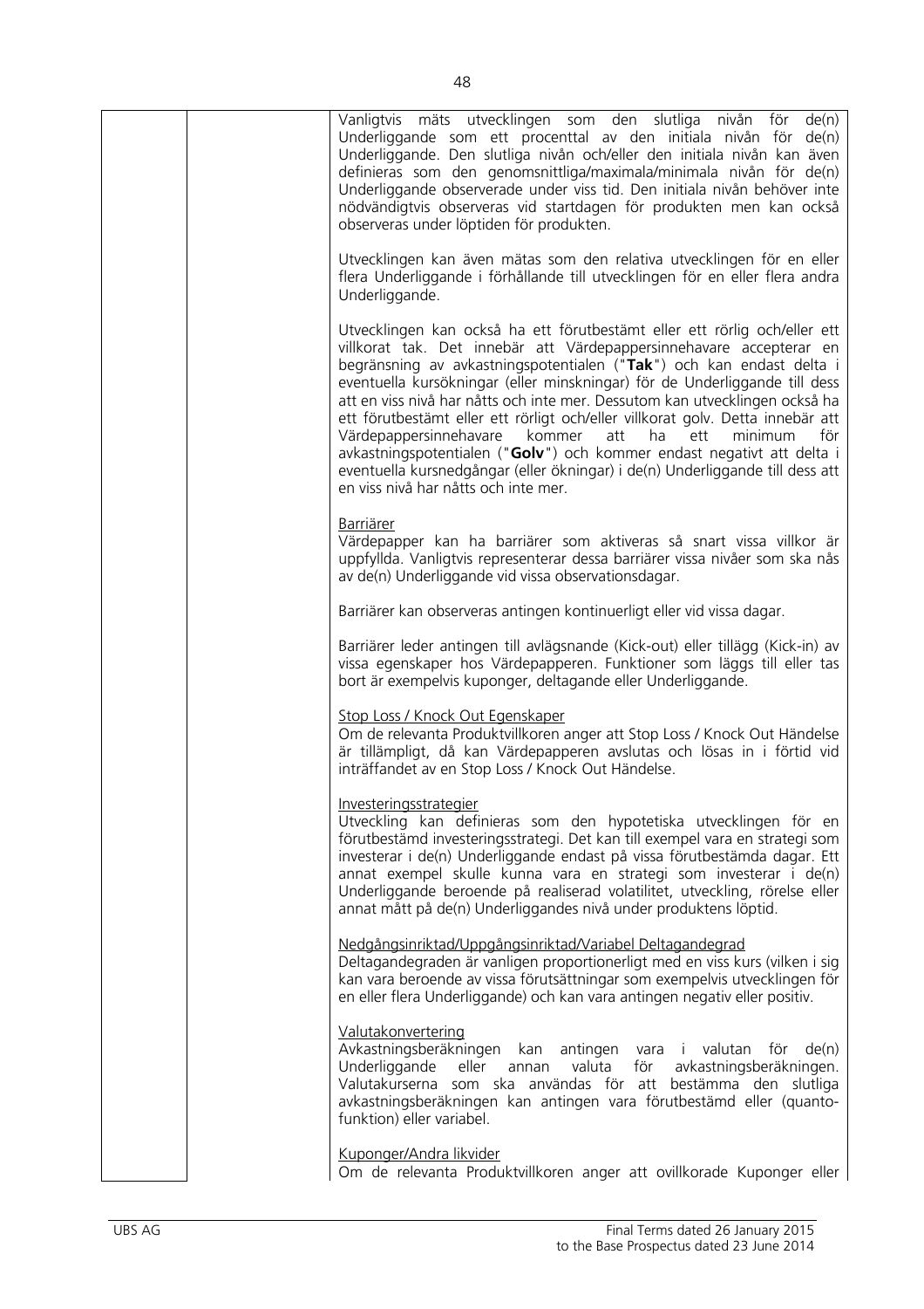Vanligtvis mäts utvecklingen som den slutliga nivån för de(n) Underliggande som ett procenttal av den initiala nivån för de(n) Underliggande. Den slutliga nivån och/eller den initiala nivån kan även definieras som den genomsnittliga/maximala/minimala nivån för de(n) Underliggande observerade under viss tid. Den initiala nivån behöver inte nödvändigtvis observeras vid startdagen för produkten men kan också observeras under löptiden för produkten.

Utvecklingen kan även mätas som den relativa utvecklingen för en eller flera Underliggande i förhållande till utvecklingen för en eller flera andra Underliggande.

Utvecklingen kan också ha ett förutbestämt eller ett rörlig och/eller ett villkorat tak. Det innebär att Värdepappersinnehavare accepterar en begränsning av avkastningspotentialen ("**Tak**") och kan endast delta i eventuella kursökningar (eller minskningar) för de Underliggande till dess att en viss nivå har nåtts och inte mer. Dessutom kan utvecklingen också ha ett förutbestämt eller ett rörligt och/eller villkorat golv. Detta innebär att Värdepappersinnehavare kommer att ha ett minimum för avkastningspotentialen ("**Golv**") och kommer endast negativt att delta i eventuella kursnedgångar (eller ökningar) i de(n) Underliggande till dess att en viss nivå har nåtts och inte mer.

Barriärer

Värdepapper kan ha barriärer som aktiveras så snart vissa villkor är uppfyllda. Vanligtvis representerar dessa barriärer vissa nivåer som ska nås av de(n) Underliggande vid vissa observationsdagar.

Barriärer kan observeras antingen kontinuerligt eller vid vissa dagar.

Barriärer leder antingen till avlägsnande (Kick-out) eller tillägg (Kick-in) av vissa egenskaper hos Värdepapperen. Funktioner som läggs till eller tas bort är exempelvis kuponger, deltagande eller Underliggande.

Stop Loss / Knock Out Egenskaper

Om de relevanta Produktvillkoren anger att Stop Loss / Knock Out Händelse är tillämpligt, då kan Värdepapperen avslutas och lösas in i förtid vid inträffandet av en Stop Loss / Knock Out Händelse.

Investeringsstrategier

Utveckling kan definieras som den hypotetiska utvecklingen för en förutbestämd investeringsstrategi. Det kan till exempel vara en strategi som investerar i de(n) Underliggande endast på vissa förutbestämda dagar. Ett annat exempel skulle kunna vara en strategi som investerar i de(n) Underliggande beroende på realiserad volatilitet, utveckling, rörelse eller annat mått på de(n) Underliggandes nivå under produktens löptid.

Nedgångsinriktad/Uppgångsinriktad/Variabel Deltagandegrad

Deltagandegraden är vanligen proportionerligt med en viss kurs (vilken i sig kan vara beroende av vissa förutsättningar som exempelvis utvecklingen för en eller flera Underliggande) och kan vara antingen negativ eller positiv.

Valutakonvertering

Avkastningsberäkningen kan antingen vara i valutan för de(n) Underliggande eller annan valuta för avkastningsberäkningen. Valutakurserna som ska användas för att bestämma den slutliga avkastningsberäkningen kan antingen vara förutbestämd eller (quanto-funktion) eller variabel.

Kuponger/Andra likvider

Om de relevanta Produktvillkoren anger att ovillkorade Kuponger eller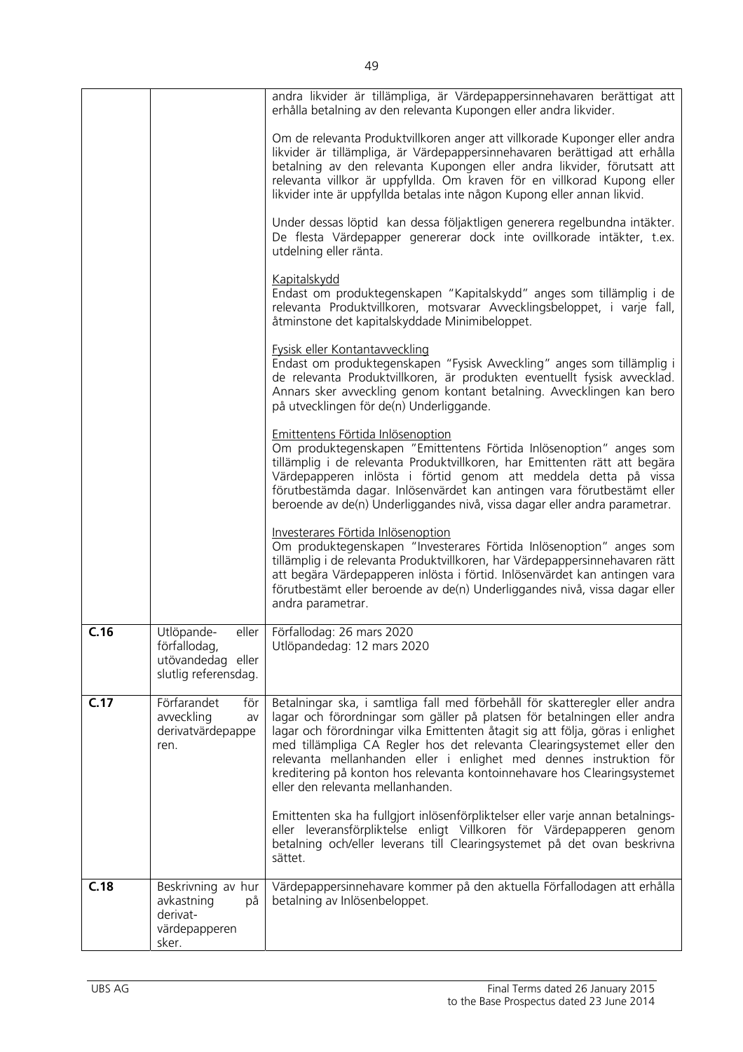| | | |
|---|---|---|
| | | andra likvider är tillämpliga, är Värdepappersinnehavaren berättigat att erhålla betalning av den relevanta Kupongen eller andra likvider.<br><br>Om de relevanta Produktvillkoren anger att villkorade Kuponger eller andra likvider är tillämpliga, är Värdepappersinnehavaren berättigad att erhålla betalning av den relevanta Kupongen eller andra likvider, förutsatt att relevanta villkor är uppfyllda. Om kraven för en villkorad Kupong eller likvider inte är uppfyllda betalas inte någon Kupong eller annan likvid.<br><br>Under dessas löptid kan dessa följaktligen generera regelbundna intäkter. De flesta Värdepapper genererar dock inte ovillkorade intäkter, t.ex. utdelning eller ränta.<br><br>Kapitalskydd<br>Endast om produktegenskapen "Kapitalskydd" anges som tillämplig i de relevanta Produktvillkoren, motsvarar Avvecklingsbeloppet, i varje fall, åtminstone det kapitalskyddade Minimibeloppet.<br><br>Fysisk eller Kontantavveckling<br>Endast om produktegenskapen "Fysisk Avveckling" anges som tillämplig i de relevanta Produktvillkoren, är produkten eventuellt fysisk avvecklad. Annars sker avveckling genom kontant betalning. Avvecklingen kan bero på utvecklingen för de(n) Underliggande.<br><br>Emittentens Förtida Inlösenoption<br>Om produktegenskapen "Emittentens Förtida Inlösenoption" anges som tillämplig i de relevanta Produktvillkoren, har Emittenten rätt att begära Värdepapperen inlösta i förtid genom att meddela detta på vissa förutbestämda dagar. Inlösenvärdet kan antingen vara förutbestämt eller beroende av de(n) Underliggandes nivå, vissa dagar eller andra parametrar.<br><br>Investerares Förtida Inlösenoption<br>Om produktegenskapen "Investerares Förtida Inlösenoption" anges som tillämplig i de relevanta Produktvillkoren, har Värdepappersinnehavaren rätt att begära Värdepapperen inlösta i förtid. Inlösenvärdet kan antingen vara förutbestämt eller beroende av de(n) Underliggandes nivå, vissa dagar eller andra parametrar. |
| **C.16** | Utlöpande- eller förfallodag, utövandedag eller slutlig referensdag. | Förfallodag: 26 mars 2020<br>Utlöpandedag: 12 mars 2020 |
| **C.17** | Förfarandet för avveckling av derivatvärdepapperen. | Betalningar ska, i samtliga fall med förbehåll för skatteregler eller andra lagar och förordningar som gäller på platsen för betalningen eller andra lagar och förordningar vilka Emittenten åtagit sig att följa, göras i enlighet med tillämpliga CA Regler hos det relevanta Clearingsystemet eller den relevanta mellanhanden eller i enlighet med dennes instruktion för kreditering på konton hos relevanta kontoinnehavare hos Clearingsystemet eller den relevanta mellanhanden.<br><br>Emittenten ska ha fullgjort inlösenförpliktelser eller varje annan betalnings- eller leveransförpliktelse enligt Villkoren för Värdepapperen genom betalning och/eller leverans till Clearingsystemet på det ovan beskrivna sättet. |
| **C.18** | Beskrivning av hur avkastning på derivat-värdepapperen sker. | Värdepappersinnehavare kommer på den aktuella Förfallodagen att erhålla betalning av Inlösenbeloppet. |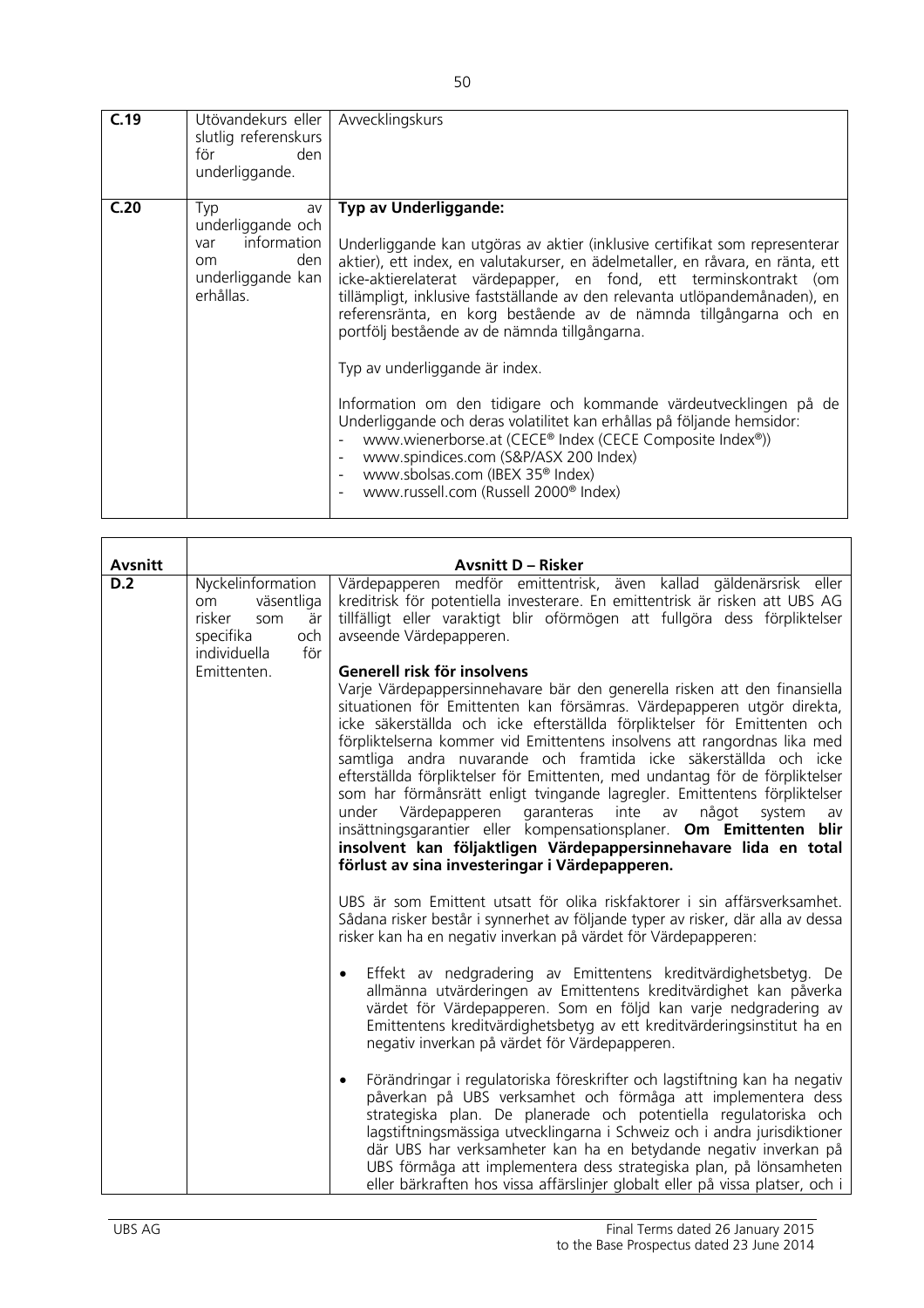| | | |
|---|---|---|
| **C.19** | Utövandekurs eller slutlig referenskurs för den underliggande. | Avvecklingskurs |
| **C.20** | Typ av underliggande och var information om den underliggande kan erhållas. | **Typ av Underliggande:**<br><br>Underliggande kan utgöras av aktier (inklusive certifikat som representerar aktier), ett index, en valutakurser, en ädelmetaller, en råvara, en ränta, ett icke-aktierelaterat värdepapper, en fond, ett terminskontrakt (om tillämpligt, inklusive fastställande av den relevanta utlöpandemånaden), en referensränta, en korg bestående av de nämnda tillgångarna och en portfölj bestående av de nämnda tillgångarna.<br><br>Typ av underliggande är index.<br><br>Information om den tidigare och kommande värdeutvecklingen på de Underliggande och deras volatilitet kan erhållas på följande hemsidor:<br>- www.wienerborse.at (CECE® Index (CECE Composite Index®))<br>- www.spindices.com (S&P/ASX 200 Index)<br>- www.sbolsas.com (IBEX 35® Index)<br>- www.russell.com (Russell 2000® Index) |

| **Avsnitt** | | **Avsnitt D – Risker** |
|---|---|---|
| **D.2** | Nyckelinformation om väsentliga risker som är specifika och individuella för Emittenten. | Värdepapperen medför emittentrisk, även kallad gäldenärsrisk eller kreditrisk för potentiella investerare. En emittentrisk är risken att UBS AG tillfälligt eller varaktigt blir oförmögen att fullgöra dess förpliktelser avseende Värdepapperen.<br><br>**Generell risk för insolvens**<br>Varje Värdepappersinnehavare bär den generella risken att den finansiella situationen för Emittenten kan försämras. Värdepapperen utgör direkta, icke säkerställda och icke efterställda förpliktelser för Emittenten och förpliktelserna kommer vid Emittentens insolvens att rangordnas lika med samtliga andra nuvarande och framtida icke säkerställda och icke efterställda förpliktelser för Emittenten, med undantag för de förpliktelser som har förmånsrätt enligt tvingande lagregler. Emittentens förpliktelser under Värdepapperen garanteras inte av något system av insättningsgarantier eller kompensationsplaner. **Om Emittenten blir insolvent kan följaktligen Värdepappersinnehavare lida en total förlust av sina investeringar i Värdepapperen.**<br><br>UBS är som Emittent utsatt för olika riskfaktorer i sin affärsverksamhet. Sådana risker består i synnerhet av följande typer av risker, där alla av dessa risker kan ha en negativ inverkan på värdet för Värdepapperen:<br><br>• Effekt av nedgradering av Emittentens kreditvärdighetsbetyg. De allmänna utvärderingen av Emittentens kreditvärdighet kan påverka värdet för Värdepapperen. Som en följd kan varje nedgradering av Emittentens kreditvärdighetsbetyg av ett kreditvärderingsinstitut ha en negativ inverkan på värdet för Värdepapperen.<br><br>• Förändringar i regulatoriska föreskrifter och lagstiftning kan ha negativ påverkan på UBS verksamhet och förmåga att implementera dess strategiska plan. De planerade och potentiella regulatoriska och lagstiftningsmässiga utvecklingarna i Schweiz och i andra jurisdiktioner där UBS har verksamheter kan ha en betydande negativ inverkan på UBS förmåga att implementera dess strategiska plan, på lönsamheten eller bärkraften hos vissa affärslinjer globalt eller på vissa platser, och i |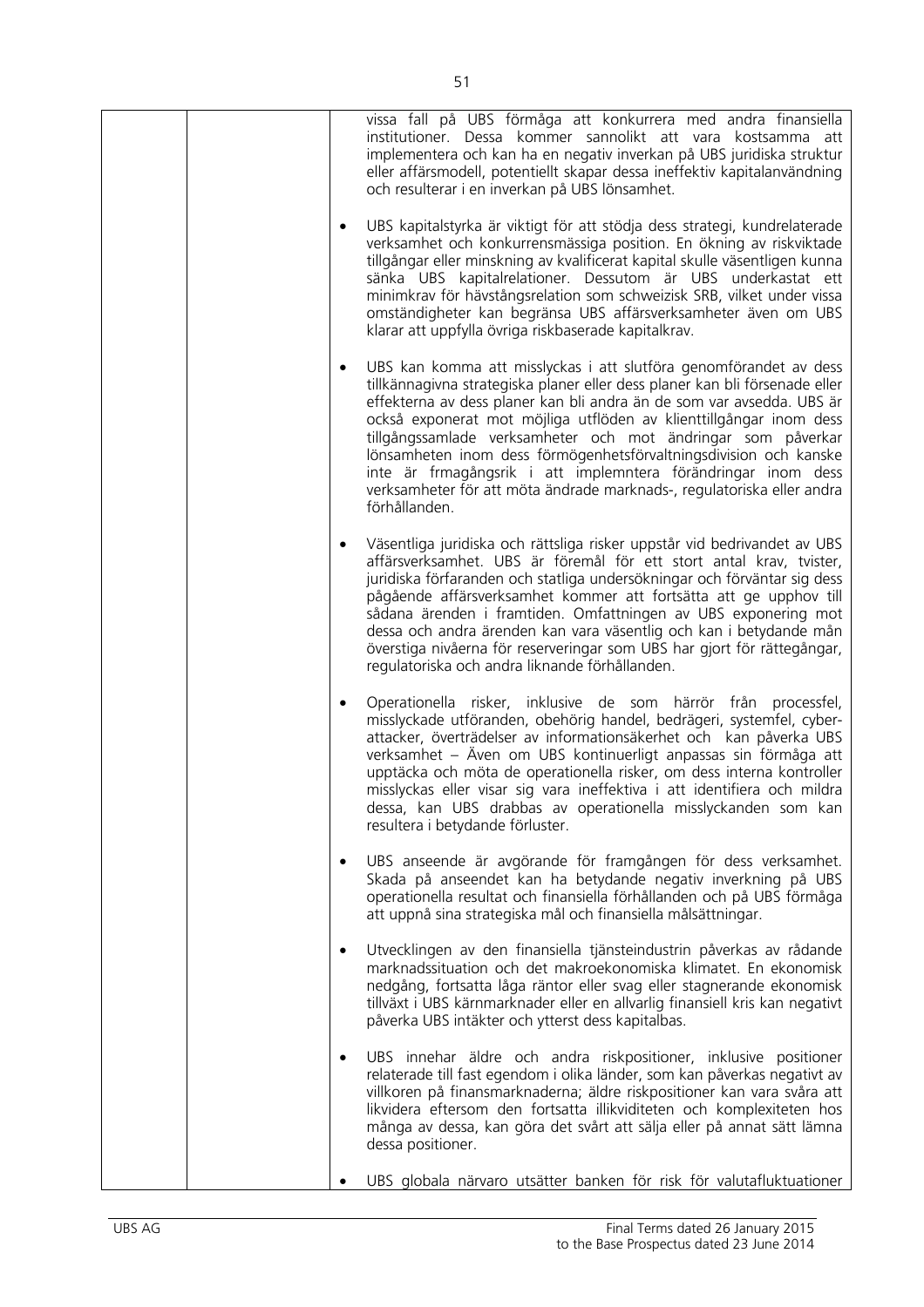vissa fall på UBS förmåga att konkurrera med andra finansiella institutioner. Dessa kommer sannolikt att vara kostsamma att implementera och kan ha en negativ inverkan på UBS juridiska struktur eller affärsmodell, potentiellt skapar dessa ineffektiv kapitalanvändning och resulterar i en inverkan på UBS lönsamhet.

- UBS kapitalstyrka är viktigt för att stödja dess strategi, kundrelaterade verksamhet och konkurrensmässiga position. En ökning av riskviktade tillgångar eller minskning av kvalificerat kapital skulle väsentligen kunna sänka UBS kapitalrelationer. Dessutom är UBS underkastat ett minimkrav för hävstångsrelation som schweizisk SRB, vilket under vissa omständigheter kan begränsa UBS affärsverksamheter även om UBS klarar att uppfylla övriga riskbaserade kapitalkrav.

- UBS kan komma att misslyckas i att slutföra genomförandet av dess tillkännagivna strategiska planer eller dess planer kan bli försenade eller effekterna av dess planer kan bli andra än de som var avsedda. UBS är också exponerat mot möjliga utflöden av klienttillgångar inom dess tillgångssamlade verksamheter och mot ändringar som påverkar lönsamheten inom dess förmögenhetsförvaltningsdivision och kanske inte är frmagångsrik i att implemntera förändringar inom dess verksamheter för att möta ändrade marknads-, regulatoriska eller andra förhållanden.

- Väsentliga juridiska och rättsliga risker uppstår vid bedrivandet av UBS affärsverksamhet. UBS är föremål för ett stort antal krav, tvister, juridiska förfaranden och statliga undersökningar och förväntar sig dess pågående affärsverksamhet kommer att fortsätta att ge upphov till sådana ärenden i framtiden. Omfattningen av UBS exponering mot dessa och andra ärenden kan vara väsentlig och kan i betydande mån överstiga nivåerna för reserveringar som UBS har gjort för rättegångar, regulatoriska och andra liknande förhållanden.

- Operationella risker, inklusive de som härrör från processfel, misslyckade utföranden, obehörig handel, bedrägeri, systemfel, cyber-attacker, överträdelser av informationsäkerhet och kan påverka UBS verksamhet – Även om UBS kontinuerligt anpassas sin förmåga att upptäcka och möta de operationella risker, om dess interna kontroller misslyckas eller visar sig vara ineffektiva i att identifiera och mildra dessa, kan UBS drabbas av operationella misslyckanden som kan resultera i betydande förluster.

- UBS anseende är avgörande för framgången för dess verksamhet. Skada på anseendet kan ha betydande negativ inverkning på UBS operationella resultat och finansiella förhållanden och på UBS förmåga att uppnå sina strategiska mål och finansiella målsättningar.

- Utvecklingen av den finansiella tjänsteindustrin påverkas av rådande marknadssituation och det makroekonomiska klimatet. En ekonomisk nedgång, fortsatta låga räntor eller svag eller stagnerande ekonomisk tillväxt i UBS kärnmarknader eller en allvarlig finansiell kris kan negativt påverka UBS intäkter och ytterst dess kapitalbas.

- UBS innehar äldre och andra riskpositioner, inklusive positioner relaterade till fast egendom i olika länder, som kan påverkas negativt av villkoren på finansmarknaderna; äldre riskpositioner kan vara svåra att likvidera eftersom den fortsatta illikviditeten och komplexiteten hos många av dessa, kan göra det svårt att sälja eller på annat sätt lämna dessa positioner.

- UBS globala närvaro utsätter banken för risk för valutafluktuationer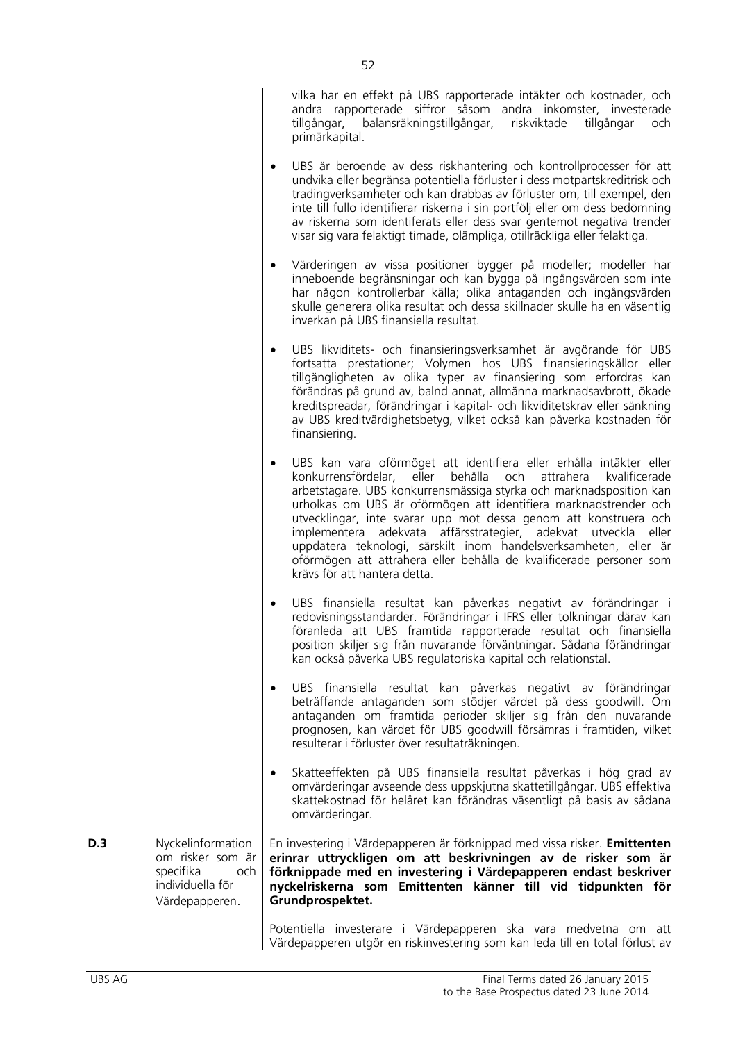| | | |
|---|---|---|
| | | vilka har en effekt på UBS rapporterade intäkter och kostnader, och andra rapporterade siffror såsom andra inkomster, investerade tillgångar, balansräkningstillgångar, riskviktade tillgångar och primärkapital.<br><br>• UBS är beroende av dess riskhantering och kontrollprocesser för att undvika eller begränsa potentiella förluster i dess motpartskreditrisk och tradingverksamheter och kan drabbas av förluster om, till exempel, den inte till fullo identifierar riskerna i sin portfölj eller om dess bedömning av riskerna som identifierats eller dess svar gentemot negativa trender visar sig vara felaktigt timade, olämpliga, otillräckliga eller felaktiga.<br><br>• Värderingen av vissa positioner bygger på modeller; modeller har inneboende begränsningar och kan bygga på ingångsvärden som inte har någon kontrollerbar källa; olika antaganden och ingångsvärden skulle generera olika resultat och dessa skillnader skulle ha en väsentlig inverkan på UBS finansiella resultat.<br><br>• UBS likviditets- och finansieringsverksamhet är avgörande för UBS fortsatta prestationer; Volymen hos UBS finansieringskällor eller tillgängligheten av olika typer av finansiering som erfordras kan förändras på grund av, balnd annat, allmänna marknadsavbrott, ökade kreditspreadar, förändringar i kapital- och likviditetskrav eller sänkning av UBS kreditvärdighetsbetyg, vilket också kan påverka kostnaden för finansiering.<br><br>• UBS kan vara oförmöget att identifiera eller erhålla intäkter eller konkurrensfördelar, eller behålla och attrahera kvalificerade arbetstagare. UBS konkurrensmässiga styrka och marknadsposition kan urholkas om UBS är oförmögen att identifiera marknadstrender och utvecklingar, inte svarar upp mot dessa genom att konstruera och implementera adekvata affärsstrategier, adekvat utveckla eller uppdatera teknologi, särskilt inom handelsverksamheten, eller är oförmögen att attrahera eller behålla de kvalificerade personer som krävs för att hantera detta.<br><br>• UBS finansiella resultat kan påverkas negativt av förändringar i redovisningsstandarder. Förändringar i IFRS eller tolkningar därav kan föranleda att UBS framtida rapporterade resultat och finansiella position skiljer sig från nuvarande förväntningar. Sådana förändringar kan också påverka UBS regulatoriska kapital och relationstal.<br><br>• UBS finansiella resultat kan påverkas negativt av förändringar beträffande antaganden som stödjer värdet på dess goodwill. Om antaganden om framtida perioder skiljer sig från den nuvarande prognosen, kan värdet för UBS goodwill försämras i framtiden, vilket resulterar i förluster över resultaträkningen.<br><br>• Skatteeffekten på UBS finansiella resultat påverkas i hög grad av omvärderingar avseende dess uppskjutna skattetillgångar. UBS effektiva skattekostnad för helåret kan förändras väsentligt på basis av sådana omvärderingar. |
| **D.3** | Nyckelinformation om risker som är specifika och individuella för Värdepapperen. | En investering i Värdepapperen är förknippad med vissa risker. **Emittenten erinrar uttryckligen om att beskrivningen av de risker som är förknippade med en investering i Värdepapperen endast beskriver nyckelriskerna som Emittenten känner till vid tidpunkten för Grundprospektet.**<br><br>Potentiella investerare i Värdepapperen ska vara medvetna om att Värdepapperen utgör en riskinvestering som kan leda till en total förlust av |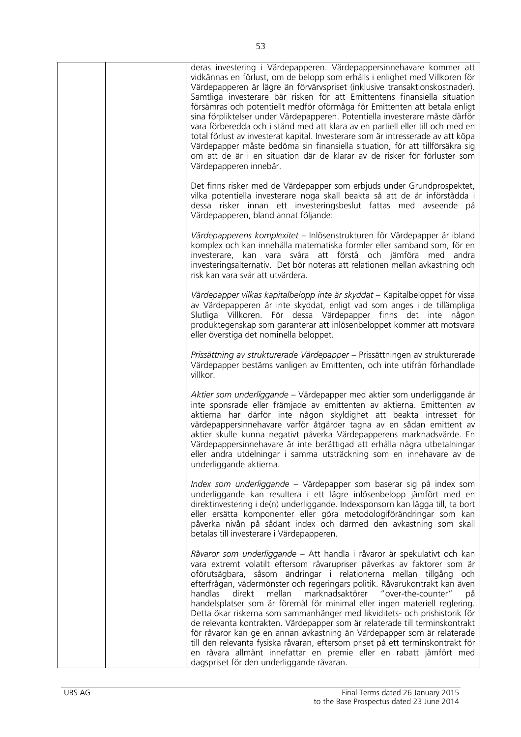| | | deras investering i Värdepapperen. Värdepappersinnehavare kommer att vidkännas en förlust, om de belopp som erhålls i enlighet med Villkoren för Värdepapperen är lägre än förvärvspriset (inklusive transaktionskostnader). Samtliga investerare bär risken för att Emittentens finansiella situation försämras och potentiellt medför oförmåga för Emittenten att betala enligt sina förpliktelser under Värdepapperen. Potentiella investerare måste därför vara förberedda och i stånd med att klara av en partiell eller till och med en total förlust av investerat kapital. Investerare som är intresserade av att köpa Värdepapper måste bedöma sin finansiella situation, för att tillförsäkra sig om att de är i en situation där de klarar av de risker för förluster som Värdepapperen innebär.<br><br>Det finns risker med de Värdepapper som erbjuds under Grundprospektet, vilka potentiella investerare noga skall beakta så att de är införstådda i dessa risker innan ett investeringsbeslut fattas med avseende på Värdepapperen, bland annat följande:<br><br>*Värdepapperens komplexitet* – Inlösenstrukturen för Värdepapper är ibland komplex och kan innehålla matematiska formler eller samband som, för en investerare, kan vara svåra att förstå och jämföra med andra investeringsalternativ. Det bör noteras att relationen mellan avkastning och risk kan vara svår att utvärdera.<br><br>*Värdepapper vilkas kapitalbelopp inte är skyddat* – Kapitalbeloppet för vissa av Värdepapperen är inte skyddat, enligt vad som anges i de tillämpliga Slutliga Villkoren. För dessa Värdepapper finns det inte någon produktegenskap som garanterar att inlösenbeloppet kommer att motsvara eller överstiga det nominella beloppet.<br><br>*Prissättning av strukturerade Värdepapper* – Prissättningen av strukturerade Värdepapper bestäms vanligen av Emittenten, och inte utifrån förhandlade villkor.<br><br>*Aktier som underliggande* – Värdepapper med aktier som underliggande är inte sponsrade eller främjade av emittenten av aktierna. Emittenten av aktierna har därför inte någon skyldighet att beakta intresset för värdepappersinnehavare varför åtgärder tagna av en sådan emittent av aktier skulle kunna negativt påverka Värdepapperens marknadsvärde. En Värdepappersinnehavare är inte berättigad att erhålla några utbetalningar eller andra utdelningar i samma utsträckning som en innehavare av de underliggande aktierna.<br><br>*Index som underliggande* – Värdepapper som baserar sig på index som underliggande kan resultera i ett lägre inlösenbelopp jämfört med en direktinvestering i de(n) underliggande. Indexsponsorn kan lägga till, ta bort eller ersätta komponenter eller göra metodologiförändringar som kan påverka nivån på sådant index och därmed den avkastning som skall betalas till investerare i Värdepapperen.<br><br>*Råvaror som underliggande* – Att handla i råvaror är spekulativt och kan vara extremt volatilt eftersom råvarupriser påverkas av faktorer som är oförutsägbara, såsom ändringar i relationerna mellan tillgång och efterfrågan, vädermönster och regeringars politik. Råvarukontrakt kan även handlas direkt mellan marknadsaktörer "over-the-counter" på handelsplatser som är föremål för minimal eller ingen materiell reglering. Detta ökar riskerna som sammanhänger med likviditets- och prishistorik för de relevanta kontrakten. Värdepapper som är relaterade till terminskontrakt för råvaror kan ge en annan avkastning än Värdepapper som är relaterade till den relevanta fysiska råvaran, eftersom priset på ett terminskontrakt för en råvara allmänt innefattar en premie eller en rabatt jämfört med dagspriset för den underliggande råvaran. |
|---|---|---|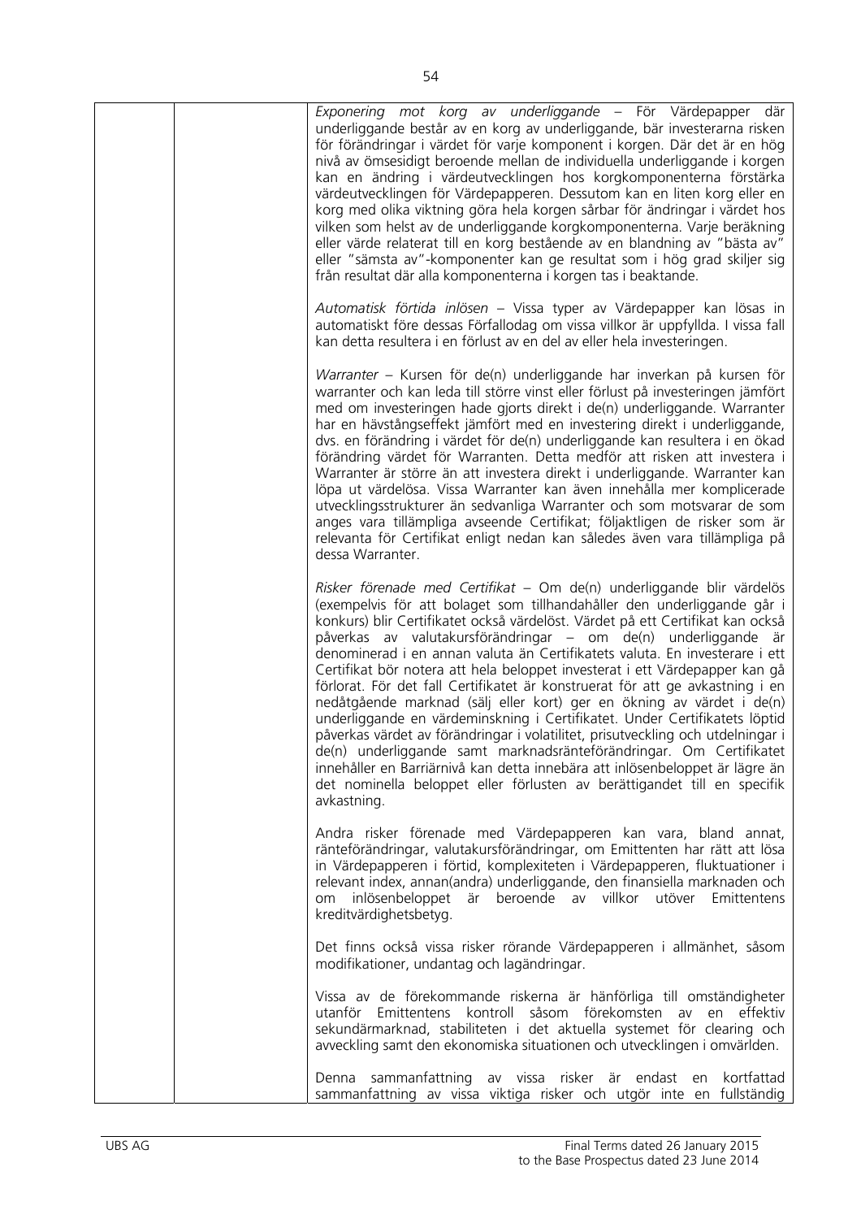| | | *Exponering mot korg av underliggande* – För Värdepapper där underliggande består av en korg av underliggande, bär investerarna risken för förändringar i värdet för varje komponent i korgen. Där det är en hög nivå av ömsesidigt beroende mellan de individuella underliggande i korgen kan en ändring i värdeutvecklingen hos korgkomponenterna förstärka värdeutvecklingen för Värdepapperen. Dessutom kan en liten korg eller en korg med olika viktning göra hela korgen sårbar för ändringar i värdet hos vilken som helst av de underliggande korgkomponenterna. Varje beräkning eller värde relaterat till en korg bestående av en blandning av "bästa av" eller "sämsta av"-komponenter kan ge resultat som i hög grad skiljer sig från resultat där alla komponenterna i korgen tas i beaktande.<br><br>*Automatisk förtida inlösen* – Vissa typer av Värdepapper kan lösas in automatiskt före dessas Förfallodag om vissa villkor är uppfyllda. I vissa fall kan detta resultera i en förlust av en del av eller hela investeringen.<br><br>*Warranter* – Kursen för de(n) underliggande har inverkan på kursen för warranter och kan leda till större vinst eller förlust på investeringen jämfört med om investeringen hade gjorts direkt i de(n) underliggande. Warranter har en hävstångseffekt jämfört med en investering direkt i underliggande, dvs. en förändring i värdet för de(n) underliggande kan resultera i en ökad förändring värdet för Warranten. Detta medför att risken att investera i Warranter är större än att investera direkt i underliggande. Warranter kan löpa ut värdelösa. Vissa Warranter kan även innehålla mer komplicerade utvecklingsstrukturer än sedvanliga Warranter och som motsvarar de som anges vara tillämpliga avseende Certifikat; följaktligen de risker som är relevanta för Certifikat enligt nedan kan således även vara tillämpliga på dessa Warranter.<br><br>*Risker förenade med Certifikat* – Om de(n) underliggande blir värdelös (exempelvis för att bolaget som tillhandahåller den underliggande går i konkurs) blir Certifikatet också värdelöst. Värdet på ett Certifikat kan också påverkas av valutakursförändringar – om de(n) underliggande är denominerad i en annan valuta än Certifikatets valuta. En investerare i ett Certifikat bör notera att hela beloppet investerat i ett Värdepapper kan gå förlorat. För det fall Certifikatet är konstruerat för att ge avkastning i en nedåtgående marknad (sälj eller kort) ger en ökning av värdet i de(n) underliggande en värdeminskning i Certifikatet. Under Certifikatets löptid påverkas värdet av förändringar i volatilitet, prisutveckling och utdelningar i de(n) underliggande samt marknadsränteförändringar. Om Certifikatet innehåller en Barriärnivå kan detta innebära att inlösenbeloppet är lägre än det nominella beloppet eller förlusten av berättigandet till en specifik avkastning.<br><br>Andra risker förenade med Värdepapperen kan vara, bland annat, ränteförändringar, valutakursförändringar, om Emittenten har rätt att lösa in Värdepapperen i förtid, komplexiteten i Värdepapperen, fluktuationer i relevant index, annan(andra) underliggande, den finansiella marknaden och om inlösenbeloppet är beroende av villkor utöver Emittentens kreditvärdighetsbetyg.<br><br>Det finns också vissa risker rörande Värdepapperen i allmänhet, såsom modifikationer, undantag och lagändringar.<br><br>Vissa av de förekommande riskerna är hänförliga till omständigheter utanför Emittentens kontroll såsom förekomsten av en effektiv sekundärmarknad, stabiliteten i det aktuella systemet för clearing och avveckling samt den ekonomiska situationen och utvecklingen i omvärlden.<br><br>Denna sammanfattning av vissa risker är endast en kortfattad sammanfattning av vissa viktiga risker och utgör inte en fullständig |
|---|---|---|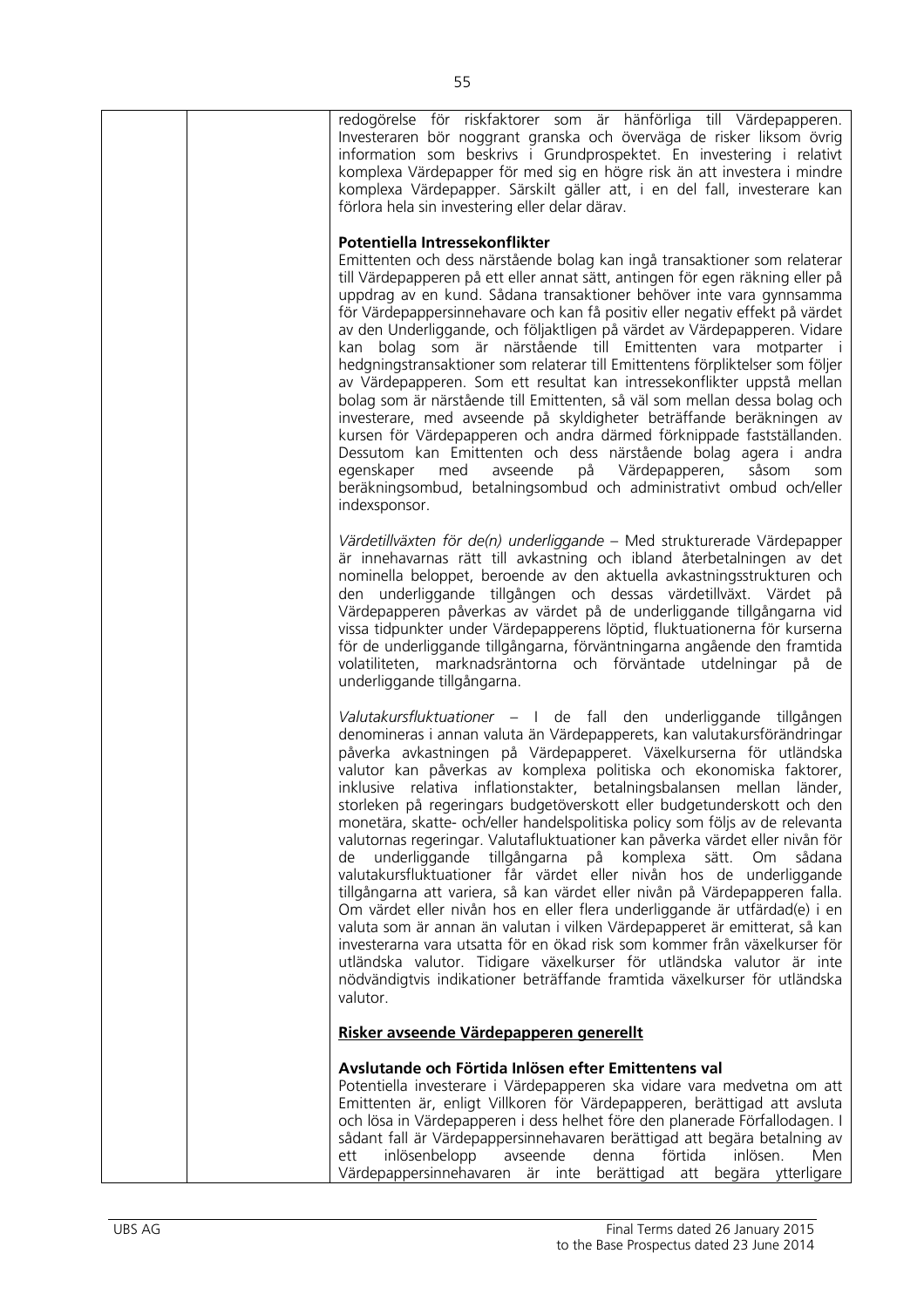| | | redogörelse för riskfaktorer som är hänförliga till Värdepapperen. Investeraren bör noggrant granska och överväga de risker liksom övrig information som beskrivs i Grundprospektet. En investering i relativt komplexa Värdepapper för med sig en högre risk än att investera i mindre komplexa Värdepapper. Särskilt gäller att, i en del fall, investerare kan förlora hela sin investering eller delar därav.<br><br>**Potentiella Intressekonflikter**<br>Emittenten och dess närstående bolag kan ingå transaktioner som relaterar till Värdepapperen på ett eller annat sätt, antingen för egen räkning eller på uppdrag av en kund. Sådana transaktioner behöver inte vara gynnsamma för Värdepappersinnehavare och kan få positiv eller negativ effekt på värdet av den Underliggande, och följaktligen på värdet av Värdepapperen. Vidare kan bolag som är närstående till Emittenten vara motparter i hedgningstransaktioner som relaterar till Emittentens förpliktelser som följer av Värdepapperen. Som ett resultat kan intressekonflikter uppstå mellan bolag som är närstående till Emittenten, så väl som mellan dessa bolag och investerare, med avseende på skyldigheter beträffande beräkningen av kursen för Värdepapperen och andra därmed förknippade fastställanden. Dessutom kan Emittenten och dess närstående bolag agera i andra egenskaper med avseende på Värdepapperen, såsom som beräkningsombud, betalningsombud och administrativt ombud och/eller indexsponsor.<br><br>*Värdetillväxten för de(n) underliggande* – Med strukturerade Värdepapper är innehavarnas rätt till avkastning och ibland återbetalningen av det nominella beloppet, beroende av den aktuella avkastningsstrukturen och den underliggande tillgången och dessas värdetillväxt. Värdet på Värdepapperen påverkas av värdet på de underliggande tillgångarna vid vissa tidpunkter under Värdepapperens löptid, fluktuationerna för kurserna för de underliggande tillgångarna, förväntningarna angående den framtida volatiliteten, marknadsräntorna och förväntade utdelningar på de underliggande tillgångarna.<br><br>*Valutakursfluktuationer* – I de fall den underliggande tillgången denomineras i annan valuta än Värdepapperets, kan valutakursförändringar påverka avkastningen på Värdepapperet. Växelkurserna för utländska valutor kan påverkas av komplexa politiska och ekonomiska faktorer, inklusive relativa inflationstakter, betalningsbalansen mellan länder, storleken på regeringars budgetöverskott eller budgetunderskott och den monetära, skatte- och/eller handelspolitiska policy som följs av de relevanta valutornas regeringar. Valutafluktuationer kan påverka värdet eller nivån för de underliggande tillgångarna på komplexa sätt. Om sådana valutakursfluktuationer får värdet eller nivån hos de underliggande tillgångarna att variera, så kan värdet eller nivån på Värdepapperen falla. Om värdet eller nivån hos en eller flera underliggande är utfärdad(e) i en valuta som är annan än valutan i vilken Värdepapperet är emitterat, så kan investerarna vara utsatta för en ökad risk som kommer från växelkurser för utländska valutor. Tidigare växelkurser för utländska valutor är inte nödvändigtvis indikationer beträffande framtida växelkurser för utländska valutor.<br><br>**Risker avseende Värdepapperen generellt**<br><br>**Avslutande och Förtida Inlösen efter Emittentens val**<br>Potentiella investerare i Värdepapperen ska vidare vara medvetna om att Emittenten är, enligt Villkoren för Värdepapperen, berättigad att avsluta och lösa in Värdepapperen i dess helhet före den planerade Förfallodagen. I sådant fall är Värdepappersinnehavaren berättigad att begära betalning av ett inlösenbelopp avseende denna förtida inlösen. Men Värdepappersinnehavaren är inte berättigad att begära ytterligare |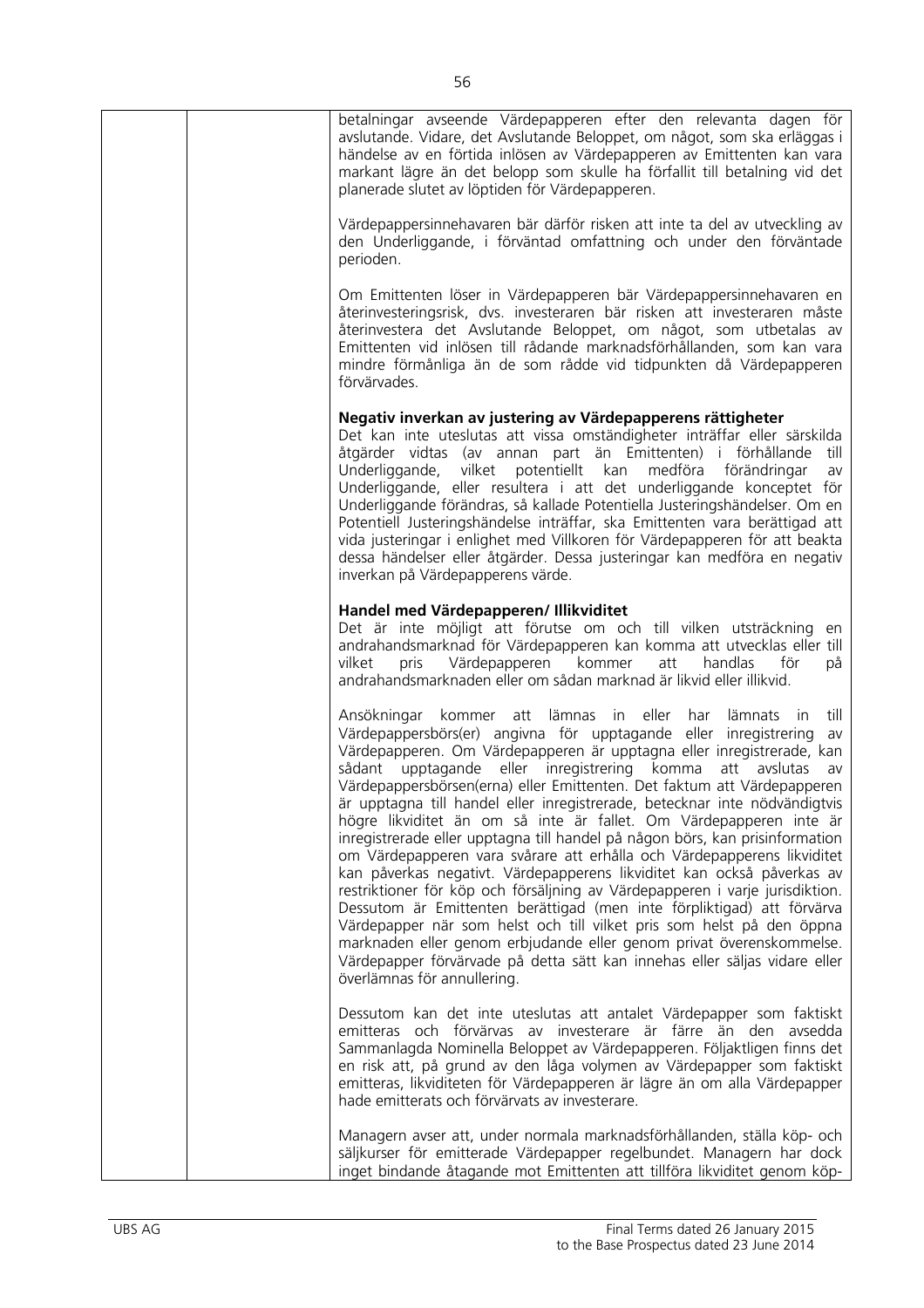betalningar avseende Värdepapperen efter den relevanta dagen för avslutande. Vidare, det Avslutande Beloppet, om något, som ska erläggas i händelse av en förtida inlösen av Värdepapperen av Emittenten kan vara markant lägre än det belopp som skulle ha förfallit till betalning vid det planerade slutet av löptiden för Värdepapperen.

Värdepappersinnehavaren bär därför risken att inte ta del av utveckling av den Underliggande, i förväntad omfattning och under den förväntade perioden.

Om Emittenten löser in Värdepapperen bär Värdepappersinnehavaren en återinvesteringsrisk, dvs. investeraren bär risken att investeraren måste återinvestera det Avslutande Beloppet, om något, som utbetalas av Emittenten vid inlösen till rådande marknadsförhållanden, som kan vara mindre förmånliga än de som rådde vid tidpunkten då Värdepapperen förvärvades.

**Negativ inverkan av justering av Värdepapperens rättigheter**
Det kan inte uteslutas att vissa omständigheter inträffar eller särskilda åtgärder vidtas (av annan part än Emittenten) i förhållande till Underliggande, vilket potentiellt kan medföra förändringar av Underliggande, eller resultera i att det underliggande konceptet för Underliggande förändras, så kallade Potentiella Justeringshändelser. Om en Potentiell Justeringshändelse inträffar, ska Emittenten vara berättigad att vida justeringar i enlighet med Villkoren för Värdepapperen för att beakta dessa händelser eller åtgärder. Dessa justeringar kan medföra en negativ inverkan på Värdepapperens värde.

**Handel med Värdepapperen/ Illikviditet**
Det är inte möjligt att förutse om och till vilken utsträckning en andrahandsmarknad för Värdepapperen kan komma att utvecklas eller till vilket pris Värdepapperen kommer att handlas för på andrahandsmarknaden eller om sådan marknad är likvid eller illikvid.

Ansökningar kommer att lämnas in eller har lämnats in till Värdepappersbörs(er) angivna för upptagande eller inregistrering av Värdepapperen. Om Värdepapperen är upptagna eller inregistrerade, kan sådant upptagande eller inregistrering komma att avslutas av Värdepappersbörsen(erna) eller Emittenten. Det faktum att Värdepapperen är upptagna till handel eller inregistrerade, betecknar inte nödvändigtvis högre likviditet än om så inte är fallet. Om Värdepapperen inte är inregistrerade eller upptagna till handel på någon börs, kan prisinformation om Värdepapperen vara svårare att erhålla och Värdepapperens likviditet kan påverkas negativt. Värdepapperens likviditet kan också påverkas av restriktioner för köp och försäljning av Värdepapperen i varje jurisdiktion. Dessutom är Emittenten berättigad (men inte förpliktigad) att förvärva Värdepapper när som helst och till vilket pris som helst på den öppna marknaden eller genom erbjudande eller genom privat överenskommelse. Värdepapper förvärvade på detta sätt kan innehas eller säljas vidare eller överlämnas för annullering.

Dessutom kan det inte uteslutas att antalet Värdepapper som faktiskt emitteras och förvärvas av investerare är färre än den avsedda Sammanlagda Nominella Beloppet av Värdepapperen. Följaktligen finns det en risk att, på grund av den låga volymen av Värdepapper som faktiskt emitteras, likviditeten för Värdepapperen är lägre än om alla Värdepapper hade emitterats och förvärvats av investerare.

Managern avser att, under normala marknadsförhållanden, ställa köp- och säljkurser för emitterade Värdepapper regelbundet. Managern har dock inget bindande åtagande mot Emittenten att tillföra likviditet genom köp-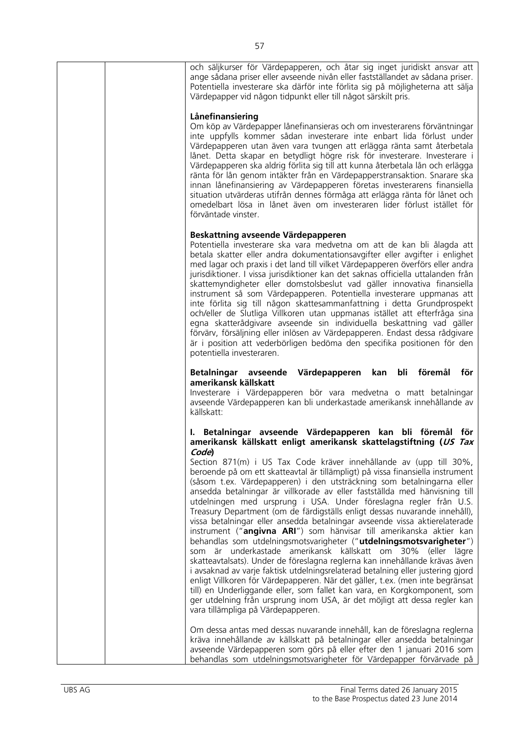|  |  | och säljkurser för Värdepapperen, och åtar sig inget juridiskt ansvar att ange sådana priser eller avseende nivån eller fastställandet av sådana priser. Potentiella investerare ska därför inte förlita sig på möjligheterna att sälja Värdepapper vid någon tidpunkt eller till något särskilt pris.<br><br>**Lånefinansiering**<br>Om köp av Värdepapper lånefinansieras och om investerarens förväntningar inte uppfylls kommer sådan investerare inte enbart lida förlust under Värdepapperen utan även vara tvungen att erlägga ränta samt återbetala lånet. Detta skapar en betydligt högre risk för investerare. Investerare i Värdepapperen ska aldrig förlita sig till att kunna återbetala lån och erlägga ränta för lån genom intäkter från en Värdepapperstransaktion. Snarare ska innan lånefinansiering av Värdepapperen företas investerarens finansiella situation utvärderas utifrån dennes förmåga att erlägga ränta för lånet och omedelbart lösa in lånet även om investeraren lider förlust istället för förväntade vinster.<br><br>**Beskattning avseende Värdepapperen**<br>Potentiella investerare ska vara medvetna om att de kan bli ålagda att betala skatter eller andra dokumentationsavgifter eller avgifter i enlighet med lagar och praxis i det land till vilket Värdepapperen överförs eller andra jurisdiktioner. I vissa jurisdiktioner kan det saknas officiella uttalanden från skattemyndigheter eller domstolsbeslut vad gäller innovativa finansiella instrument så som Värdepapperen. Potentiella investerare uppmanas att inte förlita sig till någon skattesammanfattning i detta Grundprospekt och/eller de Slutliga Villkoren utan uppmanas istället att efterfråga sina egna skatterådgivare avseende sin individuella beskattning vad gäller förvärv, försäljning eller inlösen av Värdepapperen. Endast dessa rådgivare är i position att vederbörligen bedöma den specifika positionen för den potentiella investeraren.<br><br>**Betalningar avseende Värdepapperen kan bli föremål för amerikansk källskatt**<br>Investerare i Värdepapperen bör vara medvetna o matt betalningar avseende Värdepapperen kan bli underkastade amerikansk innehållande av källskatt:<br><br>**I. Betalningar avseende Värdepapperen kan bli föremål för amerikansk källskatt enligt amerikansk skattelagstiftning (*US Tax Code*)**<br>Section 871(m) i US Tax Code kräver innehållande av (upp till 30%, beroende på om ett skatteavtal är tillämpligt) på vissa finansiella instrument (såsom t.ex. Värdepapperen) i den utsträckning som betalningarna eller ansedda betalningar är villkorade av eller fastställda med hänvisning till utdelningen med ursprung i USA. Under föreslagna regler från U.S. Treasury Department (om de färdigställs enligt dessas nuvarande innehåll), vissa betalningar eller ansedda betalningar avseende vissa aktierelaterade instrument ("**angivna ARI**") som hänvisar till amerikanska aktier kan behandlas som utdelningsmotsvarigheter ("**utdelningsmotsvarigheter**") som är underkastade amerikansk källskatt om 30% (eller lägre skatteavtalsats). Under de föreslagna reglerna kan innehållande krävas även i avsaknad av varje faktisk utdelningsrelaterad betalning eller justering gjord enligt Villkoren för Värdepapperen. När det gäller, t.ex. (men inte begränsat till) en Underliggande eller, som fallet kan vara, en Korgkomponent, som ger utdelning från ursprung inom USA, är det möjligt att dessa regler kan vara tillämpliga på Värdepapperen.<br><br>Om dessa antas med dessas nuvarande innehåll, kan de föreslagna reglerna kräva innehållande av källskatt på betalningar eller ansedda betalningar avseende Värdepapperen som görs på eller efter den 1 januari 2016 som behandlas som utdelningsmotsvarigheter för Värdepapper förvärvade på |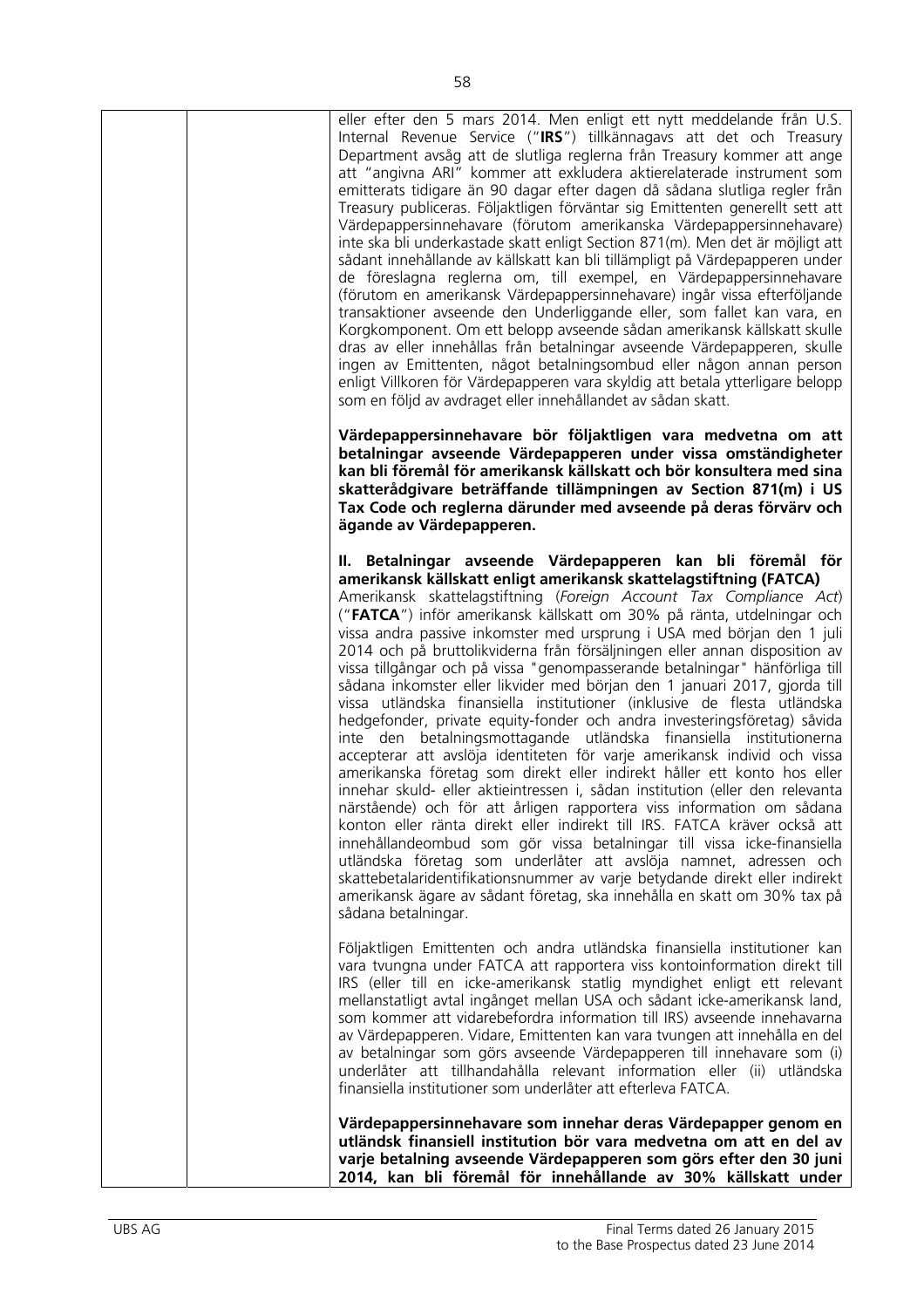eller efter den 5 mars 2014. Men enligt ett nytt meddelande från U.S. Internal Revenue Service ("**IRS**") tillkännagavs att det och Treasury Department avsåg att de slutliga reglerna från Treasury kommer att ange att "angivna ARI" kommer att exkludera aktierelaterade instrument som emitterats tidigare än 90 dagar efter dagen då sådana slutliga regler från Treasury publiceras. Följaktligen förväntar sig Emittenten generellt sett att Värdepappersinnehavare (förutom amerikanska Värdepappersinnehavare) inte ska bli underkastade skatt enligt Section 871(m). Men det är möjligt att sådant innehållande av källskatt kan bli tillämpligt på Värdepapperen under de föreslagna reglerna om, till exempel, en Värdepappersinnehavare (förutom en amerikansk Värdepappersinnehavare) ingår vissa efterföljande transaktioner avseende den Underliggande eller, som fallet kan vara, en Korgkomponent. Om ett belopp avseende sådan amerikansk källskatt skulle dras av eller innehållas från betalningar avseende Värdepapperen, skulle ingen av Emittenten, något betalningsombud eller någon annan person enligt Villkoren för Värdepapperen vara skyldig att betala ytterligare belopp som en följd av avdraget eller innehållandet av sådan skatt.

**Värdepappersinnehavare bör följaktligen vara medvetna om att betalningar avseende Värdepapperen under vissa omständigheter kan bli föremål för amerikansk källskatt och bör konsultera med sina skatterådgivare beträffande tillämpningen av Section 871(m) i US Tax Code och reglerna därunder med avseende på deras förvärv och ägande av Värdepapperen.**

**II. Betalningar avseende Värdepapperen kan bli föremål för amerikansk källskatt enligt amerikansk skattelagstiftning (FATCA)**

Amerikansk skattelagstiftning (*Foreign Account Tax Compliance Act*) ("**FATCA**") inför amerikansk källskatt om 30% på ränta, utdelningar och vissa andra passive inkomster med ursprung i USA med början den 1 juli 2014 och på bruttolikviderna från försäljningen eller annan disposition av vissa tillgångar och på vissa "genompasserande betalningar" hänförliga till sådana inkomster eller likvider med början den 1 januari 2017, gjorda till vissa utländska finansiella institutioner (inklusive de flesta utländska hedgefonder, private equity-fonder och andra investeringsföretag) såvida inte den betalningsmottagande utländska finansiella institutionerna accepterar att avslöja identiteten för varje amerikansk individ och vissa amerikanska företag som direkt eller indirekt håller ett konto hos eller innehar skuld- eller aktieintressen i, sådan institution (eller den relevanta närstående) och för att årligen rapportera viss information om sådana konton eller ränta direkt eller indirekt till IRS. FATCA kräver också att innehållandeombud som gör vissa betalningar till vissa icke-finansiella utländska företag som underlåter att avslöja namnet, adressen och skattebetalaridentifikationsnummer av varje betydande direkt eller indirekt amerikansk ägare av sådant företag, ska innehålla en skatt om 30% tax på sådana betalningar.

Följaktligen Emittenten och andra utländska finansiella institutioner kan vara tvungna under FATCA att rapportera viss kontoinformation direkt till IRS (eller till en icke-amerikansk statlig myndighet enligt ett relevant mellanstatligt avtal ingånget mellan USA och sådant icke-amerikansk land, som kommer att vidarebefordra information till IRS) avseende innehavarna av Värdepapperen. Vidare, Emittenten kan vara tvungen att innehålla en del av betalningar som görs avseende Värdepapperen till innehavare som (i) underlåter att tillhandahålla relevant information eller (ii) utländska finansiella institutioner som underlåter att efterleva FATCA.

**Värdepappersinnehavare som innehar deras Värdepapper genom en utländsk finansiell institution bör vara medvetna om att en del av varje betalning avseende Värdepapperen som görs efter den 30 juni 2014, kan bli föremål för innehållande av 30% källskatt under**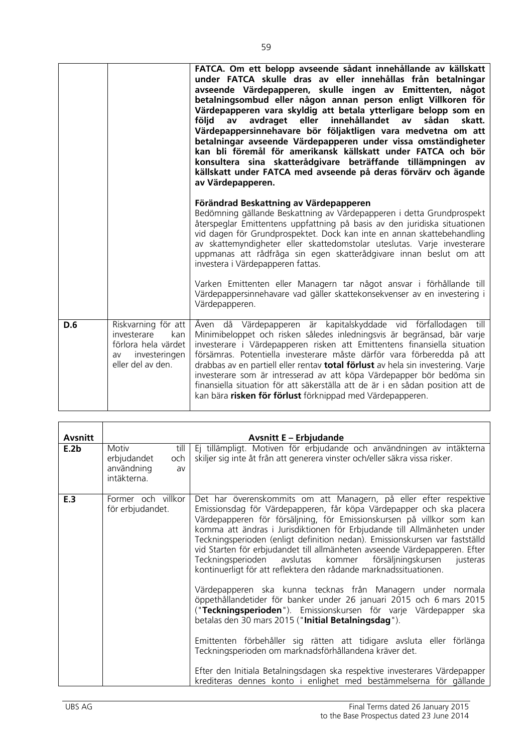| | | **FATCA. Om ett belopp avseende sådant innehållande av källskatt under FATCA skulle dras av eller innehållas från betalningar avseende Värdepapperen, skulle ingen av Emittenten, något betalningsombud eller någon annan person enligt Villkoren för Värdepapperen vara skyldig att betala ytterligare belopp som en följd av avdraget eller innehållandet av sådan skatt. Värdepappersinnehavare bör följaktligen vara medvetna om att betalningar avseende Värdepapperen under vissa omständigheter kan bli föremål för amerikansk källskatt under FATCA och bör konsultera sina skatterådgivare beträffande tillämpningen av källskatt under FATCA med avseende på deras förvärv och ägande av Värdepapperen.**<br><br>**Förändrad Beskattning av Värdepapperen**<br>Bedömning gällande Beskattning av Värdepapperen i detta Grundprospekt återspeglar Emittentens uppfattning på basis av den juridiska situationen vid dagen för Grundprospektet. Dock kan inte en annan skattebehandling av skattemyndigheter eller skattedomstolar uteslutas. Varje investerare uppmanas att rådfråga sin egen skatterådgivare innan beslut om att investera i Värdepapperen fattas.<br><br>Varken Emittenten eller Managern tar något ansvar i förhållande till Värdepappersinnehavare vad gäller skattekonsekvenser av en investering i Värdepapperen. |
|---|---|---|
| **D.6** | Riskvarning för att investerare kan förlora hela värdet av investeringen eller del av den. | Även då Värdepapperen är kapitalskyddade vid förfallodagen till Minimibeloppet och risken således inledningsvis är begränsad, bär varje investerare i Värdepapperen risken att Emittentens finansiella situation försämras. Potentiella investerare måste därför vara förberedda på att drabbas av en partiell eller rentav **total förlust** av hela sin investering. Varje investerare som är intresserad av att köpa Värdepapper bör bedöma sin finansiella situation för att säkerställa att de är i en sådan position att de kan bära **risken för förlust** förknippad med Värdepapperen. |

| **Avsnitt** | **Avsnitt E – Erbjudande** | |
|---|---|---|
| **E.2b** | Motiv till erbjudandet och användning av intäkterna. | Ej tillämpligt. Motiven för erbjudande och användningen av intäkterna skiljer sig inte åt från att generera vinster och/eller säkra vissa risker. |
| **E.3** | Former och villkor för erbjudandet. | Det har överenskommits om att Managern, på eller efter respektive Emissionsdag för Värdepapperen, får köpa Värdepapper och ska placera Värdepapperen för försäljning, för Emissionskursen på villkor som kan komma att ändras i Jurisdiktionen för Erbjudande till Allmänheten under Teckningsperioden (enligt definition nedan). Emissionskursen var fastställd vid Starten för erbjudandet till allmänheten avseende Värdepapperen. Efter Teckningsperioden avslutas kommer försäljningskursen justeras kontinuerligt för att reflektera den rådande marknadssituationen.<br><br>Värdepapperen ska kunna tecknas från Managern under normala öppethållandetider för banker under 26 januari 2015 och 6 mars 2015 ("**Teckningsperioden**"). Emissionskursen för varje Värdepapper ska betalas den 30 mars 2015 ("**Initial Betalningsdag**").<br><br>Emittenten förbehåller sig rätten att tidigare avsluta eller förlänga Teckningsperioden om marknadsförhållandena kräver det.<br><br>Efter den Initiala Betalningsdagen ska respektive investerares Värdepapper krediteras dennes konto i enlighet med bestämmelserna för gällande |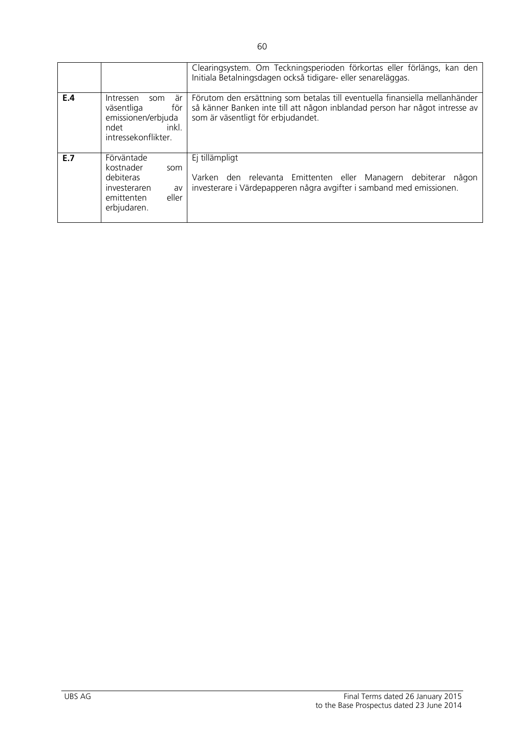| | | |
|---|---|---|
| | | Clearingsystem. Om Teckningsperioden förkortas eller förlängs, kan den Initiala Betalningsdagen också tidigare- eller senareläggas. |
| **E.4** | Intressen som är väsentliga för emissionen/erbjudandet inkl. intressekonflikter. | Förutom den ersättning som betalas till eventuella finansiella mellanhänder så känner Banken inte till att någon inblandad person har något intresse av som är väsentligt för erbjudandet. |
| **E.7** | Förväntade kostnader som debiteras investeraren av emittenten eller erbjudaren. | Ej tillämpligt<br><br>Varken den relevanta Emittenten eller Managern debiterar någon investerare i Värdepapperen några avgifter i samband med emissionen. |